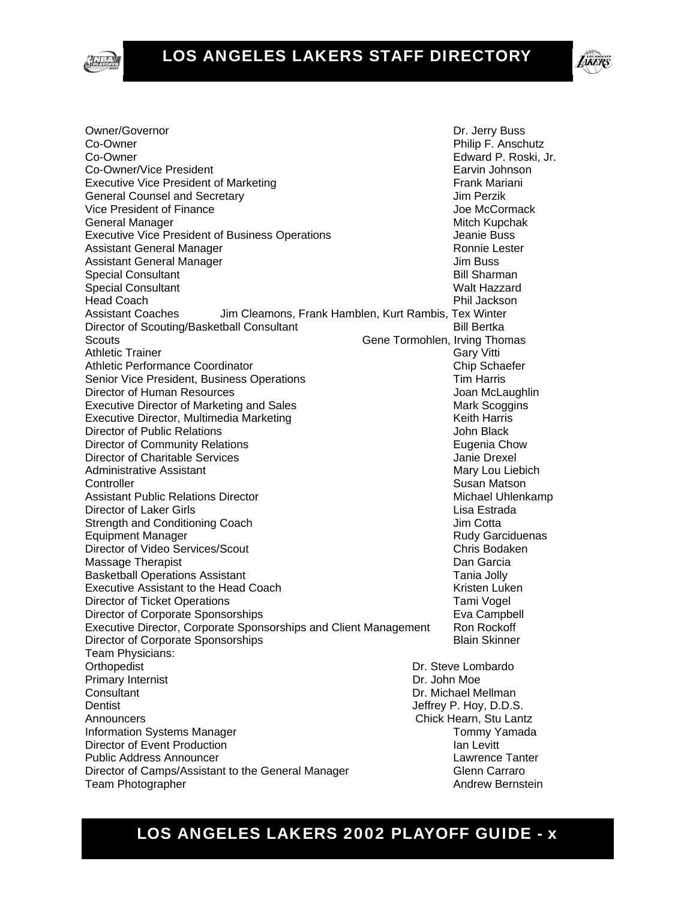# LOS ANGELES LAKERS STAFF DIRECTORY

| Position | Name |
|---|---|
| Owner/Governor | Dr. Jerry Buss |
| Co-Owner | Philip F. Anschutz |
| Co-Owner | Edward P. Roski, Jr. |
| Co-Owner/Vice President | Earvin Johnson |
| Executive Vice President of Marketing | Frank Mariani |
| General Counsel and Secretary | Jim Perzik |
| Vice President of Finance | Joe McCormack |
| General Manager | Mitch Kupchak |
| Executive Vice President of Business Operations | Jeanie Buss |
| Assistant General Manager | Ronnie Lester |
| Assistant General Manager | Jim Buss |
| Special Consultant | Bill Sharman |
| Special Consultant | Walt Hazzard |
| Head Coach | Phil Jackson |
| Assistant Coaches | Jim Cleamons, Frank Hamblen, Kurt Rambis, Tex Winter |
| Director of Scouting/Basketball Consultant | Bill Bertka |
| Scouts | Gene Tormohlen, Irving Thomas |
| Athletic Trainer | Gary Vitti |
| Athletic Performance Coordinator | Chip Schaefer |
| Senior Vice President, Business Operations | Tim Harris |
| Director of Human Resources | Joan McLaughlin |
| Executive Director of Marketing and Sales | Mark Scoggins |
| Executive Director, Multimedia Marketing | Keith Harris |
| Director of Public Relations | John Black |
| Director of Community Relations | Eugenia Chow |
| Director of Charitable Services | Janie Drexel |
| Administrative Assistant | Mary Lou Liebich |
| Controller | Susan Matson |
| Assistant Public Relations Director | Michael Uhlenkamp |
| Director of Laker Girls | Lisa Estrada |
| Strength and Conditioning Coach | Jim Cotta |
| Equipment Manager | Rudy Garciduenas |
| Director of Video Services/Scout | Chris Bodaken |
| Massage Therapist | Dan Garcia |
| Basketball Operations Assistant | Tania Jolly |
| Executive Assistant to the Head Coach | Kristen Luken |
| Director of Ticket Operations | Tami Vogel |
| Director of Corporate Sponsorships | Eva Campbell |
| Executive Director, Corporate Sponsorships and Client Management | Ron Rockoff |
| Director of Corporate Sponsorships | Blain Skinner |
| Team Physicians: | |
| Orthopedist | Dr. Steve Lombardo |
| Primary Internist | Dr. John Moe |
| Consultant | Dr. Michael Mellman |
| Dentist | Jeffrey P. Hoy, D.D.S. |
| Announcers | Chick Hearn, Stu Lantz |
| Information Systems Manager | Tommy Yamada |
| Director of Event Production | Ian Levitt |
| Public Address Announcer | Lawrence Tanter |
| Director of Camps/Assistant to the General Manager | Glenn Carraro |
| Team Photographer | Andrew Bernstein |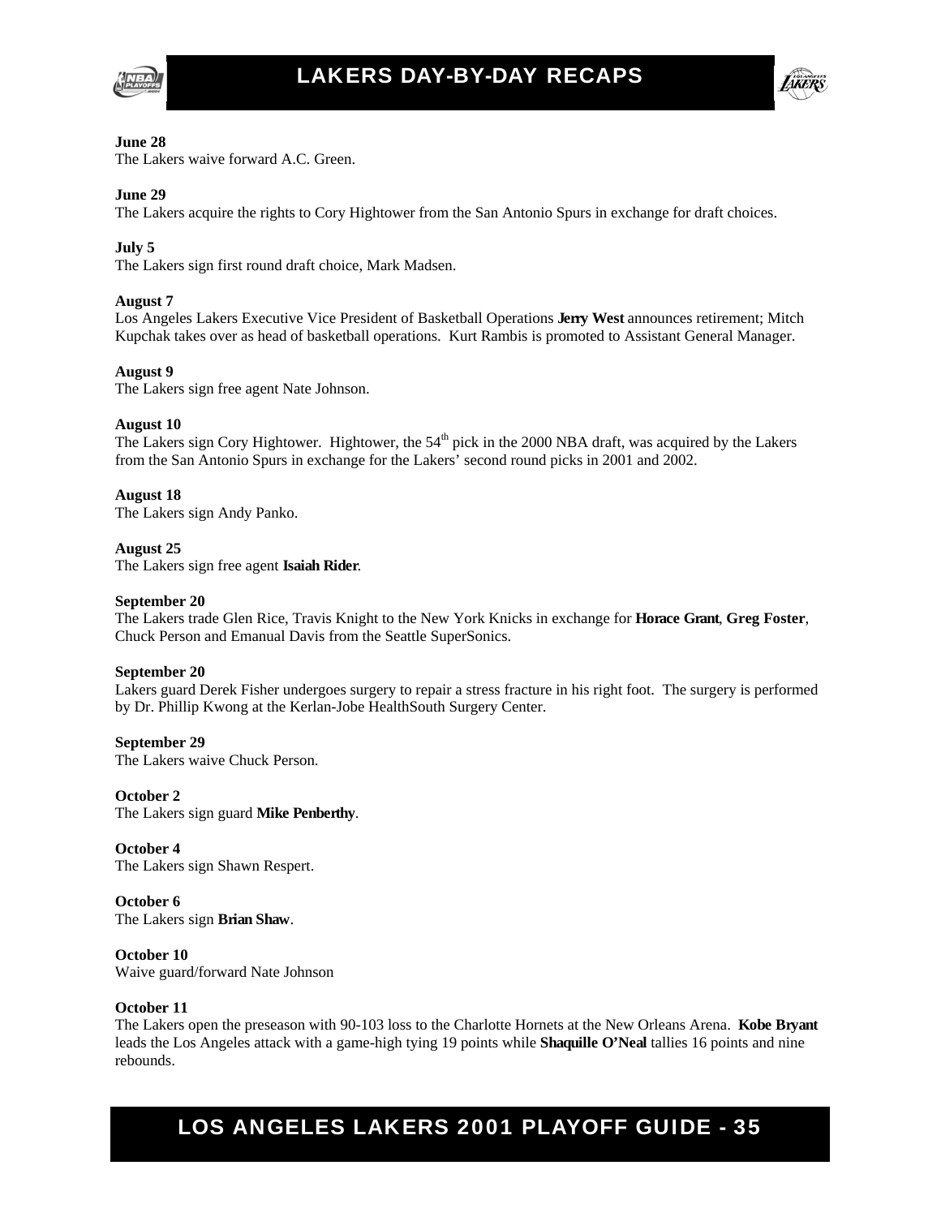**June 28**
The Lakers waive forward A.C. Green.

**June 29**
The Lakers acquire the rights to Cory Hightower from the San Antonio Spurs in exchange for draft choices.

**July 5**
The Lakers sign first round draft choice, Mark Madsen.

**August 7**
Los Angeles Lakers Executive Vice President of Basketball Operations **Jerry West** announces retirement; Mitch Kupchak takes over as head of basketball operations. Kurt Rambis is promoted to Assistant General Manager.

**August 9**
The Lakers sign free agent Nate Johnson.

**August 10**
The Lakers sign Cory Hightower. Hightower, the 54th pick in the 2000 NBA draft, was acquired by the Lakers from the San Antonio Spurs in exchange for the Lakers' second round picks in 2001 and 2002.

**August 18**
The Lakers sign Andy Panko.

**August 25**
The Lakers sign free agent **Isaiah Rider**.

**September 20**
The Lakers trade Glen Rice, Travis Knight to the New York Knicks in exchange for **Horace Grant**, **Greg Foster**, Chuck Person and Emanual Davis from the Seattle SuperSonics.

**September 20**
Lakers guard Derek Fisher undergoes surgery to repair a stress fracture in his right foot. The surgery is performed by Dr. Phillip Kwong at the Kerlan-Jobe HealthSouth Surgery Center.

**September 29**
The Lakers waive Chuck Person.

**October 2**
The Lakers sign guard **Mike Penberthy**.

**October 4**
The Lakers sign Shawn Respert.

**October 6**
The Lakers sign **Brian Shaw**.

**October 10**
Waive guard/forward Nate Johnson

**October 11**
The Lakers open the preseason with 90-103 loss to the Charlotte Hornets at the New Orleans Arena. **Kobe Bryant** leads the Los Angeles attack with a game-high tying 19 points while **Shaquille O'Neal** tallies 16 points and nine rebounds.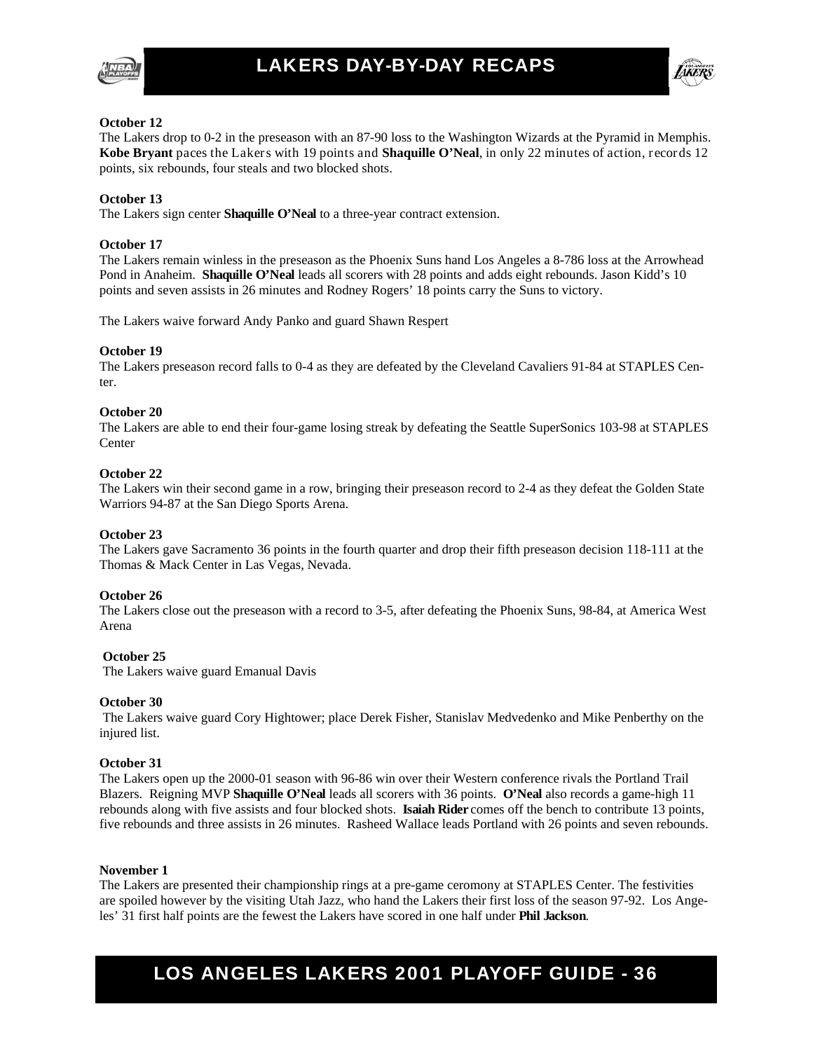# LAKERS DAY-BY-DAY RECAPS

**October 12**
The Lakers drop to 0-2 in the preseason with an 87-90 loss to the Washington Wizards at the Pyramid in Memphis. **Kobe Bryant** paces the Lakers with 19 points and **Shaquille O'Neal**, in only 22 minutes of action, records 12 points, six rebounds, four steals and two blocked shots.

**October 13**
The Lakers sign center **Shaquille O'Neal** to a three-year contract extension.

**October 17**
The Lakers remain winless in the preseason as the Phoenix Suns hand Los Angeles a 8-786 loss at the Arrowhead Pond in Anaheim. **Shaquille O'Neal** leads all scorers with 28 points and adds eight rebounds. Jason Kidd's 10 points and seven assists in 26 minutes and Rodney Rogers' 18 points carry the Suns to victory.

The Lakers waive forward Andy Panko and guard Shawn Respert

**October 19**
The Lakers preseason record falls to 0-4 as they are defeated by the Cleveland Cavaliers 91-84 at STAPLES Center.

**October 20**
The Lakers are able to end their four-game losing streak by defeating the Seattle SuperSonics 103-98 at STAPLES Center

**October 22**
The Lakers win their second game in a row, bringing their preseason record to 2-4 as they defeat the Golden State Warriors 94-87 at the San Diego Sports Arena.

**October 23**
The Lakers gave Sacramento 36 points in the fourth quarter and drop their fifth preseason decision 118-111 at the Thomas & Mack Center in Las Vegas, Nevada.

**October 26**
The Lakers close out the preseason with a record to 3-5, after defeating the Phoenix Suns, 98-84, at America West Arena

**October 25**
The Lakers waive guard Emanual Davis

**October 30**
The Lakers waive guard Cory Hightower; place Derek Fisher, Stanislav Medvedenko and Mike Penberthy on the injured list.

**October 31**
The Lakers open up the 2000-01 season with 96-86 win over their Western conference rivals the Portland Trail Blazers. Reigning MVP **Shaquille O'Neal** leads all scorers with 36 points. **O'Neal** also records a game-high 11 rebounds along with five assists and four blocked shots. **Isaiah Rider** comes off the bench to contribute 13 points, five rebounds and three assists in 26 minutes. Rasheed Wallace leads Portland with 26 points and seven rebounds.

**November 1**
The Lakers are presented their championship rings at a pre-game ceromony at STAPLES Center. The festivities are spoiled however by the visiting Utah Jazz, who hand the Lakers their first loss of the season 97-92. Los Angeles' 31 first half points are the fewest the Lakers have scored in one half under **Phil Jackson**.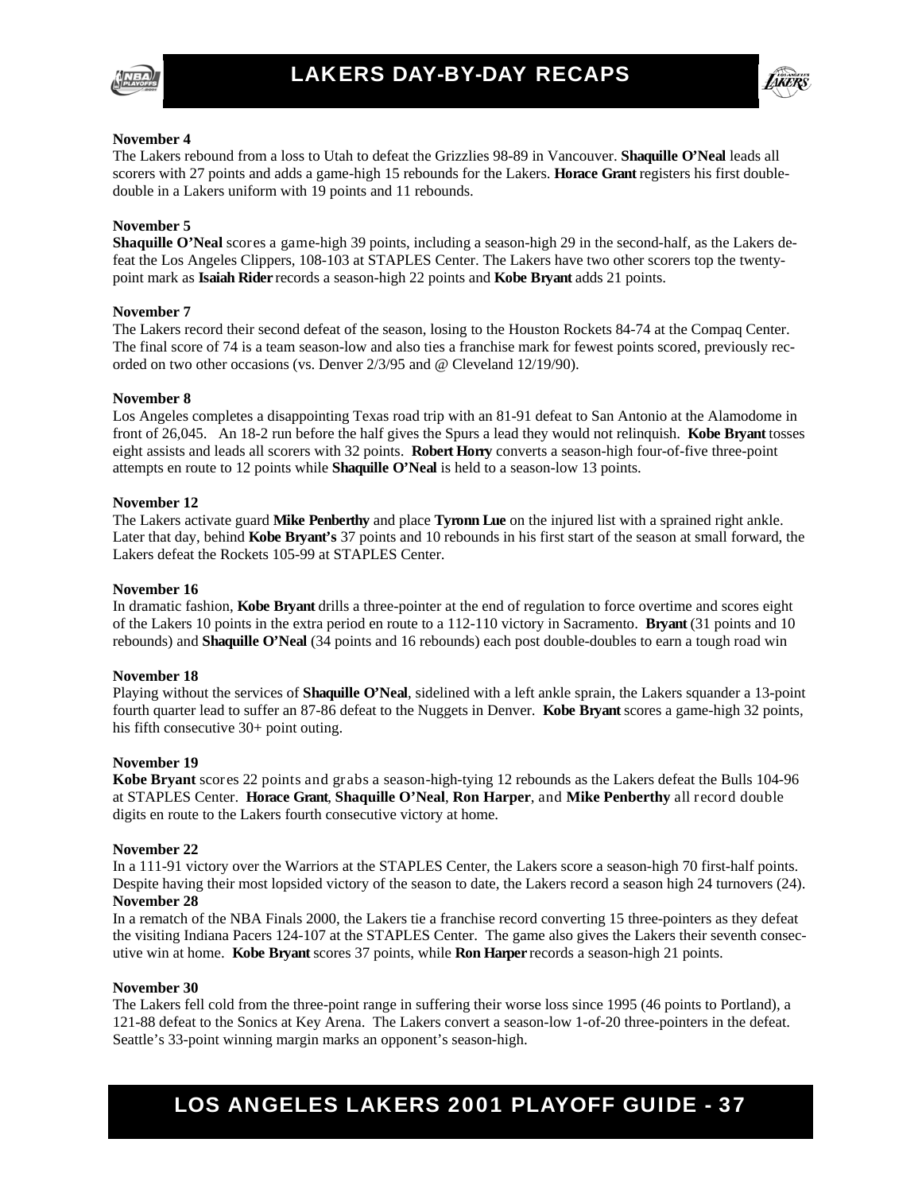# LAKERS DAY-BY-DAY RECAPS

**November 4**
The Lakers rebound from a loss to Utah to defeat the Grizzlies 98-89 in Vancouver. **Shaquille O'Neal** leads all scorers with 27 points and adds a game-high 15 rebounds for the Lakers. **Horace Grant** registers his first double-double in a Lakers uniform with 19 points and 11 rebounds.

**November 5**
**Shaquille O'Neal** scores a game-high 39 points, including a season-high 29 in the second-half, as the Lakers defeat the Los Angeles Clippers, 108-103 at STAPLES Center. The Lakers have two other scorers top the twenty-point mark as **Isaiah Rider** records a season-high 22 points and **Kobe Bryant** adds 21 points.

**November 7**
The Lakers record their second defeat of the season, losing to the Houston Rockets 84-74 at the Compaq Center. The final score of 74 is a team season-low and also ties a franchise mark for fewest points scored, previously recorded on two other occasions (vs. Denver 2/3/95 and @ Cleveland 12/19/90).

**November 8**
Los Angeles completes a disappointing Texas road trip with an 81-91 defeat to San Antonio at the Alamodome in front of 26,045. An 18-2 run before the half gives the Spurs a lead they would not relinquish. **Kobe Bryant** tosses eight assists and leads all scorers with 32 points. **Robert Horry** converts a season-high four-of-five three-point attempts en route to 12 points while **Shaquille O'Neal** is held to a season-low 13 points.

**November 12**
The Lakers activate guard **Mike Penberthy** and place **Tyronn Lue** on the injured list with a sprained right ankle. Later that day, behind **Kobe Bryant's** 37 points and 10 rebounds in his first start of the season at small forward, the Lakers defeat the Rockets 105-99 at STAPLES Center.

**November 16**
In dramatic fashion, **Kobe Bryant** drills a three-pointer at the end of regulation to force overtime and scores eight of the Lakers 10 points in the extra period en route to a 112-110 victory in Sacramento. **Bryant** (31 points and 10 rebounds) and **Shaquille O'Neal** (34 points and 16 rebounds) each post double-doubles to earn a tough road win

**November 18**
Playing without the services of **Shaquille O'Neal**, sidelined with a left ankle sprain, the Lakers squander a 13-point fourth quarter lead to suffer an 87-86 defeat to the Nuggets in Denver. **Kobe Bryant** scores a game-high 32 points, his fifth consecutive 30+ point outing.

**November 19**
**Kobe Bryant** scores 22 points and grabs a season-high-tying 12 rebounds as the Lakers defeat the Bulls 104-96 at STAPLES Center. **Horace Grant**, **Shaquille O'Neal**, **Ron Harper**, and **Mike Penberthy** all record double digits en route to the Lakers fourth consecutive victory at home.

**November 22**
In a 111-91 victory over the Warriors at the STAPLES Center, the Lakers score a season-high 70 first-half points. Despite having their most lopsided victory of the season to date, the Lakers record a season high 24 turnovers (24).

**November 28**
In a rematch of the NBA Finals 2000, the Lakers tie a franchise record converting 15 three-pointers as they defeat the visiting Indiana Pacers 124-107 at the STAPLES Center. The game also gives the Lakers their seventh consecutive win at home. **Kobe Bryant** scores 37 points, while **Ron Harper** records a season-high 21 points.

**November 30**
The Lakers fell cold from the three-point range in suffering their worse loss since 1995 (46 points to Portland), a 121-88 defeat to the Sonics at Key Arena. The Lakers convert a season-low 1-of-20 three-pointers in the defeat. Seattle's 33-point winning margin marks an opponent's season-high.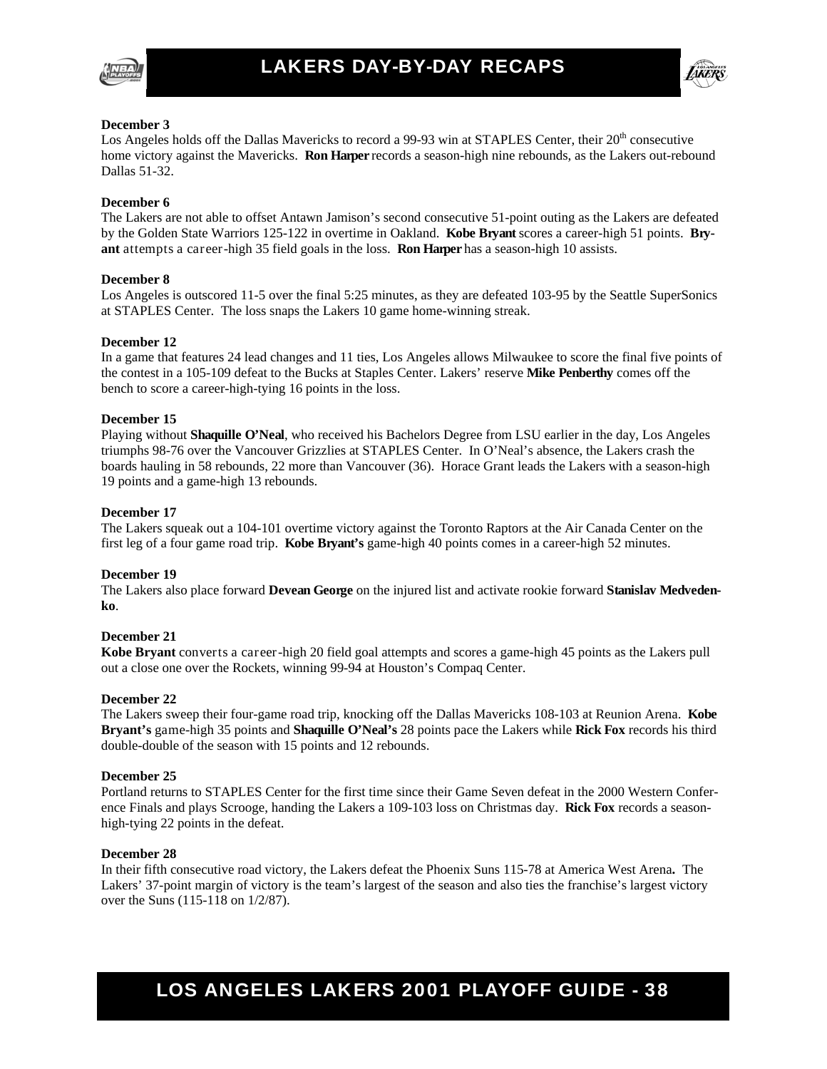## LAKERS DAY-BY-DAY RECAPS

**December 3**
Los Angeles holds off the Dallas Mavericks to record a 99-93 win at STAPLES Center, their 20th consecutive home victory against the Mavericks. **Ron Harper** records a season-high nine rebounds, as the Lakers out-rebound Dallas 51-32.

**December 6**
The Lakers are not able to offset Antawn Jamison's second consecutive 51-point outing as the Lakers are defeated by the Golden State Warriors 125-122 in overtime in Oakland. **Kobe Bryant** scores a career-high 51 points. **Bryant** attempts a career-high 35 field goals in the loss. **Ron Harper** has a season-high 10 assists.

**December 8**
Los Angeles is outscored 11-5 over the final 5:25 minutes, as they are defeated 103-95 by the Seattle SuperSonics at STAPLES Center. The loss snaps the Lakers 10 game home-winning streak.

**December 12**
In a game that features 24 lead changes and 11 ties, Los Angeles allows Milwaukee to score the final five points of the contest in a 105-109 defeat to the Bucks at Staples Center. Lakers' reserve **Mike Penberthy** comes off the bench to score a career-high-tying 16 points in the loss.

**December 15**
Playing without **Shaquille O'Neal**, who received his Bachelors Degree from LSU earlier in the day, Los Angeles triumphs 98-76 over the Vancouver Grizzlies at STAPLES Center. In O'Neal's absence, the Lakers crash the boards hauling in 58 rebounds, 22 more than Vancouver (36). Horace Grant leads the Lakers with a season-high 19 points and a game-high 13 rebounds.

**December 17**
The Lakers squeak out a 104-101 overtime victory against the Toronto Raptors at the Air Canada Center on the first leg of a four game road trip. **Kobe Bryant's** game-high 40 points comes in a career-high 52 minutes.

**December 19**
The Lakers also place forward **Devean George** on the injured list and activate rookie forward **Stanislav Medvedenko**.

**December 21**
**Kobe Bryant** converts a career-high 20 field goal attempts and scores a game-high 45 points as the Lakers pull out a close one over the Rockets, winning 99-94 at Houston's Compaq Center.

**December 22**
The Lakers sweep their four-game road trip, knocking off the Dallas Mavericks 108-103 at Reunion Arena. **Kobe Bryant's** game-high 35 points and **Shaquille O'Neal's** 28 points pace the Lakers while **Rick Fox** records his third double-double of the season with 15 points and 12 rebounds.

**December 25**
Portland returns to STAPLES Center for the first time since their Game Seven defeat in the 2000 Western Conference Finals and plays Scrooge, handing the Lakers a 109-103 loss on Christmas day. **Rick Fox** records a season-high-tying 22 points in the defeat.

**December 28**
In their fifth consecutive road victory, the Lakers defeat the Phoenix Suns 115-78 at America West Arena**.** The Lakers' 37-point margin of victory is the team's largest of the season and also ties the franchise's largest victory over the Suns (115-118 on 1/2/87).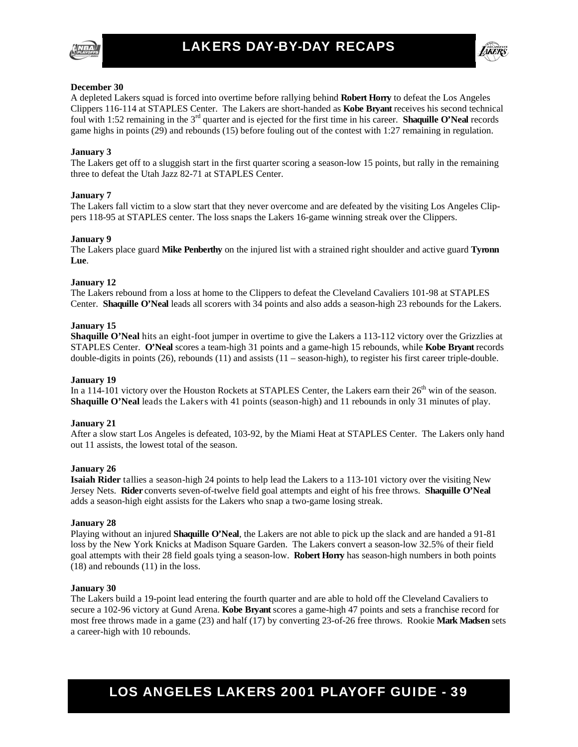# LAKERS DAY-BY-DAY RECAPS

**December 30**
A depleted Lakers squad is forced into overtime before rallying behind **Robert Horry** to defeat the Los Angeles Clippers 116-114 at STAPLES Center. The Lakers are short-handed as **Kobe Bryant** receives his second technical foul with 1:52 remaining in the 3rd quarter and is ejected for the first time in his career. **Shaquille O'Neal** records game highs in points (29) and rebounds (15) before fouling out of the contest with 1:27 remaining in regulation.

**January 3**
The Lakers get off to a sluggish start in the first quarter scoring a season-low 15 points, but rally in the remaining three to defeat the Utah Jazz 82-71 at STAPLES Center.

**January 7**
The Lakers fall victim to a slow start that they never overcome and are defeated by the visiting Los Angeles Clippers 118-95 at STAPLES center. The loss snaps the Lakers 16-game winning streak over the Clippers.

**January 9**
The Lakers place guard **Mike Penberthy** on the injured list with a strained right shoulder and active guard **Tyronn Lue**.

**January 12**
The Lakers rebound from a loss at home to the Clippers to defeat the Cleveland Cavaliers 101-98 at STAPLES Center. **Shaquille O'Neal** leads all scorers with 34 points and also adds a season-high 23 rebounds for the Lakers.

**January 15**
**Shaquille O'Neal** hits an eight-foot jumper in overtime to give the Lakers a 113-112 victory over the Grizzlies at STAPLES Center. **O'Neal** scores a team-high 31 points and a game-high 15 rebounds, while **Kobe Bryant** records double-digits in points (26), rebounds (11) and assists (11 – season-high), to register his first career triple-double.

**January 19**
In a 114-101 victory over the Houston Rockets at STAPLES Center, the Lakers earn their 26th win of the season. **Shaquille O'Neal** leads the Lakers with 41 points (season-high) and 11 rebounds in only 31 minutes of play.

**January 21**
After a slow start Los Angeles is defeated, 103-92, by the Miami Heat at STAPLES Center. The Lakers only hand out 11 assists, the lowest total of the season.

**January 26**
**Isaiah Rider** tallies a season-high 24 points to help lead the Lakers to a 113-101 victory over the visiting New Jersey Nets. **Rider** converts seven-of-twelve field goal attempts and eight of his free throws. **Shaquille O'Neal** adds a season-high eight assists for the Lakers who snap a two-game losing streak.

**January 28**
Playing without an injured **Shaquille O'Neal**, the Lakers are not able to pick up the slack and are handed a 91-81 loss by the New York Knicks at Madison Square Garden. The Lakers convert a season-low 32.5% of their field goal attempts with their 28 field goals tying a season-low. **Robert Horry** has season-high numbers in both points (18) and rebounds (11) in the loss.

**January 30**
The Lakers build a 19-point lead entering the fourth quarter and are able to hold off the Cleveland Cavaliers to secure a 102-96 victory at Gund Arena. **Kobe Bryant** scores a game-high 47 points and sets a franchise record for most free throws made in a game (23) and half (17) by converting 23-of-26 free throws. Rookie **Mark Madsen** sets a career-high with 10 rebounds.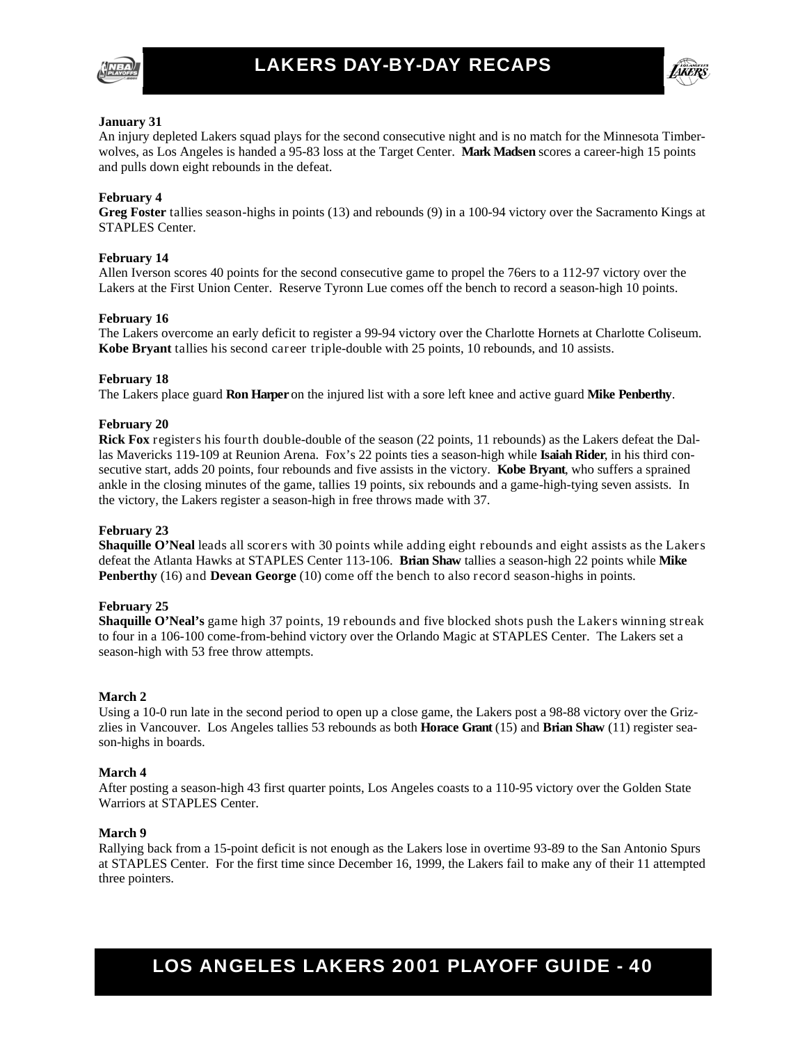# LAKERS DAY-BY-DAY RECAPS

**January 31**
An injury depleted Lakers squad plays for the second consecutive night and is no match for the Minnesota Timberwolves, as Los Angeles is handed a 95-83 loss at the Target Center. **Mark Madsen** scores a career-high 15 points and pulls down eight rebounds in the defeat.

**February 4**
**Greg Foster** tallies season-highs in points (13) and rebounds (9) in a 100-94 victory over the Sacramento Kings at STAPLES Center.

**February 14**
Allen Iverson scores 40 points for the second consecutive game to propel the 76ers to a 112-97 victory over the Lakers at the First Union Center. Reserve Tyronn Lue comes off the bench to record a season-high 10 points.

**February 16**
The Lakers overcome an early deficit to register a 99-94 victory over the Charlotte Hornets at Charlotte Coliseum. **Kobe Bryant** tallies his second career triple-double with 25 points, 10 rebounds, and 10 assists.

**February 18**
The Lakers place guard **Ron Harper** on the injured list with a sore left knee and active guard **Mike Penberthy**.

**February 20**
**Rick Fox** registers his fourth double-double of the season (22 points, 11 rebounds) as the Lakers defeat the Dallas Mavericks 119-109 at Reunion Arena. Fox's 22 points ties a season-high while **Isaiah Rider**, in his third consecutive start, adds 20 points, four rebounds and five assists in the victory. **Kobe Bryant**, who suffers a sprained ankle in the closing minutes of the game, tallies 19 points, six rebounds and a game-high-tying seven assists. In the victory, the Lakers register a season-high in free throws made with 37.

**February 23**
**Shaquille O'Neal** leads all scorers with 30 points while adding eight rebounds and eight assists as the Lakers defeat the Atlanta Hawks at STAPLES Center 113-106. **Brian Shaw** tallies a season-high 22 points while **Mike Penberthy** (16) and **Devean George** (10) come off the bench to also record season-highs in points.

**February 25**
**Shaquille O'Neal's** game high 37 points, 19 rebounds and five blocked shots push the Lakers winning streak to four in a 106-100 come-from-behind victory over the Orlando Magic at STAPLES Center. The Lakers set a season-high with 53 free throw attempts.

**March 2**
Using a 10-0 run late in the second period to open up a close game, the Lakers post a 98-88 victory over the Grizzlies in Vancouver. Los Angeles tallies 53 rebounds as both **Horace Grant** (15) and **Brian Shaw** (11) register season-highs in boards.

**March 4**
After posting a season-high 43 first quarter points, Los Angeles coasts to a 110-95 victory over the Golden State Warriors at STAPLES Center.

**March 9**
Rallying back from a 15-point deficit is not enough as the Lakers lose in overtime 93-89 to the San Antonio Spurs at STAPLES Center. For the first time since December 16, 1999, the Lakers fail to make any of their 11 attempted three pointers.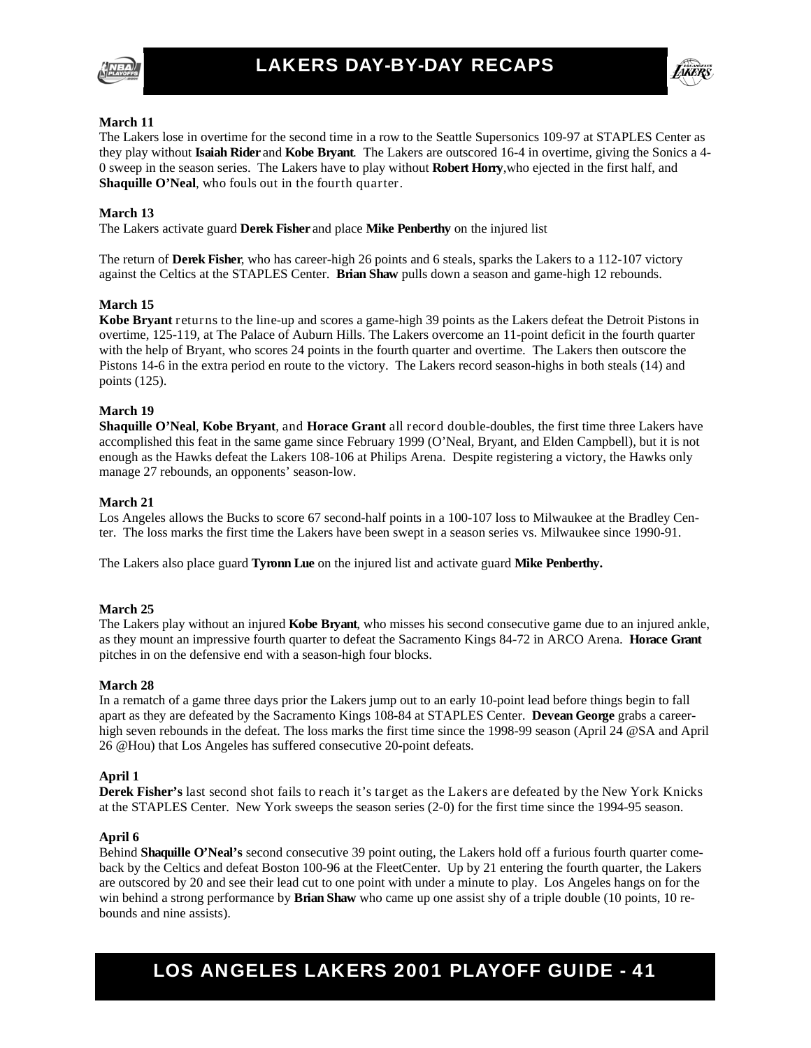# LAKERS DAY-BY-DAY RECAPS

**March 11**
The Lakers lose in overtime for the second time in a row to the Seattle Supersonics 109-97 at STAPLES Center as they play without **Isaiah Rider** and **Kobe Bryant**. The Lakers are outscored 16-4 in overtime, giving the Sonics a 4-0 sweep in the season series. The Lakers have to play without **Robert Horry**,who ejected in the first half, and **Shaquille O'Neal**, who fouls out in the fourth quarter.

**March 13**
The Lakers activate guard **Derek Fisher** and place **Mike Penberthy** on the injured list

The return of **Derek Fisher**, who has career-high 26 points and 6 steals, sparks the Lakers to a 112-107 victory against the Celtics at the STAPLES Center. **Brian Shaw** pulls down a season and game-high 12 rebounds.

**March 15**
**Kobe Bryant** returns to the line-up and scores a game-high 39 points as the Lakers defeat the Detroit Pistons in overtime, 125-119, at The Palace of Auburn Hills. The Lakers overcome an 11-point deficit in the fourth quarter with the help of Bryant, who scores 24 points in the fourth quarter and overtime. The Lakers then outscore the Pistons 14-6 in the extra period en route to the victory. The Lakers record season-highs in both steals (14) and points (125).

**March 19**
**Shaquille O'Neal**, **Kobe Bryant**, and **Horace Grant** all record double-doubles, the first time three Lakers have accomplished this feat in the same game since February 1999 (O'Neal, Bryant, and Elden Campbell), but it is not enough as the Hawks defeat the Lakers 108-106 at Philips Arena. Despite registering a victory, the Hawks only manage 27 rebounds, an opponents' season-low.

**March 21**
Los Angeles allows the Bucks to score 67 second-half points in a 100-107 loss to Milwaukee at the Bradley Center. The loss marks the first time the Lakers have been swept in a season series vs. Milwaukee since 1990-91.

The Lakers also place guard **Tyronn Lue** on the injured list and activate guard **Mike Penberthy.**

**March 25**
The Lakers play without an injured **Kobe Bryant**, who misses his second consecutive game due to an injured ankle, as they mount an impressive fourth quarter to defeat the Sacramento Kings 84-72 in ARCO Arena. **Horace Grant** pitches in on the defensive end with a season-high four blocks.

**March 28**
In a rematch of a game three days prior the Lakers jump out to an early 10-point lead before things begin to fall apart as they are defeated by the Sacramento Kings 108-84 at STAPLES Center. **Devean George** grabs a career-high seven rebounds in the defeat. The loss marks the first time since the 1998-99 season (April 24 @SA and April 26 @Hou) that Los Angeles has suffered consecutive 20-point defeats.

**April 1**
**Derek Fisher's** last second shot fails to reach it's target as the Lakers are defeated by the New York Knicks at the STAPLES Center. New York sweeps the season series (2-0) for the first time since the 1994-95 season.

**April 6**
Behind **Shaquille O'Neal's** second consecutive 39 point outing, the Lakers hold off a furious fourth quarter comeback by the Celtics and defeat Boston 100-96 at the FleetCenter. Up by 21 entering the fourth quarter, the Lakers are outscored by 20 and see their lead cut to one point with under a minute to play. Los Angeles hangs on for the win behind a strong performance by **Brian Shaw** who came up one assist shy of a triple double (10 points, 10 rebounds and nine assists).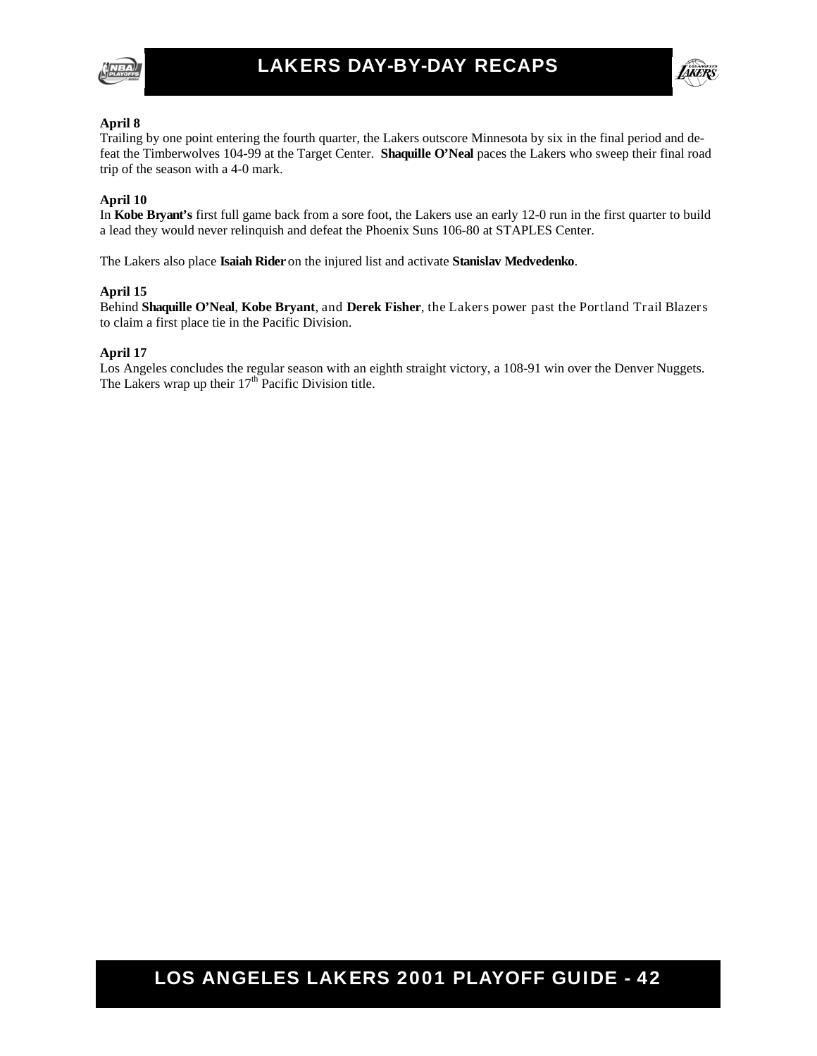**April 8**

Trailing by one point entering the fourth quarter, the Lakers outscore Minnesota by six in the final period and defeat the Timberwolves 104-99 at the Target Center. **Shaquille O'Neal** paces the Lakers who sweep their final road trip of the season with a 4-0 mark.

**April 10**

In **Kobe Bryant's** first full game back from a sore foot, the Lakers use an early 12-0 run in the first quarter to build a lead they would never relinquish and defeat the Phoenix Suns 106-80 at STAPLES Center.

The Lakers also place **Isaiah Rider** on the injured list and activate **Stanislav Medvedenko**.

**April 15**

Behind **Shaquille O'Neal**, **Kobe Bryant**, and **Derek Fisher**, the Lakers power past the Portland Trail Blazers to claim a first place tie in the Pacific Division.

**April 17**

Los Angeles concludes the regular season with an eighth straight victory, a 108-91 win over the Denver Nuggets. The Lakers wrap up their 17th Pacific Division title.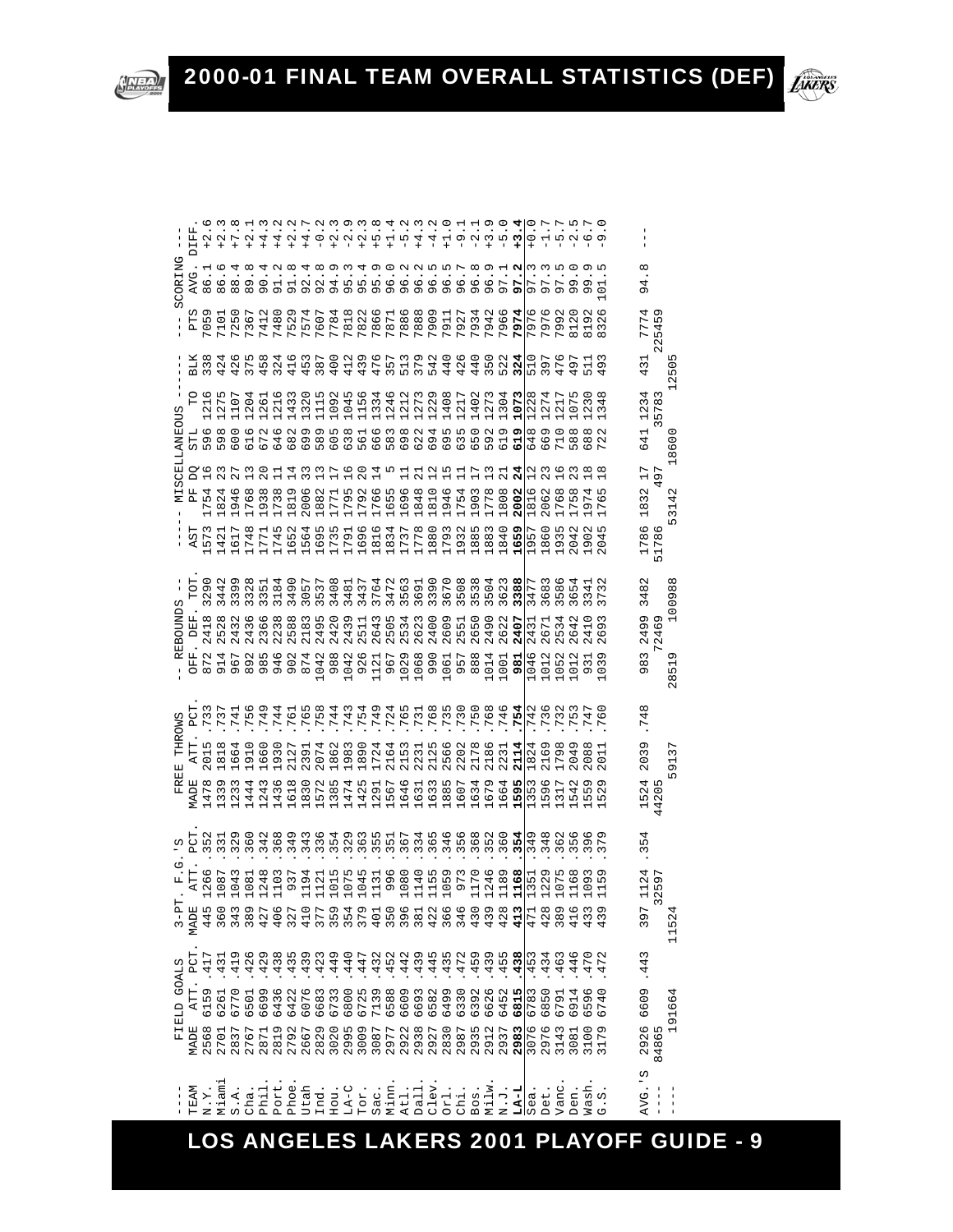# 2000-01 FINAL TEAM OVERALL STATISTICS (DEF)

| TEAM | FG MADE | FG ATT. | FG PCT. | 3-PT MADE | 3-PT ATT. | 3-PT PCT. | FT MADE | FT ATT. | FT PCT. | REB OFF. | REB DEF. | REB TOT. | AST | PF | DQ | STL | TO | BLK | PTS | AVG. | DIFF. |
|---|---|---|---|---|---|---|---|---|---|---|---|---|---|---|---|---|---|---|---|---|---|
| N.Y. | 2568 | 6159 | .417 | 445 | 1266 | .352 | 1478 | 2015 | .733 | 872 | 2418 | 3290 | 1573 | 1754 | 16 | 596 | 1216 | 338 | 7059 | 86.1 | +2.6 |
| Miami | 2701 | 6261 | .431 | 360 | 1087 | .331 | 1339 | 1818 | .737 | 914 | 2528 | 3442 | 1421 | 1824 | 23 | 598 | 1275 | 424 | 7101 | 86.6 | +2.3 |
| S.A. | 2837 | 6770 | .419 | 343 | 1043 | .329 | 1233 | 1664 | .741 | 967 | 2432 | 3399 | 1617 | 1946 | 27 | 600 | 1107 | 426 | 7250 | 88.4 | +7.8 |
| Cha. | 2767 | 6501 | .426 | 389 | 1081 | .360 | 1444 | 1910 | .756 | 892 | 2436 | 3328 | 1748 | 1768 | 13 | 616 | 1204 | 375 | 7367 | 89.8 | +2.1 |
| Phil. | 2871 | 6699 | .429 | 427 | 1248 | .342 | 1243 | 1660 | .749 | 985 | 2366 | 3351 | 1771 | 1938 | 20 | 672 | 1261 | 458 | 7412 | 90.4 | +4.3 |
| Port. | 2819 | 6436 | .438 | 406 | 1103 | .368 | 1436 | 1930 | .744 | 946 | 2238 | 3184 | 1745 | 1738 | 11 | 646 | 1216 | 324 | 7480 | 91.2 | +4.2 |
| Phoe. | 2792 | 6422 | .435 | 327 | 937 | .349 | 1618 | 2127 | .761 | 902 | 2588 | 3490 | 1652 | 1819 | 14 | 682 | 1433 | 416 | 7529 | 91.8 | +2.2 |
| Utah | 2667 | 6076 | .439 | 410 | 1194 | .343 | 1830 | 2391 | .765 | 874 | 2183 | 3057 | 1564 | 2006 | 33 | 699 | 1320 | 453 | 7574 | 92.4 | +4.7 |
| Ind. | 2829 | 6683 | .423 | 377 | 1121 | .336 | 1572 | 2074 | .758 | 1042 | 2495 | 3537 | 1695 | 1882 | 13 | 589 | 1115 | 387 | 7607 | 92.8 | -0.2 |
| Hou. | 3020 | 6733 | .449 | 359 | 1015 | .354 | 1385 | 1862 | .744 | 988 | 2420 | 3408 | 1735 | 1771 | 17 | 605 | 1092 | 400 | 7784 | 94.9 | +2.3 |
| LA-C | 2995 | 6800 | .440 | 354 | 1075 | .329 | 1474 | 1983 | .743 | 1042 | 2439 | 3481 | 1791 | 1795 | 16 | 638 | 1045 | 412 | 7818 | 95.3 | -2.9 |
| Tor. | 3009 | 6725 | .447 | 379 | 1045 | .363 | 1425 | 1890 | .754 | 926 | 2511 | 3437 | 1696 | 1792 | 20 | 561 | 1156 | 439 | 7822 | 95.4 | +2.3 |
| Sac. | 3087 | 7139 | .432 | 401 | 1131 | .355 | 1291 | 1724 | .749 | 1121 | 2643 | 3764 | 1816 | 1766 | 14 | 666 | 1334 | 476 | 7866 | 95.9 | +5.8 |
| Minn. | 2977 | 6588 | .452 | 350 | 996 | .351 | 1567 | 2164 | .724 | 967 | 2505 | 3472 | 1834 | 1655 | 5 | 583 | 1246 | 357 | 7871 | 96.0 | +1.4 |
| Atl. | 2922 | 6609 | .442 | 396 | 1080 | .367 | 1646 | 2153 | .765 | 1029 | 2534 | 3563 | 1737 | 1696 | 11 | 698 | 1212 | 513 | 7886 | 96.2 | -5.2 |
| Dall. | 2938 | 6693 | .439 | 381 | 1140 | .334 | 1631 | 2231 | .731 | 1068 | 2623 | 3691 | 1778 | 1848 | 21 | 622 | 1273 | 379 | 7888 | 96.2 | +4.3 |
| Clev. | 2927 | 6582 | .445 | 422 | 1155 | .365 | 1633 | 2125 | .768 | 990 | 2400 | 3390 | 1880 | 1810 | 12 | 694 | 1229 | 542 | 7909 | 96.5 | -4.2 |
| Orl. | 2830 | 6499 | .435 | 366 | 1059 | .346 | 1885 | 2566 | .735 | 1061 | 2609 | 3670 | 1793 | 1946 | 15 | 695 | 1408 | 440 | 7911 | 96.5 | +1.0 |
| Chi. | 2987 | 6330 | .472 | 346 | 973 | .356 | 1607 | 2202 | .730 | 957 | 2551 | 3508 | 1932 | 1754 | 11 | 635 | 1217 | 426 | 7927 | 96.7 | -9.1 |
| Bos. | 2935 | 6392 | .459 | 430 | 1170 | .368 | 1634 | 2178 | .750 | 888 | 2650 | 3538 | 1885 | 1903 | 17 | 650 | 1402 | 440 | 7934 | 96.8 | -2.1 |
| Milw. | 2912 | 6626 | .439 | 439 | 1246 | .352 | 1679 | 2186 | .768 | 1014 | 2490 | 3504 | 1883 | 1778 | 13 | 592 | 1273 | 350 | 7942 | 96.9 | +3.9 |
| N.J. | 2937 | 6452 | .455 | 428 | 1189 | .360 | 1664 | 2231 | .746 | 1001 | 2622 | 3623 | 1840 | 1808 | 21 | 619 | 1304 | 522 | 7966 | 97.1 | -5.0 |
| **LA-L** | **2983** | **6815** | **.438** | **413** | **1168** | **.354** | **1595** | **2114** | **.754** | **981** | **2407** | **3388** | **1659** | **2002** | **24** | **619** | **1073** | **324** | **7974** | **97.2** | **+3.4** |
| Sea. | 3076 | 6783 | .453 | 471 | 1351 | .349 | 1353 | 1824 | .742 | 1046 | 2431 | 3477 | 1957 | 1816 | 12 | 648 | 1228 | 510 | 7976 | 97.3 | +0.0 |
| Det. | 2976 | 6850 | .434 | 428 | 1229 | .348 | 1596 | 2169 | .736 | 1012 | 2671 | 3683 | 1860 | 2062 | 23 | 669 | 1274 | 397 | 7976 | 97.3 | -1.7 |
| Vanc. | 3143 | 6791 | .463 | 389 | 1075 | .362 | 1317 | 1798 | .732 | 1052 | 2534 | 3586 | 1935 | 1768 | 16 | 710 | 1217 | 476 | 7992 | 97.5 | -5.7 |
| Den. | 3081 | 6914 | .446 | 416 | 1168 | .356 | 1542 | 2049 | .753 | 1012 | 2642 | 3654 | 2042 | 1758 | 23 | 588 | 1075 | 497 | 8120 | 99.0 | -2.5 |
| Wash. | 3100 | 6596 | .470 | 433 | 1093 | .396 | 1559 | 2088 | .747 | 931 | 2410 | 3341 | 1902 | 1974 | 18 | 688 | 1230 | 511 | 8192 | 99.9 | -6.7 |
| G.S. | 3179 | 6740 | .472 | 439 | 1159 | .379 | 1529 | 2011 | .760 | 1039 | 2693 | 3732 | 2045 | 1765 | 18 | 722 | 1348 | 493 | 8326 | 101.5 | -9.0 |
| AVG.'S | 2926 | 6609 | .443 | 397 | 1124 | .354 | 1524 | 2039 | .748 | 983 | 2499 | 3482 | 1786 | 1832 | 17 | 641 | 1234 | 431 | 7774 | 94.8 | --- |
| ---- | 84865 | | | | 32597 | | 44205 | | | | 72469 | | 51786 | | 497 | | 35783 | | 225459 | | |
| ---- | | 191664 | | 11524 | | | | 59137 | | 28519 | | 100988 | | 53142 | | 18600 | | 12505 | | | |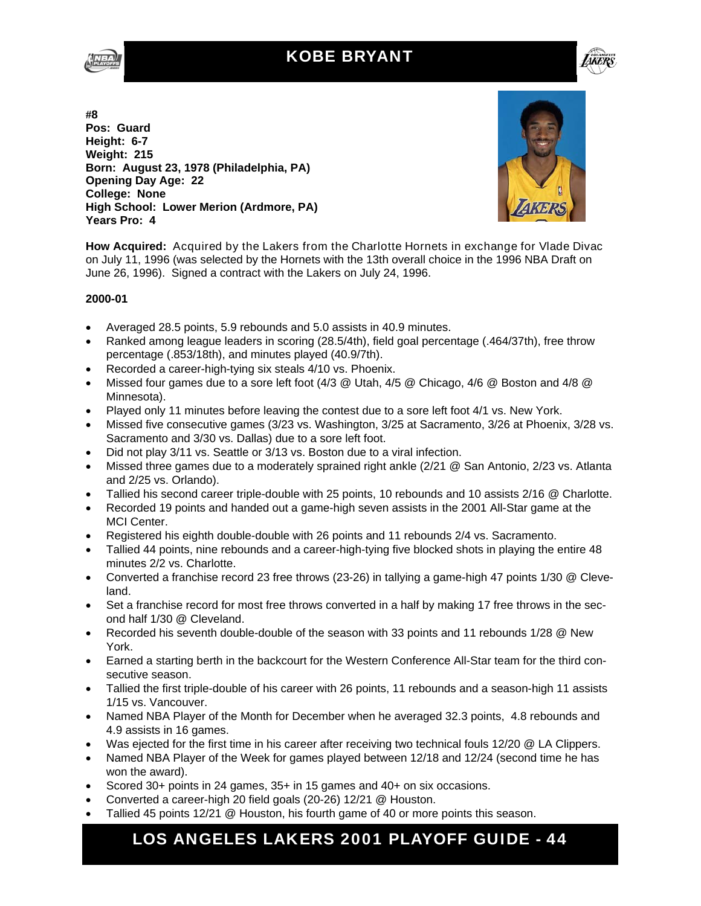# KOBE BRYANT

**#8**
**Pos: Guard**
**Height: 6-7**
**Weight: 215**
**Born: August 23, 1978 (Philadelphia, PA)**
**Opening Day Age: 22**
**College: None**
**High School: Lower Merion (Ardmore, PA)**
**Years Pro: 4**

**How Acquired:** Acquired by the Lakers from the Charlotte Hornets in exchange for Vlade Divac on July 11, 1996 (was selected by the Hornets with the 13th overall choice in the 1996 NBA Draft on June 26, 1996). Signed a contract with the Lakers on July 24, 1996.

**2000-01**

- Averaged 28.5 points, 5.9 rebounds and 5.0 assists in 40.9 minutes.
- Ranked among league leaders in scoring (28.5/4th), field goal percentage (.464/37th), free throw percentage (.853/18th), and minutes played (40.9/7th).
- Recorded a career-high-tying six steals 4/10 vs. Phoenix.
- Missed four games due to a sore left foot (4/3 @ Utah, 4/5 @ Chicago, 4/6 @ Boston and 4/8 @ Minnesota).
- Played only 11 minutes before leaving the contest due to a sore left foot 4/1 vs. New York.
- Missed five consecutive games (3/23 vs. Washington, 3/25 at Sacramento, 3/26 at Phoenix, 3/28 vs. Sacramento and 3/30 vs. Dallas) due to a sore left foot.
- Did not play 3/11 vs. Seattle or 3/13 vs. Boston due to a viral infection.
- Missed three games due to a moderately sprained right ankle (2/21 @ San Antonio, 2/23 vs. Atlanta and 2/25 vs. Orlando).
- Tallied his second career triple-double with 25 points, 10 rebounds and 10 assists 2/16 @ Charlotte.
- Recorded 19 points and handed out a game-high seven assists in the 2001 All-Star game at the MCI Center.
- Registered his eighth double-double with 26 points and 11 rebounds 2/4 vs. Sacramento.
- Tallied 44 points, nine rebounds and a career-high-tying five blocked shots in playing the entire 48 minutes 2/2 vs. Charlotte.
- Converted a franchise record 23 free throws (23-26) in tallying a game-high 47 points 1/30 @ Cleveland.
- Set a franchise record for most free throws converted in a half by making 17 free throws in the second half 1/30 @ Cleveland.
- Recorded his seventh double-double of the season with 33 points and 11 rebounds 1/28 @ New York.
- Earned a starting berth in the backcourt for the Western Conference All-Star team for the third consecutive season.
- Tallied the first triple-double of his career with 26 points, 11 rebounds and a season-high 11 assists 1/15 vs. Vancouver.
- Named NBA Player of the Month for December when he averaged 32.3 points, 4.8 rebounds and 4.9 assists in 16 games.
- Was ejected for the first time in his career after receiving two technical fouls 12/20 @ LA Clippers.
- Named NBA Player of the Week for games played between 12/18 and 12/24 (second time he has won the award).
- Scored 30+ points in 24 games, 35+ in 15 games and 40+ on six occasions.
- Converted a career-high 20 field goals (20-26) 12/21 @ Houston.
- Tallied 45 points 12/21 @ Houston, his fourth game of 40 or more points this season.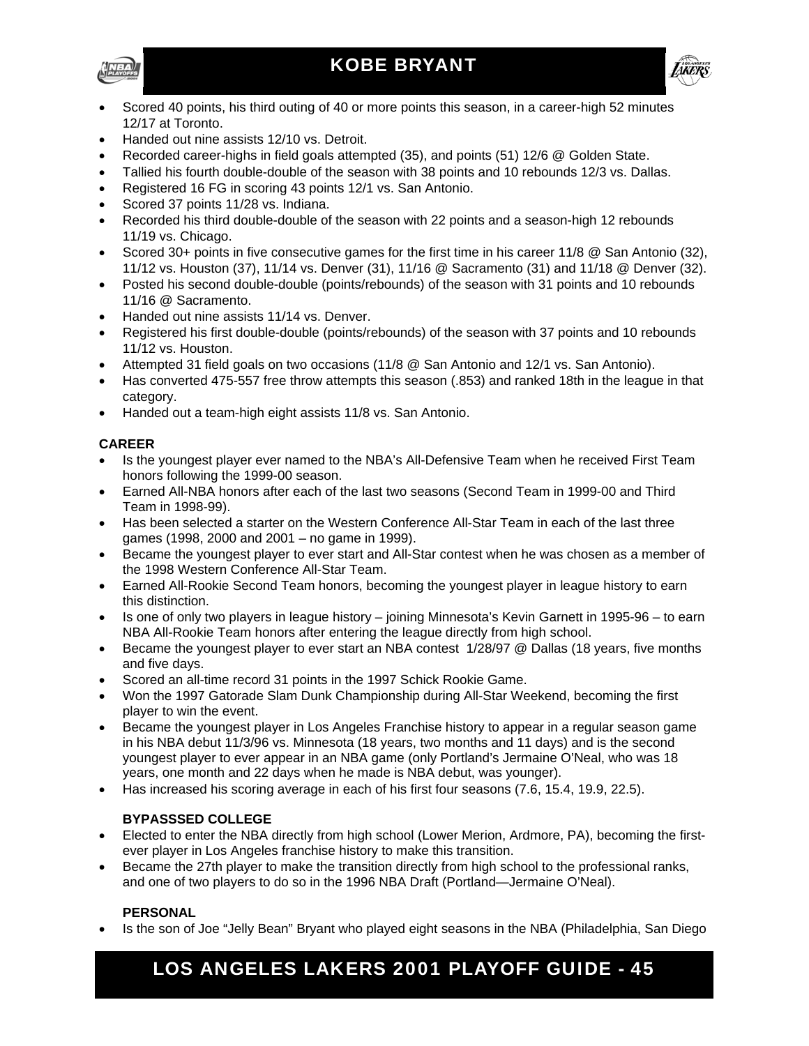# KOBE BRYANT

- Scored 40 points, his third outing of 40 or more points this season, in a career-high 52 minutes 12/17 at Toronto.
- Handed out nine assists 12/10 vs. Detroit.
- Recorded career-highs in field goals attempted (35), and points (51) 12/6 @ Golden State.
- Tallied his fourth double-double of the season with 38 points and 10 rebounds 12/3 vs. Dallas.
- Registered 16 FG in scoring 43 points 12/1 vs. San Antonio.
- Scored 37 points 11/28 vs. Indiana.
- Recorded his third double-double of the season with 22 points and a season-high 12 rebounds 11/19 vs. Chicago.
- Scored 30+ points in five consecutive games for the first time in his career 11/8 @ San Antonio (32), 11/12 vs. Houston (37), 11/14 vs. Denver (31), 11/16 @ Sacramento (31) and 11/18 @ Denver (32).
- Posted his second double-double (points/rebounds) of the season with 31 points and 10 rebounds 11/16 @ Sacramento.
- Handed out nine assists 11/14 vs. Denver.
- Registered his first double-double (points/rebounds) of the season with 37 points and 10 rebounds 11/12 vs. Houston.
- Attempted 31 field goals on two occasions (11/8 @ San Antonio and 12/1 vs. San Antonio).
- Has converted 475-557 free throw attempts this season (.853) and ranked 18th in the league in that category.
- Handed out a team-high eight assists 11/8 vs. San Antonio.

**CAREER**

- Is the youngest player ever named to the NBA's All-Defensive Team when he received First Team honors following the 1999-00 season.
- Earned All-NBA honors after each of the last two seasons (Second Team in 1999-00 and Third Team in 1998-99).
- Has been selected a starter on the Western Conference All-Star Team in each of the last three games (1998, 2000 and 2001 – no game in 1999).
- Became the youngest player to ever start and All-Star contest when he was chosen as a member of the 1998 Western Conference All-Star Team.
- Earned All-Rookie Second Team honors, becoming the youngest player in league history to earn this distinction.
- Is one of only two players in league history – joining Minnesota's Kevin Garnett in 1995-96 – to earn NBA All-Rookie Team honors after entering the league directly from high school.
- Became the youngest player to ever start an NBA contest 1/28/97 @ Dallas (18 years, five months and five days.
- Scored an all-time record 31 points in the 1997 Schick Rookie Game.
- Won the 1997 Gatorade Slam Dunk Championship during All-Star Weekend, becoming the first player to win the event.
- Became the youngest player in Los Angeles Franchise history to appear in a regular season game in his NBA debut 11/3/96 vs. Minnesota (18 years, two months and 11 days) and is the second youngest player to ever appear in an NBA game (only Portland's Jermaine O'Neal, who was 18 years, one month and 22 days when he made is NBA debut, was younger).
- Has increased his scoring average in each of his first four seasons (7.6, 15.4, 19.9, 22.5).

**BYPASSSED COLLEGE**

- Elected to enter the NBA directly from high school (Lower Merion, Ardmore, PA), becoming the first-ever player in Los Angeles franchise history to make this transition.
- Became the 27th player to make the transition directly from high school to the professional ranks, and one of two players to do so in the 1996 NBA Draft (Portland—Jermaine O'Neal).

**PERSONAL**

- Is the son of Joe "Jelly Bean" Bryant who played eight seasons in the NBA (Philadelphia, San Diego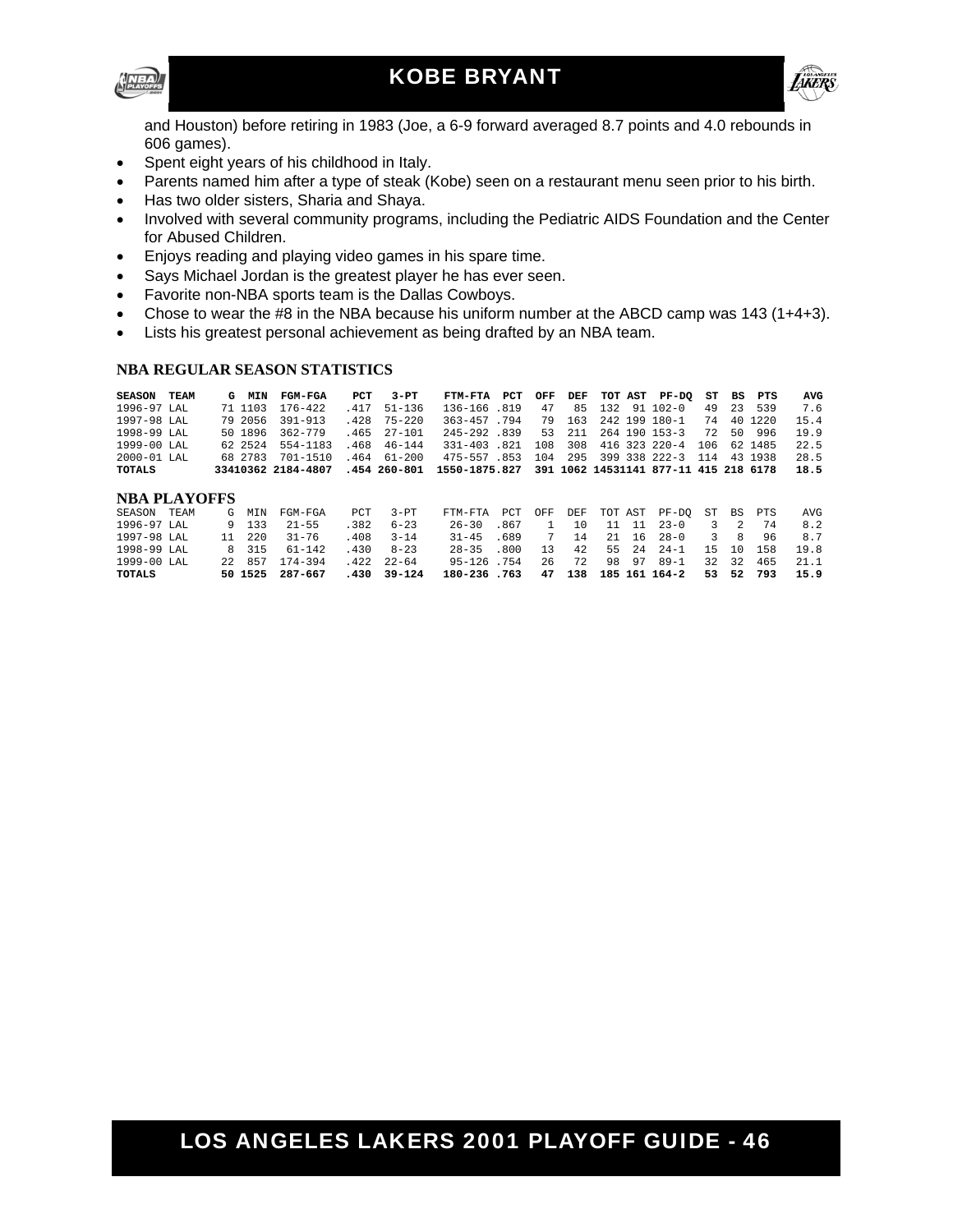and Houston) before retiring in 1983 (Joe, a 6-9 forward averaged 8.7 points and 4.0 rebounds in 606 games).

- Spent eight years of his childhood in Italy.
- Parents named him after a type of steak (Kobe) seen on a restaurant menu seen prior to his birth.
- Has two older sisters, Sharia and Shaya.
- Involved with several community programs, including the Pediatric AIDS Foundation and the Center for Abused Children.
- Enjoys reading and playing video games in his spare time.
- Says Michael Jordan is the greatest player he has ever seen.
- Favorite non-NBA sports team is the Dallas Cowboys.
- Chose to wear the #8 in the NBA because his uniform number at the ABCD camp was 143 (1+4+3).
- Lists his greatest personal achievement as being drafted by an NBA team.

### NBA REGULAR SEASON STATISTICS

| SEASON | TEAM | G | MIN | FGM-FGA | PCT | 3-PT | FTM-FTA | PCT | OFF | DEF | TOT | AST | PF-DQ | ST | BS | PTS | AVG |
|---|---|---|---|---|---|---|---|---|---|---|---|---|---|---|---|---|---|
| 1996-97 | LAL | 71 | 1103 | 176-422 | .417 | 51-136 | 136-166 | .819 | 47 | 85 | 132 | 91 | 102-0 | 49 | 23 | 539 | 7.6 |
| 1997-98 | LAL | 79 | 2056 | 391-913 | .428 | 75-220 | 363-457 | .794 | 79 | 163 | 242 | 199 | 180-1 | 74 | 40 | 1220 | 15.4 |
| 1998-99 | LAL | 50 | 1896 | 362-779 | .465 | 27-101 | 245-292 | .839 | 53 | 211 | 264 | 190 | 153-3 | 72 | 50 | 996 | 19.9 |
| 1999-00 | LAL | 62 | 2524 | 554-1183 | .468 | 46-144 | 331-403 | .821 | 108 | 308 | 416 | 323 | 220-4 | 106 | 62 | 1485 | 22.5 |
| 2000-01 | LAL | 68 | 2783 | 701-1510 | .464 | 61-200 | 475-557 | .853 | 104 | 295 | 399 | 338 | 222-3 | 114 | 43 | 1938 | 28.5 |
| **TOTALS** | | **334** | **10362** | **2184-4807** | **.454** | **260-801** | **1550-1875** | **.827** | **391** | **1062** | **1453** | **1141** | **877-11** | **415** | **218** | **6178** | **18.5** |

### NBA PLAYOFFS

| SEASON | TEAM | G | MIN | FGM-FGA | PCT | 3-PT | FTM-FTA | PCT | OFF | DEF | TOT | AST | PF-DQ | ST | BS | PTS | AVG |
|---|---|---|---|---|---|---|---|---|---|---|---|---|---|---|---|---|---|
| 1996-97 | LAL | 9 | 133 | 21-55 | .382 | 6-23 | 26-30 | .867 | 1 | 10 | 11 | 11 | 23-0 | 3 | 2 | 74 | 8.2 |
| 1997-98 | LAL | 11 | 220 | 31-76 | .408 | 3-14 | 31-45 | .689 | 7 | 14 | 21 | 16 | 28-0 | 3 | 8 | 96 | 8.7 |
| 1998-99 | LAL | 8 | 315 | 61-142 | .430 | 8-23 | 28-35 | .800 | 13 | 42 | 55 | 24 | 24-1 | 15 | 10 | 158 | 19.8 |
| 1999-00 | LAL | 22 | 857 | 174-394 | .422 | 22-64 | 95-126 | .754 | 26 | 72 | 98 | 97 | 89-1 | 32 | 32 | 465 | 21.1 |
| **TOTALS** | | **50** | **1525** | **287-667** | **.430** | **39-124** | **180-236** | **.763** | **47** | **138** | **185** | **161** | **164-2** | **53** | **52** | **793** | **15.9** |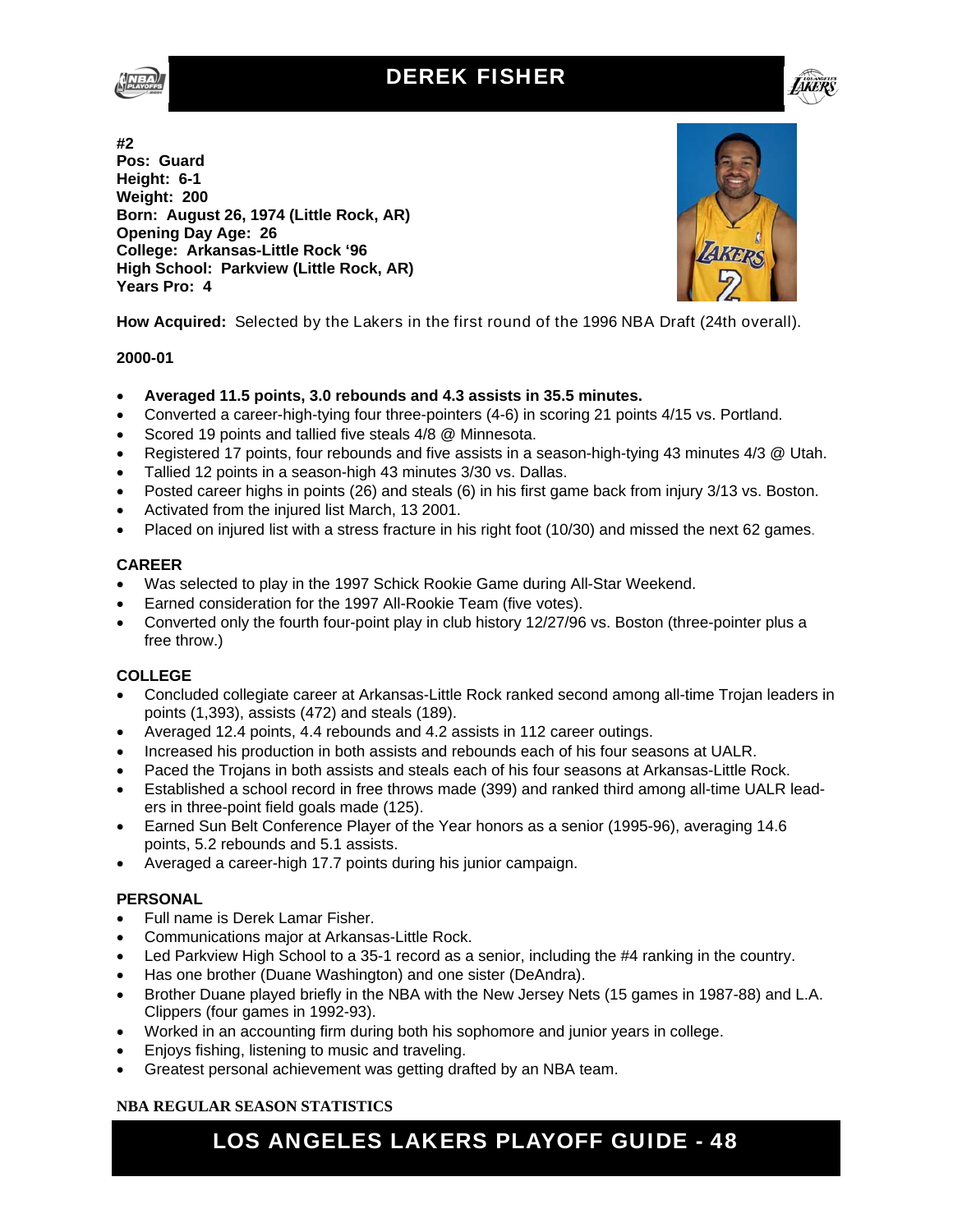# DEREK FISHER

**#2**
**Pos: Guard**
**Height: 6-1**
**Weight: 200**
**Born: August 26, 1974 (Little Rock, AR)**
**Opening Day Age: 26**
**College: Arkansas-Little Rock '96**
**High School: Parkview (Little Rock, AR)**
**Years Pro: 4**

**How Acquired:** Selected by the Lakers in the first round of the 1996 NBA Draft (24th overall).

**2000-01**

- **Averaged 11.5 points, 3.0 rebounds and 4.3 assists in 35.5 minutes.**
- Converted a career-high-tying four three-pointers (4-6) in scoring 21 points 4/15 vs. Portland.
- Scored 19 points and tallied five steals 4/8 @ Minnesota.
- Registered 17 points, four rebounds and five assists in a season-high-tying 43 minutes 4/3 @ Utah.
- Tallied 12 points in a season-high 43 minutes 3/30 vs. Dallas.
- Posted career highs in points (26) and steals (6) in his first game back from injury 3/13 vs. Boston.
- Activated from the injured list March, 13 2001.
- Placed on injured list with a stress fracture in his right foot (10/30) and missed the next 62 games.

**CAREER**

- Was selected to play in the 1997 Schick Rookie Game during All-Star Weekend.
- Earned consideration for the 1997 All-Rookie Team (five votes).
- Converted only the fourth four-point play in club history 12/27/96 vs. Boston (three-pointer plus a free throw.)

**COLLEGE**

- Concluded collegiate career at Arkansas-Little Rock ranked second among all-time Trojan leaders in points (1,393), assists (472) and steals (189).
- Averaged 12.4 points, 4.4 rebounds and 4.2 assists in 112 career outings.
- Increased his production in both assists and rebounds each of his four seasons at UALR.
- Paced the Trojans in both assists and steals each of his four seasons at Arkansas-Little Rock.
- Established a school record in free throws made (399) and ranked third among all-time UALR leaders in three-point field goals made (125).
- Earned Sun Belt Conference Player of the Year honors as a senior (1995-96), averaging 14.6 points, 5.2 rebounds and 5.1 assists.
- Averaged a career-high 17.7 points during his junior campaign.

**PERSONAL**

- Full name is Derek Lamar Fisher.
- Communications major at Arkansas-Little Rock.
- Led Parkview High School to a 35-1 record as a senior, including the #4 ranking in the country.
- Has one brother (Duane Washington) and one sister (DeAndra).
- Brother Duane played briefly in the NBA with the New Jersey Nets (15 games in 1987-88) and L.A. Clippers (four games in 1992-93).
- Worked in an accounting firm during both his sophomore and junior years in college.
- Enjoys fishing, listening to music and traveling.
- Greatest personal achievement was getting drafted by an NBA team.

**NBA REGULAR SEASON STATISTICS**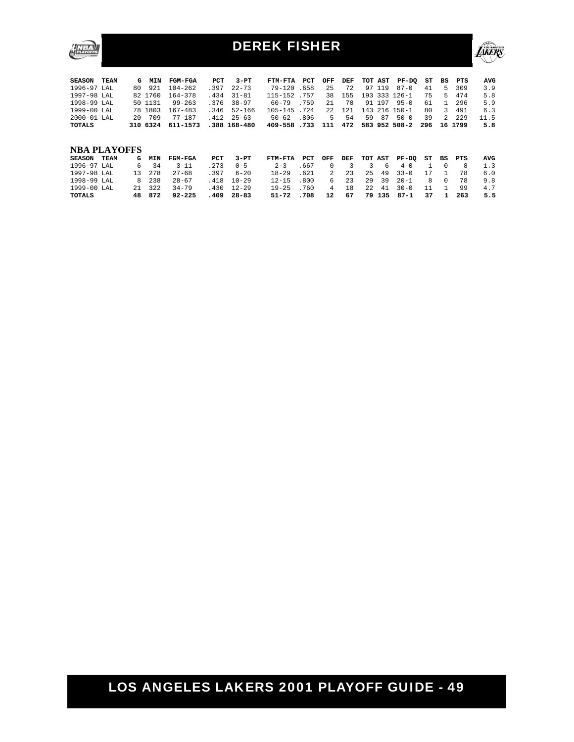# DEREK FISHER

| SEASON | TEAM | G | MIN | FGM-FGA | PCT | 3-PT | FTM-FTA | PCT | OFF | DEF | TOT | AST | PF-DQ | ST | BS | PTS | AVG |
|---|---|---|---|---|---|---|---|---|---|---|---|---|---|---|---|---|---|
| 1996-97 | LAL | 80 | 921 | 104-262 | .397 | 22-73 | 79-120 | .658 | 25 | 72 | 97 | 119 | 87-0 | 41 | 5 | 309 | 3.9 |
| 1997-98 | LAL | 82 | 1760 | 164-378 | .434 | 31-81 | 115-152 | .757 | 38 | 155 | 193 | 333 | 126-1 | 75 | 5 | 474 | 5.8 |
| 1998-99 | LAL | 50 | 1131 | 99-263 | .376 | 38-97 | 60-79 | .759 | 21 | 70 | 91 | 197 | 95-0 | 61 | 1 | 296 | 5.9 |
| 1999-00 | LAL | 78 | 1803 | 167-483 | .346 | 52-166 | 105-145 | .724 | 22 | 121 | 143 | 216 | 150-1 | 80 | 3 | 491 | 6.3 |
| 2000-01 | LAL | 20 | 709 | 77-187 | .412 | 25-63 | 50-62 | .806 | 5 | 54 | 59 | 87 | 50-0 | 39 | 2 | 229 | 11.5 |
| **TOTALS** | | **310** | **6324** | **611-1573** | **.388** | **168-480** | **409-558** | **.733** | **111** | **472** | **583** | **952** | **508-2** | **296** | **16** | **1799** | **5.8** |

## NBA PLAYOFFS

| SEASON | TEAM | G | MIN | FGM-FGA | PCT | 3-PT | FTM-FTA | PCT | OFF | DEF | TOT | AST | PF-DQ | ST | BS | PTS | AVG |
|---|---|---|---|---|---|---|---|---|---|---|---|---|---|---|---|---|---|
| 1996-97 | LAL | 6 | 34 | 3-11 | .273 | 0-5 | 2-3 | .667 | 0 | 3 | 3 | 6 | 4-0 | 1 | 0 | 8 | 1.3 |
| 1997-98 | LAL | 13 | 278 | 27-68 | .397 | 6-20 | 18-29 | .621 | 2 | 23 | 25 | 49 | 33-0 | 17 | 1 | 78 | 6.0 |
| 1998-99 | LAL | 8 | 238 | 28-67 | .418 | 10-29 | 12-15 | .800 | 6 | 23 | 29 | 39 | 20-1 | 8 | 0 | 78 | 9.8 |
| 1999-00 | LAL | 21 | 322 | 34-79 | .430 | 12-29 | 19-25 | .760 | 4 | 18 | 22 | 41 | 30-0 | 11 | 1 | 99 | 4.7 |
| **TOTALS** | | **48** | **872** | **92-225** | **.409** | **28-83** | **51-72** | **.708** | **12** | **67** | **79** | **135** | **87-1** | **37** | **1** | **263** | **5.5** |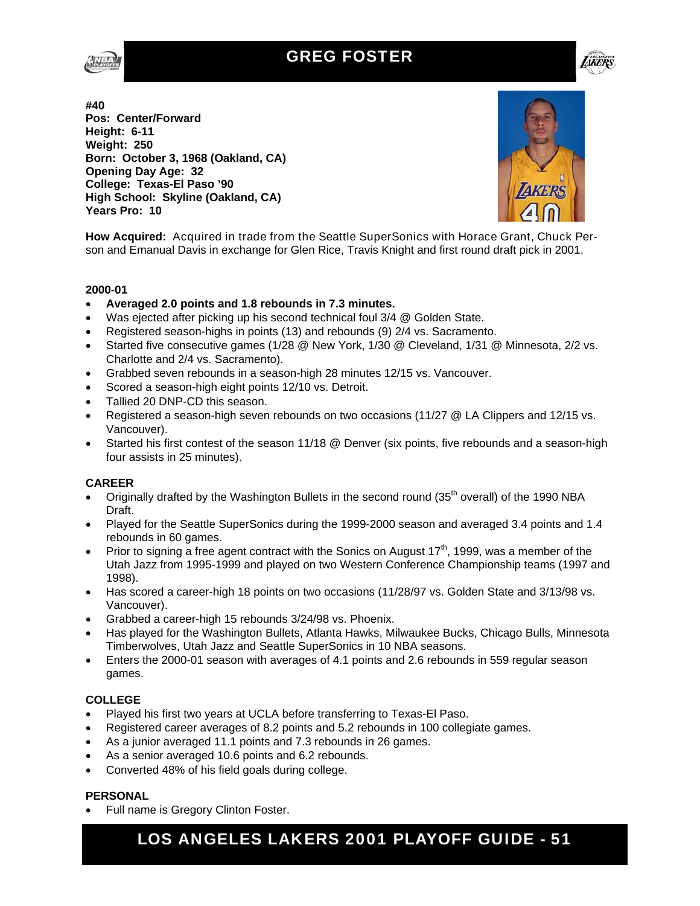# GREG FOSTER

**#40**
**Pos: Center/Forward**
**Height: 6-11**
**Weight: 250**
**Born: October 3, 1968 (Oakland, CA)**
**Opening Day Age: 32**
**College: Texas-El Paso '90**
**High School: Skyline (Oakland, CA)**
**Years Pro: 10**

**How Acquired:** Acquired in trade from the Seattle SuperSonics with Horace Grant, Chuck Person and Emanual Davis in exchange for Glen Rice, Travis Knight and first round draft pick in 2001.

### 2000-01

- **Averaged 2.0 points and 1.8 rebounds in 7.3 minutes.**
- Was ejected after picking up his second technical foul 3/4 @ Golden State.
- Registered season-highs in points (13) and rebounds (9) 2/4 vs. Sacramento.
- Started five consecutive games (1/28 @ New York, 1/30 @ Cleveland, 1/31 @ Minnesota, 2/2 vs. Charlotte and 2/4 vs. Sacramento).
- Grabbed seven rebounds in a season-high 28 minutes 12/15 vs. Vancouver.
- Scored a season-high eight points 12/10 vs. Detroit.
- Tallied 20 DNP-CD this season.
- Registered a season-high seven rebounds on two occasions (11/27 @ LA Clippers and 12/15 vs. Vancouver).
- Started his first contest of the season 11/18 @ Denver (six points, five rebounds and a season-high four assists in 25 minutes).

### CAREER

- Originally drafted by the Washington Bullets in the second round (35th overall) of the 1990 NBA Draft.
- Played for the Seattle SuperSonics during the 1999-2000 season and averaged 3.4 points and 1.4 rebounds in 60 games.
- Prior to signing a free agent contract with the Sonics on August 17th, 1999, was a member of the Utah Jazz from 1995-1999 and played on two Western Conference Championship teams (1997 and 1998).
- Has scored a career-high 18 points on two occasions (11/28/97 vs. Golden State and 3/13/98 vs. Vancouver).
- Grabbed a career-high 15 rebounds 3/24/98 vs. Phoenix.
- Has played for the Washington Bullets, Atlanta Hawks, Milwaukee Bucks, Chicago Bulls, Minnesota Timberwolves, Utah Jazz and Seattle SuperSonics in 10 NBA seasons.
- Enters the 2000-01 season with averages of 4.1 points and 2.6 rebounds in 559 regular season games.

### COLLEGE

- Played his first two years at UCLA before transferring to Texas-El Paso.
- Registered career averages of 8.2 points and 5.2 rebounds in 100 collegiate games.
- As a junior averaged 11.1 points and 7.3 rebounds in 26 games.
- As a senior averaged 10.6 points and 6.2 rebounds.
- Converted 48% of his field goals during college.

### PERSONAL

- Full name is Gregory Clinton Foster.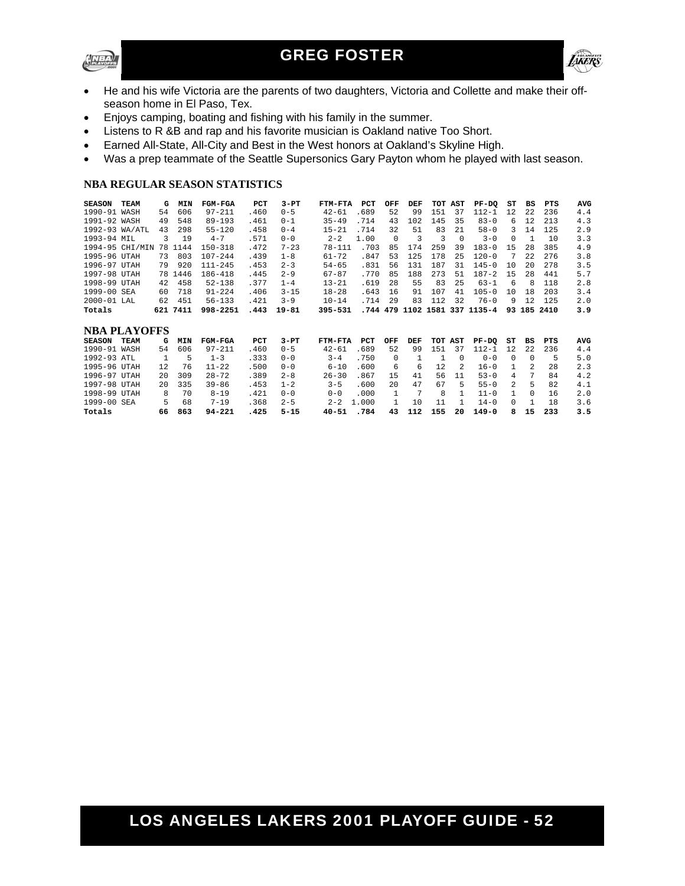# GREG FOSTER

- He and his wife Victoria are the parents of two daughters, Victoria and Collette and make their off-season home in El Paso, Tex.
- Enjoys camping, boating and fishing with his family in the summer.
- Listens to R &B and rap and his favorite musician is Oakland native Too Short.
- Earned All-State, All-City and Best in the West honors at Oakland's Skyline High.
- Was a prep teammate of the Seattle Supersonics Gary Payton whom he played with last season.

## NBA REGULAR SEASON STATISTICS

| SEASON | TEAM | G | MIN | FGM-FGA | PCT | 3-PT | FTM-FTA | PCT | OFF | DEF | TOT | AST | PF-DQ | ST | BS | PTS | AVG |
|---|---|---|---|---|---|---|---|---|---|---|---|---|---|---|---|---|---|
| 1990-91 | WASH | 54 | 606 | 97-211 | .460 | 0-5 | 42-61 | .689 | 52 | 99 | 151 | 37 | 112-1 | 12 | 22 | 236 | 4.4 |
| 1991-92 | WASH | 49 | 548 | 89-193 | .461 | 0-1 | 35-49 | .714 | 43 | 102 | 145 | 35 | 83-0 | 6 | 12 | 213 | 4.3 |
| 1992-93 | WA/ATL | 43 | 298 | 55-120 | .458 | 0-4 | 15-21 | .714 | 32 | 51 | 83 | 21 | 58-0 | 3 | 14 | 125 | 2.9 |
| 1993-94 | MIL | 3 | 19 | 4-7 | .571 | 0-0 | 2-2 | 1.00 | 0 | 3 | 3 | 0 | 3-0 | 0 | 1 | 10 | 3.3 |
| 1994-95 | CHI/MIN | 78 | 1144 | 150-318 | .472 | 7-23 | 78-111 | .703 | 85 | 174 | 259 | 39 | 183-0 | 15 | 28 | 385 | 4.9 |
| 1995-96 | UTAH | 73 | 803 | 107-244 | .439 | 1-8 | 61-72 | .847 | 53 | 125 | 178 | 25 | 120-0 | 7 | 22 | 276 | 3.8 |
| 1996-97 | UTAH | 79 | 920 | 111-245 | .453 | 2-3 | 54-65 | .831 | 56 | 131 | 187 | 31 | 145-0 | 10 | 20 | 278 | 3.5 |
| 1997-98 | UTAH | 78 | 1446 | 186-418 | .445 | 2-9 | 67-87 | .770 | 85 | 188 | 273 | 51 | 187-2 | 15 | 28 | 441 | 5.7 |
| 1998-99 | UTAH | 42 | 458 | 52-138 | .377 | 1-4 | 13-21 | .619 | 28 | 55 | 83 | 25 | 63-1 | 6 | 8 | 118 | 2.8 |
| 1999-00 | SEA | 60 | 718 | 91-224 | .406 | 3-15 | 18-28 | .643 | 16 | 91 | 107 | 41 | 105-0 | 10 | 18 | 203 | 3.4 |
| 2000-01 | LAL | 62 | 451 | 56-133 | .421 | 3-9 | 10-14 | .714 | 29 | 83 | 112 | 32 | 76-0 | 9 | 12 | 125 | 2.0 |
| **Totals** | | **621** | **7411** | **998-2251** | **.443** | **19-81** | **395-531** | **.744** | **479** | **1102** | **1581** | **337** | **1135-4** | **93** | **185** | **2410** | **3.9** |

## NBA PLAYOFFS

| SEASON | TEAM | G | MIN | FGM-FGA | PCT | 3-PT | FTM-FTA | PCT | OFF | DEF | TOT | AST | PF-DQ | ST | BS | PTS | AVG |
|---|---|---|---|---|---|---|---|---|---|---|---|---|---|---|---|---|---|
| 1990-91 | WASH | 54 | 606 | 97-211 | .460 | 0-5 | 42-61 | .689 | 52 | 99 | 151 | 37 | 112-1 | 12 | 22 | 236 | 4.4 |
| 1992-93 | ATL | 1 | 5 | 1-3 | .333 | 0-0 | 3-4 | .750 | 0 | 1 | 1 | 0 | 0-0 | 0 | 0 | 5 | 5.0 |
| 1995-96 | UTAH | 12 | 76 | 11-22 | .500 | 0-0 | 6-10 | .600 | 6 | 6 | 12 | 2 | 16-0 | 1 | 2 | 28 | 2.3 |
| 1996-97 | UTAH | 20 | 309 | 28-72 | .389 | 2-8 | 26-30 | .867 | 15 | 41 | 56 | 11 | 53-0 | 4 | 7 | 84 | 4.2 |
| 1997-98 | UTAH | 20 | 335 | 39-86 | .453 | 1-2 | 3-5 | .600 | 20 | 47 | 67 | 5 | 55-0 | 2 | 5 | 82 | 4.1 |
| 1998-99 | UTAH | 8 | 70 | 8-19 | .421 | 0-0 | 0-0 | .000 | 1 | 7 | 8 | 1 | 11-0 | 1 | 0 | 16 | 2.0 |
| 1999-00 | SEA | 5 | 68 | 7-19 | .368 | 2-5 | 2-2 | 1.000 | 1 | 10 | 11 | 1 | 14-0 | 0 | 1 | 18 | 3.6 |
| **Totals** | | **66** | **863** | **94-221** | **.425** | **5-15** | **40-51** | **.784** | **43** | **112** | **155** | **20** | **149-0** | **8** | **15** | **233** | **3.5** |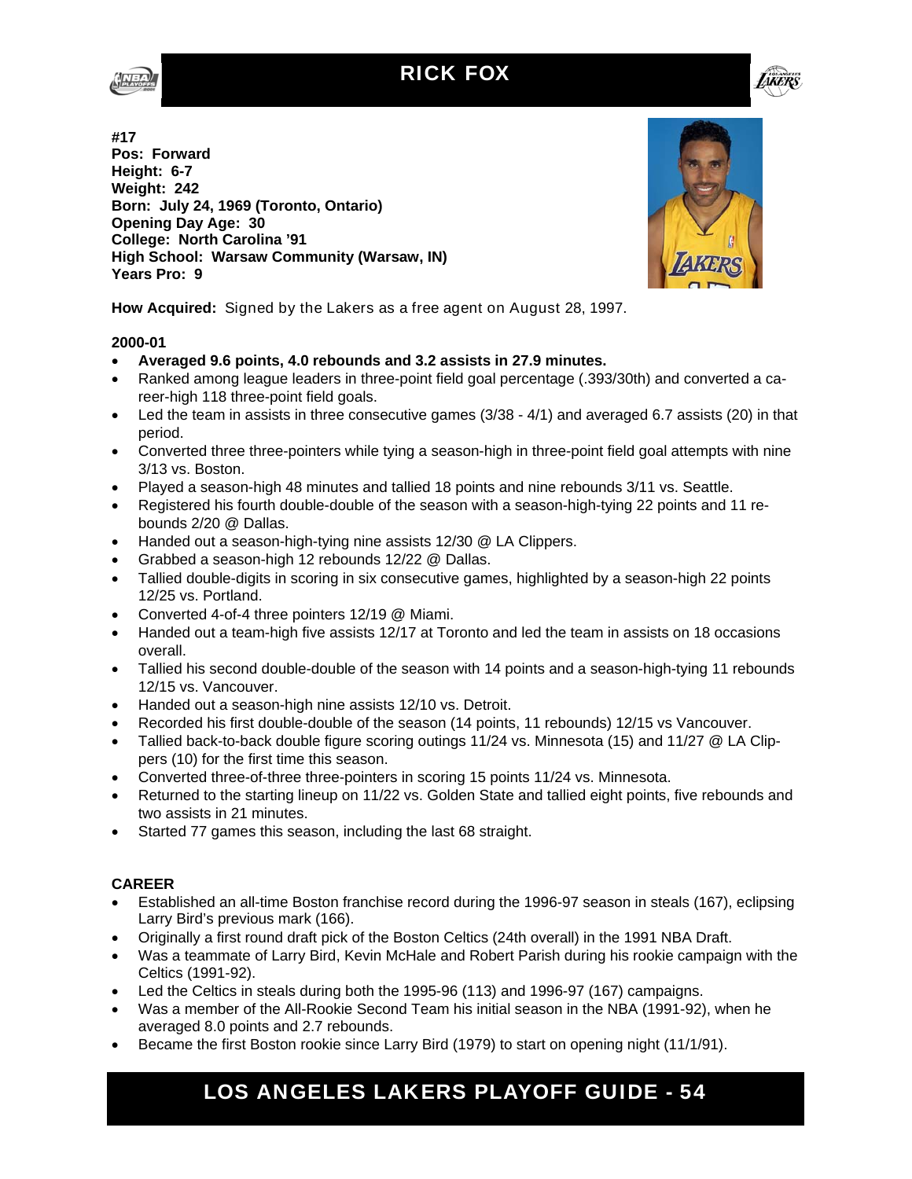# RICK FOX

**#17**
**Pos: Forward**
**Height: 6-7**
**Weight: 242**
**Born: July 24, 1969 (Toronto, Ontario)**
**Opening Day Age: 30**
**College: North Carolina '91**
**High School: Warsaw Community (Warsaw, IN)**
**Years Pro: 9**

**How Acquired:** Signed by the Lakers as a free agent on August 28, 1997.

**2000-01**

- **Averaged 9.6 points, 4.0 rebounds and 3.2 assists in 27.9 minutes.**
- Ranked among league leaders in three-point field goal percentage (.393/30th) and converted a career-high 118 three-point field goals.
- Led the team in assists in three consecutive games (3/38 - 4/1) and averaged 6.7 assists (20) in that period.
- Converted three three-pointers while tying a season-high in three-point field goal attempts with nine 3/13 vs. Boston.
- Played a season-high 48 minutes and tallied 18 points and nine rebounds 3/11 vs. Seattle.
- Registered his fourth double-double of the season with a season-high-tying 22 points and 11 rebounds 2/20 @ Dallas.
- Handed out a season-high-tying nine assists 12/30 @ LA Clippers.
- Grabbed a season-high 12 rebounds 12/22 @ Dallas.
- Tallied double-digits in scoring in six consecutive games, highlighted by a season-high 22 points 12/25 vs. Portland.
- Converted 4-of-4 three pointers 12/19 @ Miami.
- Handed out a team-high five assists 12/17 at Toronto and led the team in assists on 18 occasions overall.
- Tallied his second double-double of the season with 14 points and a season-high-tying 11 rebounds 12/15 vs. Vancouver.
- Handed out a season-high nine assists 12/10 vs. Detroit.
- Recorded his first double-double of the season (14 points, 11 rebounds) 12/15 vs Vancouver.
- Tallied back-to-back double figure scoring outings 11/24 vs. Minnesota (15) and 11/27 @ LA Clippers (10) for the first time this season.
- Converted three-of-three three-pointers in scoring 15 points 11/24 vs. Minnesota.
- Returned to the starting lineup on 11/22 vs. Golden State and tallied eight points, five rebounds and two assists in 21 minutes.
- Started 77 games this season, including the last 68 straight.

**CAREER**

- Established an all-time Boston franchise record during the 1996-97 season in steals (167), eclipsing Larry Bird's previous mark (166).
- Originally a first round draft pick of the Boston Celtics (24th overall) in the 1991 NBA Draft.
- Was a teammate of Larry Bird, Kevin McHale and Robert Parish during his rookie campaign with the Celtics (1991-92).
- Led the Celtics in steals during both the 1995-96 (113) and 1996-97 (167) campaigns.
- Was a member of the All-Rookie Second Team his initial season in the NBA (1991-92), when he averaged 8.0 points and 2.7 rebounds.
- Became the first Boston rookie since Larry Bird (1979) to start on opening night (11/1/91).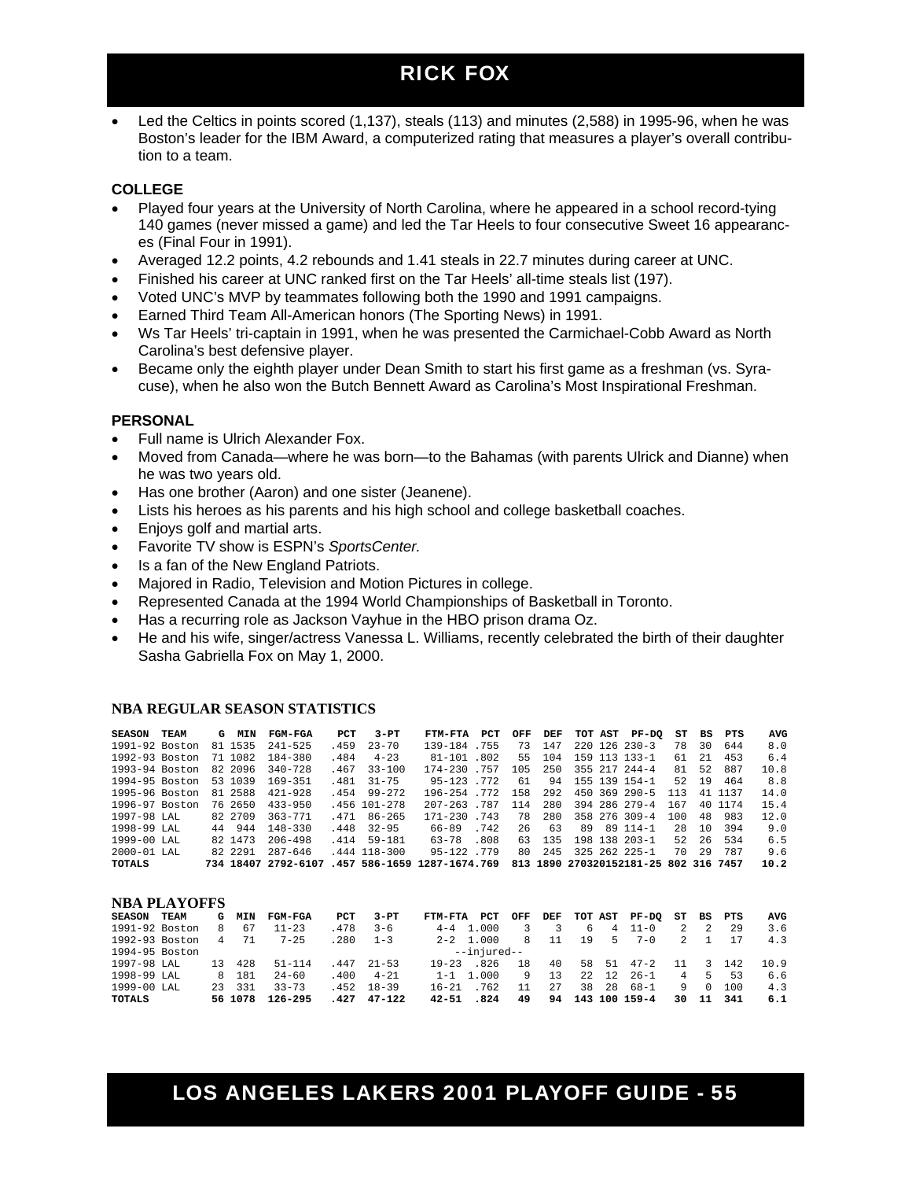# RICK FOX

- Led the Celtics in points scored (1,137), steals (113) and minutes (2,588) in 1995-96, when he was Boston's leader for the IBM Award, a computerized rating that measures a player's overall contribution to a team.

### COLLEGE

- Played four years at the University of North Carolina, where he appeared in a school record-tying 140 games (never missed a game) and led the Tar Heels to four consecutive Sweet 16 appearances (Final Four in 1991).
- Averaged 12.2 points, 4.2 rebounds and 1.41 steals in 22.7 minutes during career at UNC.
- Finished his career at UNC ranked first on the Tar Heels' all-time steals list (197).
- Voted UNC's MVP by teammates following both the 1990 and 1991 campaigns.
- Earned Third Team All-American honors (The Sporting News) in 1991.
- Ws Tar Heels' tri-captain in 1991, when he was presented the Carmichael-Cobb Award as North Carolina's best defensive player.
- Became only the eighth player under Dean Smith to start his first game as a freshman (vs. Syracuse), when he also won the Butch Bennett Award as Carolina's Most Inspirational Freshman.

### PERSONAL

- Full name is Ulrich Alexander Fox.
- Moved from Canada—where he was born—to the Bahamas (with parents Ulrick and Dianne) when he was two years old.
- Has one brother (Aaron) and one sister (Jeanene).
- Lists his heroes as his parents and his high school and college basketball coaches.
- Enjoys golf and martial arts.
- Favorite TV show is ESPN's *SportsCenter.*
- Is a fan of the New England Patriots.
- Majored in Radio, Television and Motion Pictures in college.
- Represented Canada at the 1994 World Championships of Basketball in Toronto.
- Has a recurring role as Jackson Vayhue in the HBO prison drama Oz.
- He and his wife, singer/actress Vanessa L. Williams, recently celebrated the birth of their daughter Sasha Gabriella Fox on May 1, 2000.

### NBA REGULAR SEASON STATISTICS

| SEASON | TEAM | G | MIN | FGM-FGA | PCT | 3-PT | FTM-FTA | PCT | OFF | DEF | TOT | AST | PF-DQ | ST | BS | PTS | AVG |
|---|---|---|---|---|---|---|---|---|---|---|---|---|---|---|---|---|---|
| 1991-92 | Boston | 81 | 1535 | 241-525 | .459 | 23-70 | 139-184 | .755 | 73 | 147 | 220 | 126 | 230-3 | 78 | 30 | 644 | 8.0 |
| 1992-93 | Boston | 71 | 1082 | 184-380 | .484 | 4-23 | 81-101 | .802 | 55 | 104 | 159 | 113 | 133-1 | 61 | 21 | 453 | 6.4 |
| 1993-94 | Boston | 82 | 2096 | 340-728 | .467 | 33-100 | 174-230 | .757 | 105 | 250 | 355 | 217 | 244-4 | 81 | 52 | 887 | 10.8 |
| 1994-95 | Boston | 53 | 1039 | 169-351 | .481 | 31-75 | 95-123 | .772 | 61 | 94 | 155 | 139 | 154-1 | 52 | 19 | 464 | 8.8 |
| 1995-96 | Boston | 81 | 2588 | 421-928 | .454 | 99-272 | 196-254 | .772 | 158 | 292 | 450 | 369 | 290-5 | 113 | 41 | 1137 | 14.0 |
| 1996-97 | Boston | 76 | 2650 | 433-950 | .456 | 101-278 | 207-263 | .787 | 114 | 280 | 394 | 286 | 279-4 | 167 | 40 | 1174 | 15.4 |
| 1997-98 | LAL | 82 | 2709 | 363-771 | .471 | 86-265 | 171-230 | .743 | 78 | 280 | 358 | 276 | 309-4 | 100 | 48 | 983 | 12.0 |
| 1998-99 | LAL | 44 | 944 | 148-330 | .448 | 32-95 | 66-89 | .742 | 26 | 63 | 89 | 89 | 114-1 | 28 | 10 | 394 | 9.0 |
| 1999-00 | LAL | 82 | 1473 | 206-498 | .414 | 59-181 | 63-78 | .808 | 63 | 135 | 198 | 138 | 203-1 | 52 | 26 | 534 | 6.5 |
| 2000-01 | LAL | 82 | 2291 | 287-646 | .444 | 118-300 | 95-122 | .779 | 80 | 245 | 325 | 262 | 225-1 | 70 | 29 | 787 | 9.6 |
| **TOTALS** | | **734** | **18407** | **2792-6107** | **.457** | **586-1659** | **1287-1674** | **.769** | **813** | **1890** | **2703** | **2015** | **2181-25** | **802** | **316** | **7457** | **10.2** |

### NBA PLAYOFFS

| SEASON | TEAM | G | MIN | FGM-FGA | PCT | 3-PT | FTM-FTA | PCT | OFF | DEF | TOT | AST | PF-DQ | ST | BS | PTS | AVG |
|---|---|---|---|---|---|---|---|---|---|---|---|---|---|---|---|---|---|
| 1991-92 | Boston | 8 | 67 | 11-23 | .478 | 3-6 | 4-4 | 1.000 | 3 | 3 | 6 | 4 | 11-0 | 2 | 2 | 29 | 3.6 |
| 1992-93 | Boston | 4 | 71 | 7-25 | .280 | 1-3 | 2-2 | 1.000 | 8 | 11 | 19 | 5 | 7-0 | 2 | 1 | 17 | 4.3 |
| 1994-95 | Boston | | | | | | --injured-- | | | | | | | | | | |
| 1997-98 | LAL | 13 | 428 | 51-114 | .447 | 21-53 | 19-23 | .826 | 18 | 40 | 58 | 51 | 47-2 | 11 | 3 | 142 | 10.9 |
| 1998-99 | LAL | 8 | 181 | 24-60 | .400 | 4-21 | 1-1 | 1.000 | 9 | 13 | 22 | 12 | 26-1 | 4 | 5 | 53 | 6.6 |
| 1999-00 | LAL | 23 | 331 | 33-73 | .452 | 18-39 | 16-21 | .762 | 11 | 27 | 38 | 28 | 68-1 | 9 | 0 | 100 | 4.3 |
| **TOTALS** | | **56** | **1078** | **126-295** | **.427** | **47-122** | **42-51** | **.824** | **49** | **94** | **143** | **100** | **159-4** | **30** | **11** | **341** | **6.1** |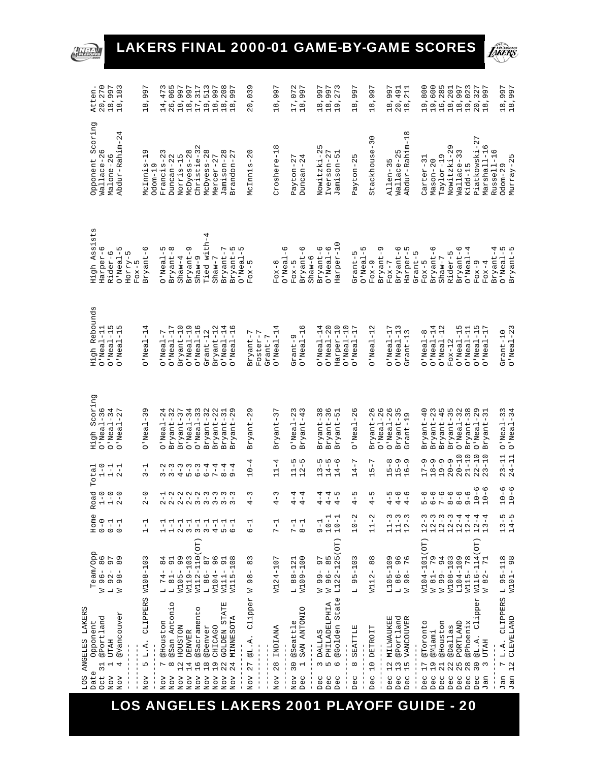# LAKERS FINAL 2000-01 GAME-BY-GAME SCORES

LOS ANGELES LAKERS

| Date | Opponent | Team/Opp | Home | Road | Total | High Scoring | High Rebounds | High Assists | Opponent Scoring | Atten. |
|---|---|---|---|---|---|---|---|---|---|---|
| Oct 31 | @Portland | W 96- 86 | 0-0 | 1-0 | 1-0 | O'Neal-36 | O'Neal-11 | Harper-6 | Wallace-26 | 20,270 |
| Nov 1 | UTAH | L 92- 97 | 0-1 | 1-0 | 1-1 | O'Neal-34 | O'Neal-15 | Rider-6 | Malone-26 | 18,997 |
| Nov 4 | @Vancouver | W 98- 89 | 0-1 | 2-0 | 2-1 | O'Neal-27 | O'Neal-15 | O'Neal-5 | Abdur-Rahim-24 | 18,183 |
| | | | | | | | | Horry-5 | | |
| | | | | | | | | Fox-5 | | |
| Nov 5 | L.A. CLIPPERS | W108-103 | 1-1 | 2-0 | 3-1 | O'Neal-39 | O'Neal-14 | Bryant-6 | McInnis-19 | 18,997 |
| | | | | | | | | | Odom-19 | |
| Nov 7 | @Houston | L 74- 84 | 1-1 | 2-1 | 3-2 | O'Neal-24 | O'Neal-7 | O'Neal-5 | Francis-23 | 14,473 |
| Nov 8 | @San Antonio | L 81- 91 | 1-1 | 2-2 | 3-3 | Bryant-32 | O'Neal-17 | Bryant-8 | Duncan-22 | 26,065 |
| Nov 12 | HOUSTON | W105- 99 | 2-1 | 2-2 | 4-3 | Bryant-37 | Bryant-10 | Shaw-4 | Norris-15 | 18,997 |
| Nov 14 | DENVER | W119-103 | 3-1 | 2-2 | 5-3 | O'Neal-34 | O'Neal-19 | Bryant-9 | McDyess-28 | 18,997 |
| Nov 16 | @Sacramento | W112-110(OT) | 3-1 | 3-2 | 6-3 | O'Neal-33 | O'Neal-16 | Shaw-9 | Christie-32 | 17,317 |
| Nov 18 | @Denver | L 86- 87 | 3-1 | 3-3 | 6-4 | Bryant-32 | Grant-12 | Tied with-4 | McDyess-28 | 19,513 |
| Nov 19 | CHICAGO | W104- 96 | 4-1 | 3-3 | 7-4 | Bryant-22 | Bryant-12 | Shaw-7 | Mercer-27 | 18,997 |
| Nov 22 | GOLDEN STATE | W111- 91 | 5-1 | 3-3 | 8-4 | Bryant-31 | O'Neal-14 | Bryant-7 | Jamison-28 | 18,208 |
| Nov 24 | MINNESOTA | W115-108 | 6-1 | 3-3 | 9-4 | Bryant-29 | O'Neal-16 | Bryant-5 | Brandon-27 | 18,997 |
| | | | | | | | | O'Neal-5 | | |
| Nov 27 | @L.A. Clipper | W 98- 83 | 6-1 | 4-3 | 10-4 | Bryant-29 | Bryant-7 | Fox-5 | McInnis-20 | 20,039 |
| | | | | | | | Foster-7 | | | |
| | | | | | | | Grant-7 | | | |
| Nov 28 | INDIANA | W124-107 | 7-1 | 4-3 | 11-4 | Bryant-37 | O'Neal-14 | Fox-6 | Croshere-18 | 18,997 |
| | | | | | | | | O'Neal-6 | | |
| Nov 30 | @Seattle | L 88-121 | 7-1 | 4-4 | 11-5 | O'Neal-23 | Grant-9 | Fox-5 | Payton-27 | 17,072 |
| Dec 1 | SAN ANTONIO | W109-100 | 8-1 | 4-4 | 12-5 | Bryant-43 | O'Neal-16 | Bryant-6 | Duncan-24 | 18,997 |
| | | | | | | | | Shaw-6 | | |
| Dec 3 | DALLAS | W 99- 97 | 9-1 | 4-4 | 13-5 | Bryant-38 | O'Neal-14 | Bryant-6 | Nowitzki-25 | 18,997 |
| Dec 5 | PHILADELPHIA | W 96- 85 | 10-1 | 4-4 | 14-5 | Bryant-36 | O'Neal-20 | O'Neal-6 | Iverson-27 | 18,997 |
| Dec 6 | @Golden State | L122-125(OT) | 10-1 | 4-5 | 14-6 | Bryant-51 | Harper-10 | Harper-10 | Jamison-51 | 19,273 |
| | | | | | | | O'Neal-10 | | | |
| Dec 8 | SEATTLE | L 95-103 | 10-2 | 4-5 | 14-7 | O'Neal-26 | O'Neal-17 | Grant-5 | Payton-25 | 18,997 |
| | | | | | | | | O'Neal-5 | | |
| Dec 10 | DETROIT | W112- 88 | 11-2 | 4-5 | 15-7 | Bryant-26 | O'Neal-12 | Fox-9 | Stackhouse-30 | 18,997 |
| | | | | | | O'Neal-26 | | Bryant-9 | | |
| Dec 12 | MILWAUKEE | L105-109 | 11-3 | 4-5 | 15-8 | O'Neal-26 | O'Neal-17 | Fox-7 | Allen-35 | 18,997 |
| Dec 13 | @Portland | L 86- 96 | 11-3 | 4-6 | 15-9 | Bryant-35 | O'Neal-13 | Bryant-6 | Wallace-25 | 20,491 |
| Dec 15 | VANCOUVER | W 98- 76 | 12-3 | 4-6 | 16-9 | Grant-19 | Grant-13 | Harper-5 | Abdur-Rahim-18 | 18,211 |
| | | | | | | | | Grant-5 | | |
| Dec 17 | @Toronto | W104-101(OT) | 12-3 | 5-6 | 17-9 | Bryant-40 | O'Neal-8 | Fox-5 | Carter-31 | 19,800 |
| Dec 19 | @Miami | W 81- 79 | 12-3 | 6-6 | 18-9 | Bryant-23 | O'Neal-14 | Bryant-6 | Mason-20 | 19,600 |
| Dec 21 | @Houston | W 99- 94 | 12-3 | 7-6 | 19-9 | Bryant-45 | O'Neal-12 | Shaw-7 | Taylor-19 | 16,285 |
| Dec 22 | @Dallas | W108-103 | 12-3 | 8-6 | 20-9 | Bryant-35 | Fox-12 | Rider-5 | Nowitzki-29 | 18,201 |
| Dec 25 | PORTLAND | L104-109 | 12-4 | 8-6 | 20-10 | O'Neal-32 | O'Neal-15 | Bryant-6 | Wallace-33 | 18,997 |
| Dec 28 | @Phoenix | W115- 78 | 12-4 | 9-6 | 21-10 | Bryant-38 | O'Neal-11 | O'Neal-4 | Kidd-15 | 19,023 |
| Dec 30 | @L.A. Clipper | W116-114(OT) | 12-4 | 10-6 | 22-10 | O'Neal-29 | O'Neal-15 | Fox-9 | Piatkowski-27 | 20,327 |
| Jan 3 | UTAH | W 82- 71 | 13-4 | 10-6 | 23-10 | Bryant-31 | O'Neal-17 | Fox-4 | Marshall-16 | 18,997 |
| | | | | | | | | | Russell-16 | |
| Jan 7 | L.A. CLIPPERS | L 95-118 | 13-5 | 10-6 | 23-11 | O'Neal-33 | Grant-10 | Bryant-4 | Odom-29 | 18,997 |
| Jan 12 | CLEVELAND | W101- 98 | 14-5 | 10-6 | 24-11 | O'Neal-34 | O'Neal-23 | O'Neal-5 | Murray-25 | 18,997 |
| | | | | | | | | Bryant-5 | | |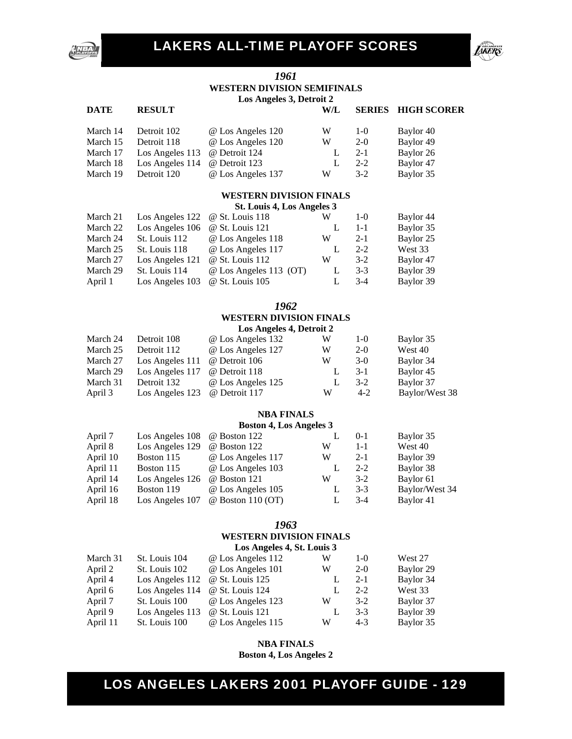# LAKERS ALL-TIME PLAYOFF SCORES

## *1961*

### WESTERN DIVISION SEMIFINALS

**Los Angeles 3, Detroit 2**

| DATE | RESULT | | W/L | SERIES | HIGH SCORER |
|---|---|---|---|---|---|
| March 14 | Detroit 102 | @ Los Angeles 120 | W | 1-0 | Baylor 40 |
| March 15 | Detroit 118 | @ Los Angeles 120 | W | 2-0 | Baylor 49 |
| March 17 | Los Angeles 113 | @ Detroit 124 | L | 2-1 | Baylor 26 |
| March 18 | Los Angeles 114 | @ Detroit 123 | L | 2-2 | Baylor 47 |
| March 19 | Detroit 120 | @ Los Angeles 137 | W | 3-2 | Baylor 35 |

### WESTERN DIVISION FINALS

**St. Louis 4, Los Angeles 3**

| DATE | RESULT | | W/L | SERIES | HIGH SCORER |
|---|---|---|---|---|---|
| March 21 | Los Angeles 122 | @ St. Louis 118 | W | 1-0 | Baylor 44 |
| March 22 | Los Angeles 106 | @ St. Louis 121 | L | 1-1 | Baylor 35 |
| March 24 | St. Louis 112 | @ Los Angeles 118 | W | 2-1 | Baylor 25 |
| March 25 | St. Louis 118 | @ Los Angeles 117 | L | 2-2 | West 33 |
| March 27 | Los Angeles 121 | @ St. Louis 112 | W | 3-2 | Baylor 47 |
| March 29 | St. Louis 114 | @ Los Angeles 113 (OT) | L | 3-3 | Baylor 39 |
| April 1 | Los Angeles 103 | @ St. Louis 105 | L | 3-4 | Baylor 39 |

## *1962*

### WESTERN DIVISION FINALS

**Los Angeles 4, Detroit 2**

| DATE | RESULT | | W/L | SERIES | HIGH SCORER |
|---|---|---|---|---|---|
| March 24 | Detroit 108 | @ Los Angeles 132 | W | 1-0 | Baylor 35 |
| March 25 | Detroit 112 | @ Los Angeles 127 | W | 2-0 | West 40 |
| March 27 | Los Angeles 111 | @ Detroit 106 | W | 3-0 | Baylor 34 |
| March 29 | Los Angeles 117 | @ Detroit 118 | L | 3-1 | Baylor 45 |
| March 31 | Detroit 132 | @ Los Angeles 125 | L | 3-2 | Baylor 37 |
| April 3 | Los Angeles 123 | @ Detroit 117 | W | 4-2 | Baylor/West 38 |

### NBA FINALS

**Boston 4, Los Angeles 3**

| DATE | RESULT | | W/L | SERIES | HIGH SCORER |
|---|---|---|---|---|---|
| April 7 | Los Angeles 108 | @ Boston 122 | L | 0-1 | Baylor 35 |
| April 8 | Los Angeles 129 | @ Boston 122 | W | 1-1 | West 40 |
| April 10 | Boston 115 | @ Los Angeles 117 | W | 2-1 | Baylor 39 |
| April 11 | Boston 115 | @ Los Angeles 103 | L | 2-2 | Baylor 38 |
| April 14 | Los Angeles 126 | @ Boston 121 | W | 3-2 | Baylor 61 |
| April 16 | Boston 119 | @ Los Angeles 105 | L | 3-3 | Baylor/West 34 |
| April 18 | Los Angeles 107 | @ Boston 110 (OT) | L | 3-4 | Baylor 41 |

## *1963*

### WESTERN DIVISION FINALS

**Los Angeles 4, St. Louis 3**

| DATE | RESULT | | W/L | SERIES | HIGH SCORER |
|---|---|---|---|---|---|
| March 31 | St. Louis 104 | @ Los Angeles 112 | W | 1-0 | West 27 |
| April 2 | St. Louis 102 | @ Los Angeles 101 | W | 2-0 | Baylor 29 |
| April 4 | Los Angeles 112 | @ St. Louis 125 | L | 2-1 | Baylor 34 |
| April 6 | Los Angeles 114 | @ St. Louis 124 | L | 2-2 | West 33 |
| April 7 | St. Louis 100 | @ Los Angeles 123 | W | 3-2 | Baylor 37 |
| April 9 | Los Angeles 113 | @ St. Louis 121 | L | 3-3 | Baylor 39 |
| April 11 | St. Louis 100 | @ Los Angeles 115 | W | 4-3 | Baylor 35 |

### NBA FINALS

**Boston 4, Los Angeles 2**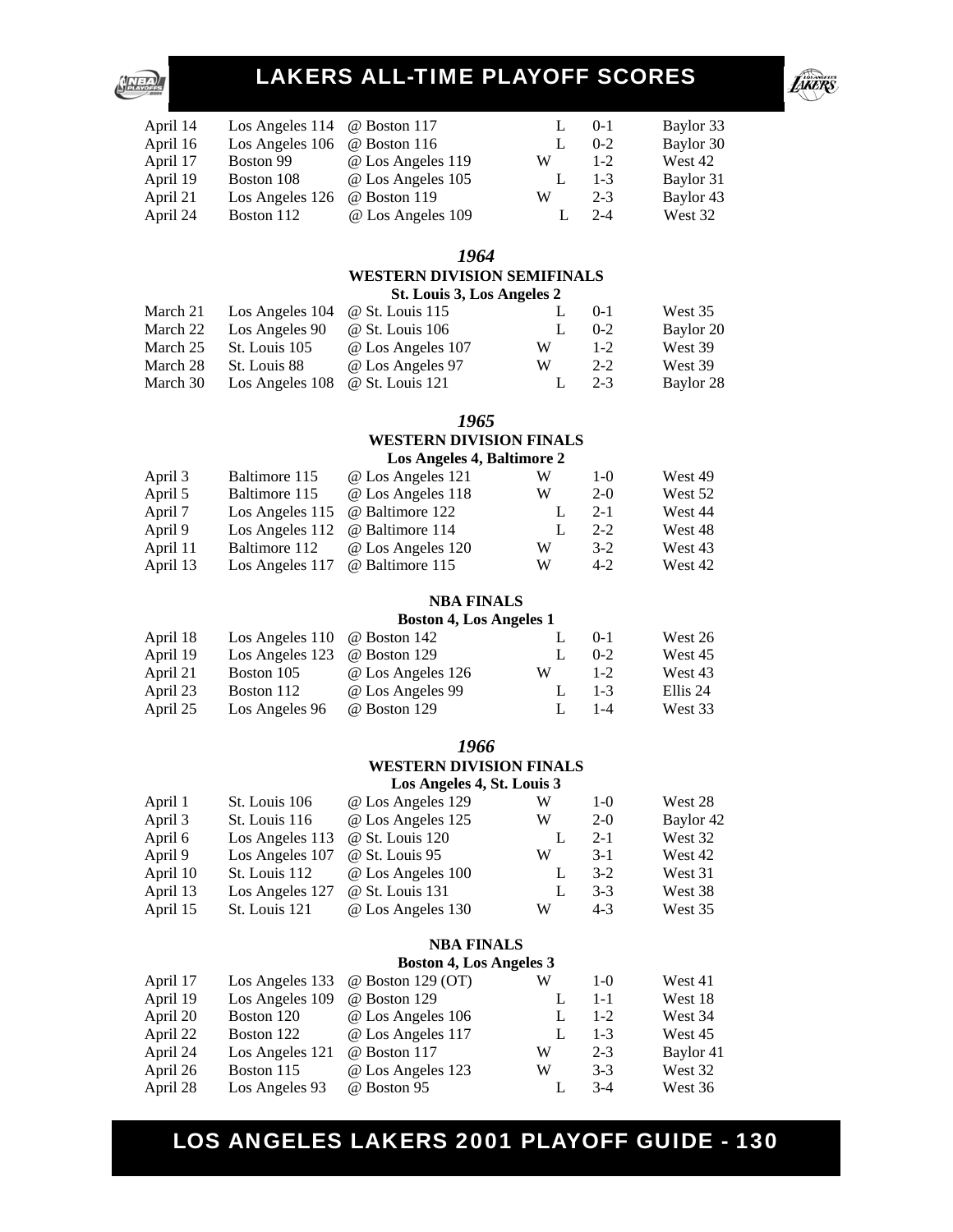| | | | | | |
|---|---|---|---|---|---|
| April 14 | Los Angeles 114 | @ Boston 117 | L | 0-1 | Baylor 33 |
| April 16 | Los Angeles 106 | @ Boston 116 | L | 0-2 | Baylor 30 |
| April 17 | Boston 99 | @ Los Angeles 119 | W | 1-2 | West 42 |
| April 19 | Boston 108 | @ Los Angeles 105 | L | 1-3 | Baylor 31 |
| April 21 | Los Angeles 126 | @ Boston 119 | W | 2-3 | Baylor 43 |
| April 24 | Boston 112 | @ Los Angeles 109 | L | 2-4 | West 32 |

## *1964*

### WESTERN DIVISION SEMIFINALS

**St. Louis 3, Los Angeles 2**

| | | | | | |
|---|---|---|---|---|---|
| March 21 | Los Angeles 104 | @ St. Louis 115 | L | 0-1 | West 35 |
| March 22 | Los Angeles 90 | @ St. Louis 106 | L | 0-2 | Baylor 20 |
| March 25 | St. Louis 105 | @ Los Angeles 107 | W | 1-2 | West 39 |
| March 28 | St. Louis 88 | @ Los Angeles 97 | W | 2-2 | West 39 |
| March 30 | Los Angeles 108 | @ St. Louis 121 | L | 2-3 | Baylor 28 |

## *1965*

### WESTERN DIVISION FINALS

**Los Angeles 4, Baltimore 2**

| | | | | | |
|---|---|---|---|---|---|
| April 3 | Baltimore 115 | @ Los Angeles 121 | W | 1-0 | West 49 |
| April 5 | Baltimore 115 | @ Los Angeles 118 | W | 2-0 | West 52 |
| April 7 | Los Angeles 115 | @ Baltimore 122 | L | 2-1 | West 44 |
| April 9 | Los Angeles 112 | @ Baltimore 114 | L | 2-2 | West 48 |
| April 11 | Baltimore 112 | @ Los Angeles 120 | W | 3-2 | West 43 |
| April 13 | Los Angeles 117 | @ Baltimore 115 | W | 4-2 | West 42 |

### NBA FINALS

**Boston 4, Los Angeles 1**

| | | | | | |
|---|---|---|---|---|---|
| April 18 | Los Angeles 110 | @ Boston 142 | L | 0-1 | West 26 |
| April 19 | Los Angeles 123 | @ Boston 129 | L | 0-2 | West 45 |
| April 21 | Boston 105 | @ Los Angeles 126 | W | 1-2 | West 43 |
| April 23 | Boston 112 | @ Los Angeles 99 | L | 1-3 | Ellis 24 |
| April 25 | Los Angeles 96 | @ Boston 129 | L | 1-4 | West 33 |

## *1966*

### WESTERN DIVISION FINALS

**Los Angeles 4, St. Louis 3**

| | | | | | |
|---|---|---|---|---|---|
| April 1 | St. Louis 106 | @ Los Angeles 129 | W | 1-0 | West 28 |
| April 3 | St. Louis 116 | @ Los Angeles 125 | W | 2-0 | Baylor 42 |
| April 6 | Los Angeles 113 | @ St. Louis 120 | L | 2-1 | West 32 |
| April 9 | Los Angeles 107 | @ St. Louis 95 | W | 3-1 | West 42 |
| April 10 | St. Louis 112 | @ Los Angeles 100 | L | 3-2 | West 31 |
| April 13 | Los Angeles 127 | @ St. Louis 131 | L | 3-3 | West 38 |
| April 15 | St. Louis 121 | @ Los Angeles 130 | W | 4-3 | West 35 |

### NBA FINALS

**Boston 4, Los Angeles 3**

| | | | | | |
|---|---|---|---|---|---|
| April 17 | Los Angeles 133 | @ Boston 129 (OT) | W | 1-0 | West 41 |
| April 19 | Los Angeles 109 | @ Boston 129 | L | 1-1 | West 18 |
| April 20 | Boston 120 | @ Los Angeles 106 | L | 1-2 | West 34 |
| April 22 | Boston 122 | @ Los Angeles 117 | L | 1-3 | West 45 |
| April 24 | Los Angeles 121 | @ Boston 117 | W | 2-3 | Baylor 41 |
| April 26 | Boston 115 | @ Los Angeles 123 | W | 3-3 | West 32 |
| April 28 | Los Angeles 93 | @ Boston 95 | L | 3-4 | West 36 |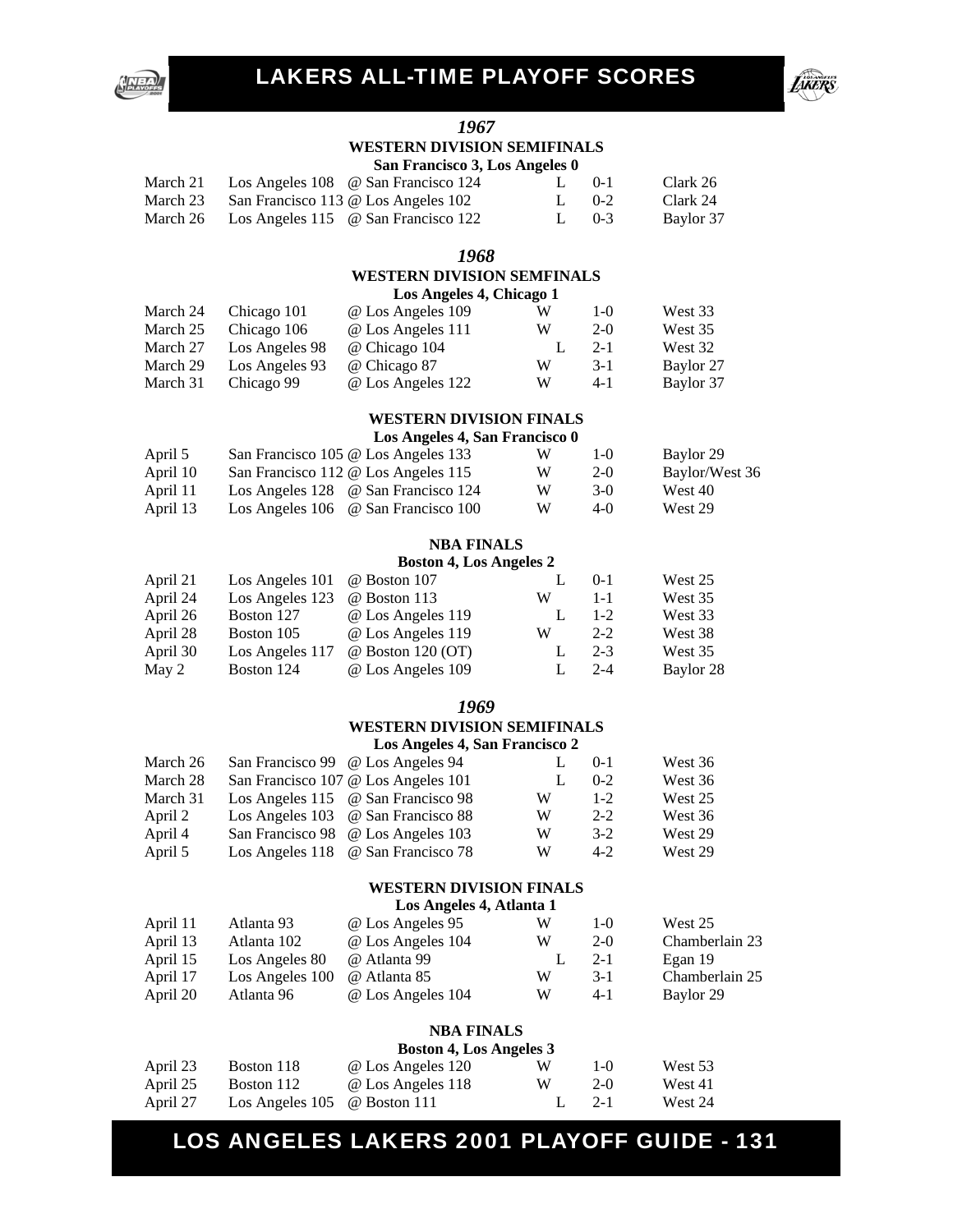# LAKERS ALL-TIME PLAYOFF SCORES

## *1967*

### WESTERN DIVISION SEMIFINALS

**San Francisco 3, Los Angeles 0**

| | | | | | |
|---|---|---|---|---|---|
| March 21 | Los Angeles 108 | @ San Francisco 124 | L | 0-1 | Clark 26 |
| March 23 | San Francisco 113 | @ Los Angeles 102 | L | 0-2 | Clark 24 |
| March 26 | Los Angeles 115 | @ San Francisco 122 | L | 0-3 | Baylor 37 |

## *1968*

### WESTERN DIVISION SEMFINALS

**Los Angeles 4, Chicago 1**

| | | | | | |
|---|---|---|---|---|---|
| March 24 | Chicago 101 | @ Los Angeles 109 | W | 1-0 | West 33 |
| March 25 | Chicago 106 | @ Los Angeles 111 | W | 2-0 | West 35 |
| March 27 | Los Angeles 98 | @ Chicago 104 | L | 2-1 | West 32 |
| March 29 | Los Angeles 93 | @ Chicago 87 | W | 3-1 | Baylor 27 |
| March 31 | Chicago 99 | @ Los Angeles 122 | W | 4-1 | Baylor 37 |

### WESTERN DIVISION FINALS

**Los Angeles 4, San Francisco 0**

| | | | | | |
|---|---|---|---|---|---|
| April 5 | San Francisco 105 | @ Los Angeles 133 | W | 1-0 | Baylor 29 |
| April 10 | San Francisco 112 | @ Los Angeles 115 | W | 2-0 | Baylor/West 36 |
| April 11 | Los Angeles 128 | @ San Francisco 124 | W | 3-0 | West 40 |
| April 13 | Los Angeles 106 | @ San Francisco 100 | W | 4-0 | West 29 |

### NBA FINALS

**Boston 4, Los Angeles 2**

| | | | | | |
|---|---|---|---|---|---|
| April 21 | Los Angeles 101 | @ Boston 107 | L | 0-1 | West 25 |
| April 24 | Los Angeles 123 | @ Boston 113 | W | 1-1 | West 35 |
| April 26 | Boston 127 | @ Los Angeles 119 | L | 1-2 | West 33 |
| April 28 | Boston 105 | @ Los Angeles 119 | W | 2-2 | West 38 |
| April 30 | Los Angeles 117 | @ Boston 120 (OT) | L | 2-3 | West 35 |
| May 2 | Boston 124 | @ Los Angeles 109 | L | 2-4 | Baylor 28 |

## *1969*

### WESTERN DIVISION SEMIFINALS

**Los Angeles 4, San Francisco 2**

| | | | | | |
|---|---|---|---|---|---|
| March 26 | San Francisco 99 | @ Los Angeles 94 | L | 0-1 | West 36 |
| March 28 | San Francisco 107 | @ Los Angeles 101 | L | 0-2 | West 36 |
| March 31 | Los Angeles 115 | @ San Francisco 98 | W | 1-2 | West 25 |
| April 2 | Los Angeles 103 | @ San Francisco 88 | W | 2-2 | West 36 |
| April 4 | San Francisco 98 | @ Los Angeles 103 | W | 3-2 | West 29 |
| April 5 | Los Angeles 118 | @ San Francisco 78 | W | 4-2 | West 29 |

### WESTERN DIVISION FINALS

**Los Angeles 4, Atlanta 1**

| | | | | | |
|---|---|---|---|---|---|
| April 11 | Atlanta 93 | @ Los Angeles 95 | W | 1-0 | West 25 |
| April 13 | Atlanta 102 | @ Los Angeles 104 | W | 2-0 | Chamberlain 23 |
| April 15 | Los Angeles 80 | @ Atlanta 99 | L | 2-1 | Egan 19 |
| April 17 | Los Angeles 100 | @ Atlanta 85 | W | 3-1 | Chamberlain 25 |
| April 20 | Atlanta 96 | @ Los Angeles 104 | W | 4-1 | Baylor 29 |

### NBA FINALS

**Boston 4, Los Angeles 3**

| | | | | | |
|---|---|---|---|---|---|
| April 23 | Boston 118 | @ Los Angeles 120 | W | 1-0 | West 53 |
| April 25 | Boston 112 | @ Los Angeles 118 | W | 2-0 | West 41 |
| April 27 | Los Angeles 105 | @ Boston 111 | L | 2-1 | West 24 |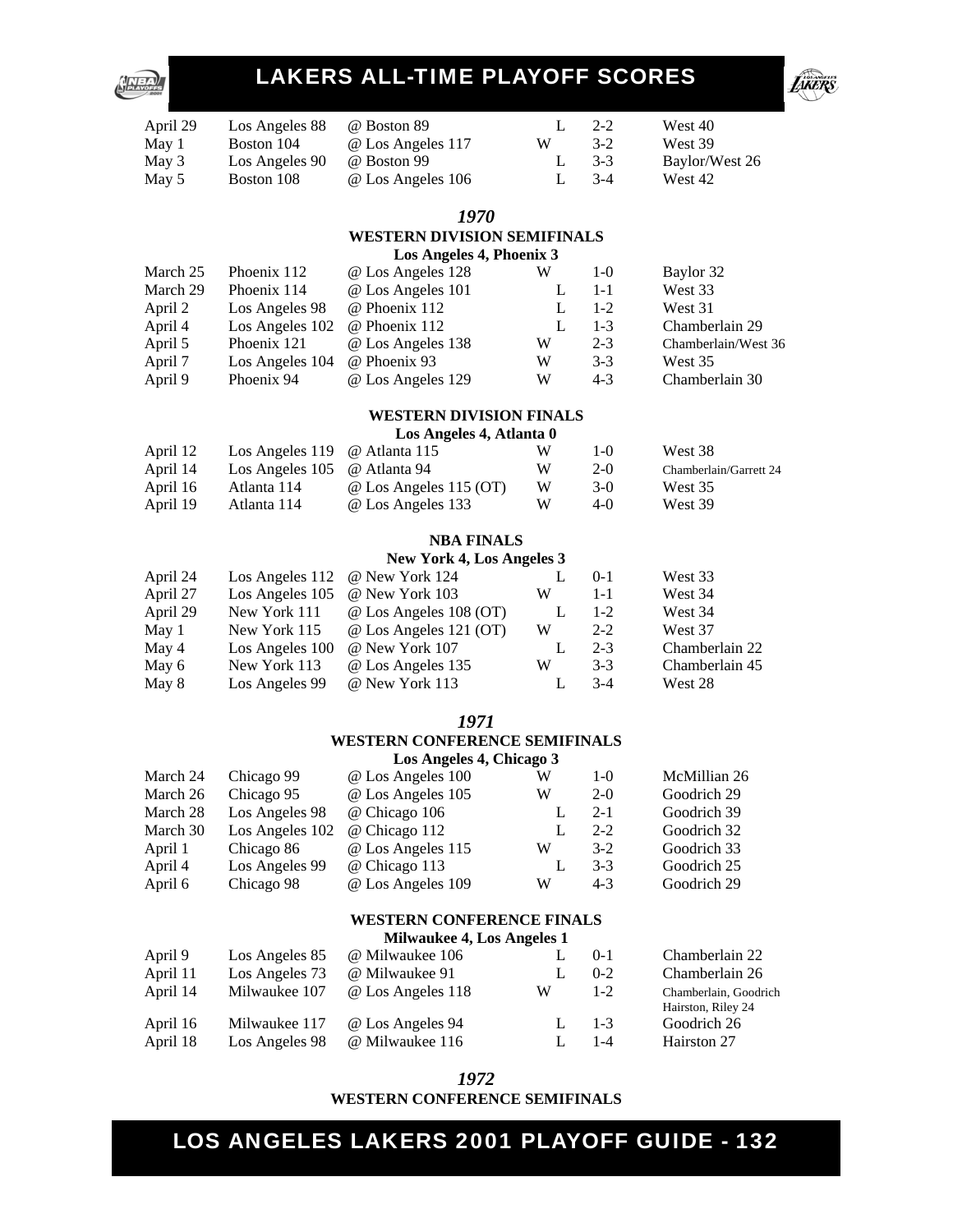| | | | | | |
|---|---|---|---|---|---|
| April 29 | Los Angeles 88 | @ Boston 89 | L | 2-2 | West 40 |
| May 1 | Boston 104 | @ Los Angeles 117 | W | 3-2 | West 39 |
| May 3 | Los Angeles 90 | @ Boston 99 | L | 3-3 | Baylor/West 26 |
| May 5 | Boston 108 | @ Los Angeles 106 | L | 3-4 | West 42 |

## *1970*

### WESTERN DIVISION SEMIFINALS

**Los Angeles 4, Phoenix 3**

| | | | | | |
|---|---|---|---|---|---|
| March 25 | Phoenix 112 | @ Los Angeles 128 | W | 1-0 | Baylor 32 |
| March 29 | Phoenix 114 | @ Los Angeles 101 | L | 1-1 | West 33 |
| April 2 | Los Angeles 98 | @ Phoenix 112 | L | 1-2 | West 31 |
| April 4 | Los Angeles 102 | @ Phoenix 112 | L | 1-3 | Chamberlain 29 |
| April 5 | Phoenix 121 | @ Los Angeles 138 | W | 2-3 | Chamberlain/West 36 |
| April 7 | Los Angeles 104 | @ Phoenix 93 | W | 3-3 | West 35 |
| April 9 | Phoenix 94 | @ Los Angeles 129 | W | 4-3 | Chamberlain 30 |

### WESTERN DIVISION FINALS

**Los Angeles 4, Atlanta 0**

| | | | | | |
|---|---|---|---|---|---|
| April 12 | Los Angeles 119 | @ Atlanta 115 | W | 1-0 | West 38 |
| April 14 | Los Angeles 105 | @ Atlanta 94 | W | 2-0 | Chamberlain/Garrett 24 |
| April 16 | Atlanta 114 | @ Los Angeles 115 (OT) | W | 3-0 | West 35 |
| April 19 | Atlanta 114 | @ Los Angeles 133 | W | 4-0 | West 39 |

### NBA FINALS

**New York 4, Los Angeles 3**

| | | | | | |
|---|---|---|---|---|---|
| April 24 | Los Angeles 112 | @ New York 124 | L | 0-1 | West 33 |
| April 27 | Los Angeles 105 | @ New York 103 | W | 1-1 | West 34 |
| April 29 | New York 111 | @ Los Angeles 108 (OT) | L | 1-2 | West 34 |
| May 1 | New York 115 | @ Los Angeles 121 (OT) | W | 2-2 | West 37 |
| May 4 | Los Angeles 100 | @ New York 107 | L | 2-3 | Chamberlain 22 |
| May 6 | New York 113 | @ Los Angeles 135 | W | 3-3 | Chamberlain 45 |
| May 8 | Los Angeles 99 | @ New York 113 | L | 3-4 | West 28 |

## *1971*

### WESTERN CONFERENCE SEMIFINALS

**Los Angeles 4, Chicago 3**

| | | | | | |
|---|---|---|---|---|---|
| March 24 | Chicago 99 | @ Los Angeles 100 | W | 1-0 | McMillian 26 |
| March 26 | Chicago 95 | @ Los Angeles 105 | W | 2-0 | Goodrich 29 |
| March 28 | Los Angeles 98 | @ Chicago 106 | L | 2-1 | Goodrich 39 |
| March 30 | Los Angeles 102 | @ Chicago 112 | L | 2-2 | Goodrich 32 |
| April 1 | Chicago 86 | @ Los Angeles 115 | W | 3-2 | Goodrich 33 |
| April 4 | Los Angeles 99 | @ Chicago 113 | L | 3-3 | Goodrich 25 |
| April 6 | Chicago 98 | @ Los Angeles 109 | W | 4-3 | Goodrich 29 |

### WESTERN CONFERENCE FINALS

**Milwaukee 4, Los Angeles 1**

| | | | | | |
|---|---|---|---|---|---|
| April 9 | Los Angeles 85 | @ Milwaukee 106 | L | 0-1 | Chamberlain 22 |
| April 11 | Los Angeles 73 | @ Milwaukee 91 | L | 0-2 | Chamberlain 26 |
| April 14 | Milwaukee 107 | @ Los Angeles 118 | W | 1-2 | Chamberlain, Goodrich Hairston, Riley 24 |
| April 16 | Milwaukee 117 | @ Los Angeles 94 | L | 1-3 | Goodrich 26 |
| April 18 | Los Angeles 98 | @ Milwaukee 116 | L | 1-4 | Hairston 27 |

## *1972*

### WESTERN CONFERENCE SEMIFINALS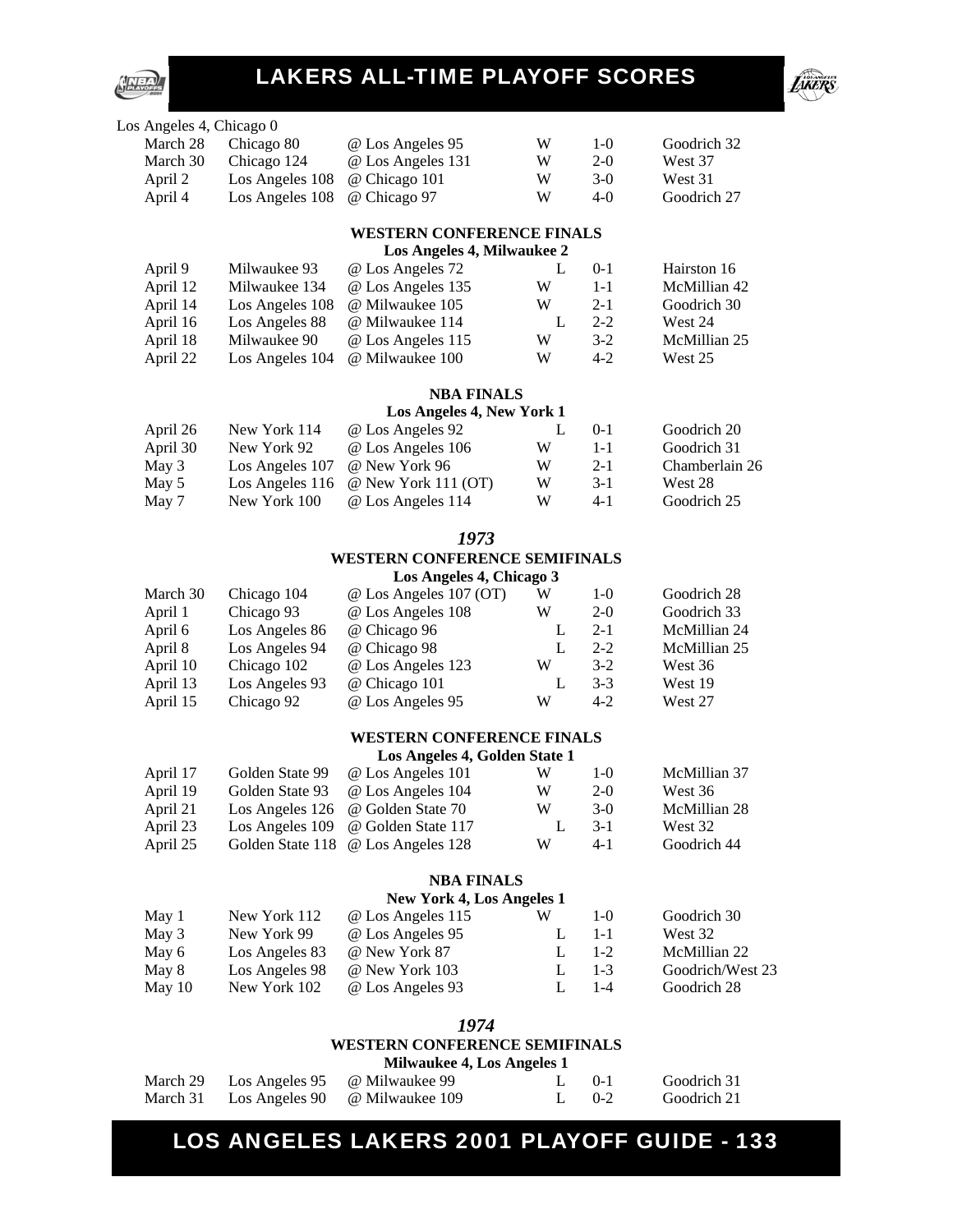Los Angeles 4, Chicago 0

| | | | | | |
|---|---|---|---|---|---|
| March 28 | Chicago 80 | @ Los Angeles 95 | W | 1-0 | Goodrich 32 |
| March 30 | Chicago 124 | @ Los Angeles 131 | W | 2-0 | West 37 |
| April 2 | Los Angeles 108 | @ Chicago 101 | W | 3-0 | West 31 |
| April 4 | Los Angeles 108 | @ Chicago 97 | W | 4-0 | Goodrich 27 |

**WESTERN CONFERENCE FINALS**

**Los Angeles 4, Milwaukee 2**

| | | | | | |
|---|---|---|---|---|---|
| April 9 | Milwaukee 93 | @ Los Angeles 72 | L | 0-1 | Hairston 16 |
| April 12 | Milwaukee 134 | @ Los Angeles 135 | W | 1-1 | McMillian 42 |
| April 14 | Los Angeles 108 | @ Milwaukee 105 | W | 2-1 | Goodrich 30 |
| April 16 | Los Angeles 88 | @ Milwaukee 114 | L | 2-2 | West 24 |
| April 18 | Milwaukee 90 | @ Los Angeles 115 | W | 3-2 | McMillian 25 |
| April 22 | Los Angeles 104 | @ Milwaukee 100 | W | 4-2 | West 25 |

**NBA FINALS**

**Los Angeles 4, New York 1**

| | | | | | |
|---|---|---|---|---|---|
| April 26 | New York 114 | @ Los Angeles 92 | L | 0-1 | Goodrich 20 |
| April 30 | New York 92 | @ Los Angeles 106 | W | 1-1 | Goodrich 31 |
| May 3 | Los Angeles 107 | @ New York 96 | W | 2-1 | Chamberlain 26 |
| May 5 | Los Angeles 116 | @ New York 111 (OT) | W | 3-1 | West 28 |
| May 7 | New York 100 | @ Los Angeles 114 | W | 4-1 | Goodrich 25 |

## *1973*

**WESTERN CONFERENCE SEMIFINALS**

**Los Angeles 4, Chicago 3**

| | | | | | |
|---|---|---|---|---|---|
| March 30 | Chicago 104 | @ Los Angeles 107 (OT) | W | 1-0 | Goodrich 28 |
| April 1 | Chicago 93 | @ Los Angeles 108 | W | 2-0 | Goodrich 33 |
| April 6 | Los Angeles 86 | @ Chicago 96 | L | 2-1 | McMillian 24 |
| April 8 | Los Angeles 94 | @ Chicago 98 | L | 2-2 | McMillian 25 |
| April 10 | Chicago 102 | @ Los Angeles 123 | W | 3-2 | West 36 |
| April 13 | Los Angeles 93 | @ Chicago 101 | L | 3-3 | West 19 |
| April 15 | Chicago 92 | @ Los Angeles 95 | W | 4-2 | West 27 |

**WESTERN CONFERENCE FINALS**

**Los Angeles 4, Golden State 1**

| | | | | | |
|---|---|---|---|---|---|
| April 17 | Golden State 99 | @ Los Angeles 101 | W | 1-0 | McMillian 37 |
| April 19 | Golden State 93 | @ Los Angeles 104 | W | 2-0 | West 36 |
| April 21 | Los Angeles 126 | @ Golden State 70 | W | 3-0 | McMillian 28 |
| April 23 | Los Angeles 109 | @ Golden State 117 | L | 3-1 | West 32 |
| April 25 | Golden State 118 | @ Los Angeles 128 | W | 4-1 | Goodrich 44 |

**NBA FINALS**

**New York 4, Los Angeles 1**

| | | | | | |
|---|---|---|---|---|---|
| May 1 | New York 112 | @ Los Angeles 115 | W | 1-0 | Goodrich 30 |
| May 3 | New York 99 | @ Los Angeles 95 | L | 1-1 | West 32 |
| May 6 | Los Angeles 83 | @ New York 87 | L | 1-2 | McMillian 22 |
| May 8 | Los Angeles 98 | @ New York 103 | L | 1-3 | Goodrich/West 23 |
| May 10 | New York 102 | @ Los Angeles 93 | L | 1-4 | Goodrich 28 |

## *1974*

**WESTERN CONFERENCE SEMIFINALS**

**Milwaukee 4, Los Angeles 1**

| | | | | | |
|---|---|---|---|---|---|
| March 29 | Los Angeles 95 | @ Milwaukee 99 | L | 0-1 | Goodrich 31 |
| March 31 | Los Angeles 90 | @ Milwaukee 109 | L | 0-2 | Goodrich 21 |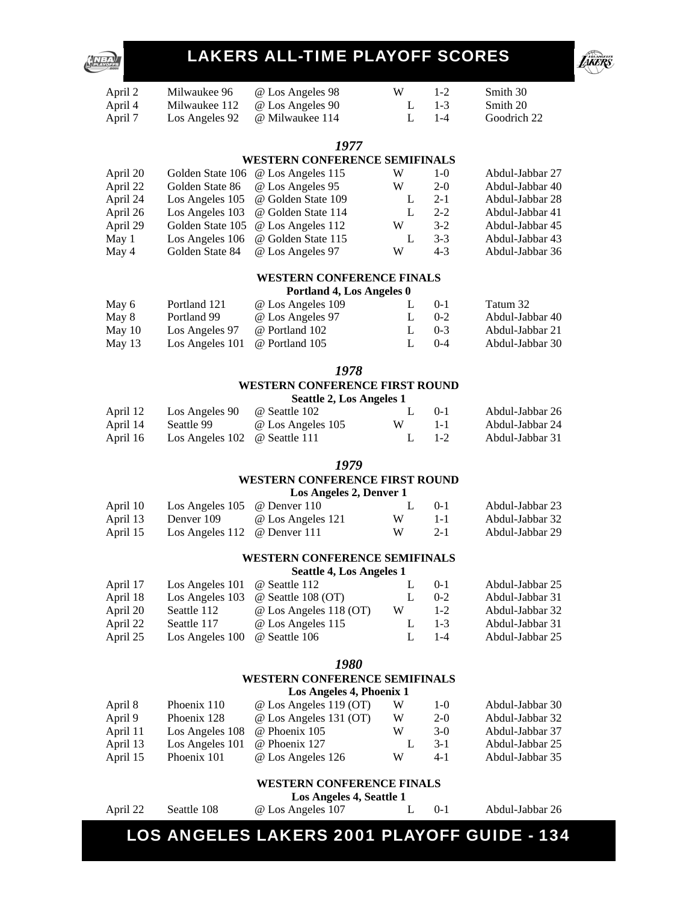| | | | | | |
|---|---|---|---|---|---|
| April 2 | Milwaukee 96 | @ Los Angeles 98 | W | 1-2 | Smith 30 |
| April 4 | Milwaukee 112 | @ Los Angeles 90 | L | 1-3 | Smith 20 |
| April 7 | Los Angeles 92 | @ Milwaukee 114 | L | 1-4 | Goodrich 22 |

## *1977*

### WESTERN CONFERENCE SEMIFINALS

| | | | | | |
|---|---|---|---|---|---|
| April 20 | Golden State 106 | @ Los Angeles 115 | W | 1-0 | Abdul-Jabbar 27 |
| April 22 | Golden State 86 | @ Los Angeles 95 | W | 2-0 | Abdul-Jabbar 40 |
| April 24 | Los Angeles 105 | @ Golden State 109 | L | 2-1 | Abdul-Jabbar 28 |
| April 26 | Los Angeles 103 | @ Golden State 114 | L | 2-2 | Abdul-Jabbar 41 |
| April 29 | Golden State 105 | @ Los Angeles 112 | W | 3-2 | Abdul-Jabbar 45 |
| May 1 | Los Angeles 106 | @ Golden State 115 | L | 3-3 | Abdul-Jabbar 43 |
| May 4 | Golden State 84 | @ Los Angeles 97 | W | 4-3 | Abdul-Jabbar 36 |

### WESTERN CONFERENCE FINALS

**Portland 4, Los Angeles 0**

| | | | | | |
|---|---|---|---|---|---|
| May 6 | Portland 121 | @ Los Angeles 109 | L | 0-1 | Tatum 32 |
| May 8 | Portland 99 | @ Los Angeles 97 | L | 0-2 | Abdul-Jabbar 40 |
| May 10 | Los Angeles 97 | @ Portland 102 | L | 0-3 | Abdul-Jabbar 21 |
| May 13 | Los Angeles 101 | @ Portland 105 | L | 0-4 | Abdul-Jabbar 30 |

## *1978*

### WESTERN CONFERENCE FIRST ROUND

**Seattle 2, Los Angeles 1**

| | | | | | |
|---|---|---|---|---|---|
| April 12 | Los Angeles 90 | @ Seattle 102 | L | 0-1 | Abdul-Jabbar 26 |
| April 14 | Seattle 99 | @ Los Angeles 105 | W | 1-1 | Abdul-Jabbar 24 |
| April 16 | Los Angeles 102 | @ Seattle 111 | L | 1-2 | Abdul-Jabbar 31 |

## *1979*

### WESTERN CONFERENCE FIRST ROUND

**Los Angeles 2, Denver 1**

| | | | | | |
|---|---|---|---|---|---|
| April 10 | Los Angeles 105 | @ Denver 110 | L | 0-1 | Abdul-Jabbar 23 |
| April 13 | Denver 109 | @ Los Angeles 121 | W | 1-1 | Abdul-Jabbar 32 |
| April 15 | Los Angeles 112 | @ Denver 111 | W | 2-1 | Abdul-Jabbar 29 |

### WESTERN CONFERENCE SEMIFINALS

**Seattle 4, Los Angeles 1**

| | | | | | |
|---|---|---|---|---|---|
| April 17 | Los Angeles 101 | @ Seattle 112 | L | 0-1 | Abdul-Jabbar 25 |
| April 18 | Los Angeles 103 | @ Seattle 108 (OT) | L | 0-2 | Abdul-Jabbar 31 |
| April 20 | Seattle 112 | @ Los Angeles 118 (OT) | W | 1-2 | Abdul-Jabbar 32 |
| April 22 | Seattle 117 | @ Los Angeles 115 | L | 1-3 | Abdul-Jabbar 31 |
| April 25 | Los Angeles 100 | @ Seattle 106 | L | 1-4 | Abdul-Jabbar 25 |

## *1980*

### WESTERN CONFERENCE SEMIFINALS

**Los Angeles 4, Phoenix 1**

| | | | | | |
|---|---|---|---|---|---|
| April 8 | Phoenix 110 | @ Los Angeles 119 (OT) | W | 1-0 | Abdul-Jabbar 30 |
| April 9 | Phoenix 128 | @ Los Angeles 131 (OT) | W | 2-0 | Abdul-Jabbar 32 |
| April 11 | Los Angeles 108 | @ Phoenix 105 | W | 3-0 | Abdul-Jabbar 37 |
| April 13 | Los Angeles 101 | @ Phoenix 127 | L | 3-1 | Abdul-Jabbar 25 |
| April 15 | Phoenix 101 | @ Los Angeles 126 | W | 4-1 | Abdul-Jabbar 35 |

### WESTERN CONFERENCE FINALS

**Los Angeles 4, Seattle 1**

| | | | | | |
|---|---|---|---|---|---|
| April 22 | Seattle 108 | @ Los Angeles 107 | L | 0-1 | Abdul-Jabbar 26 |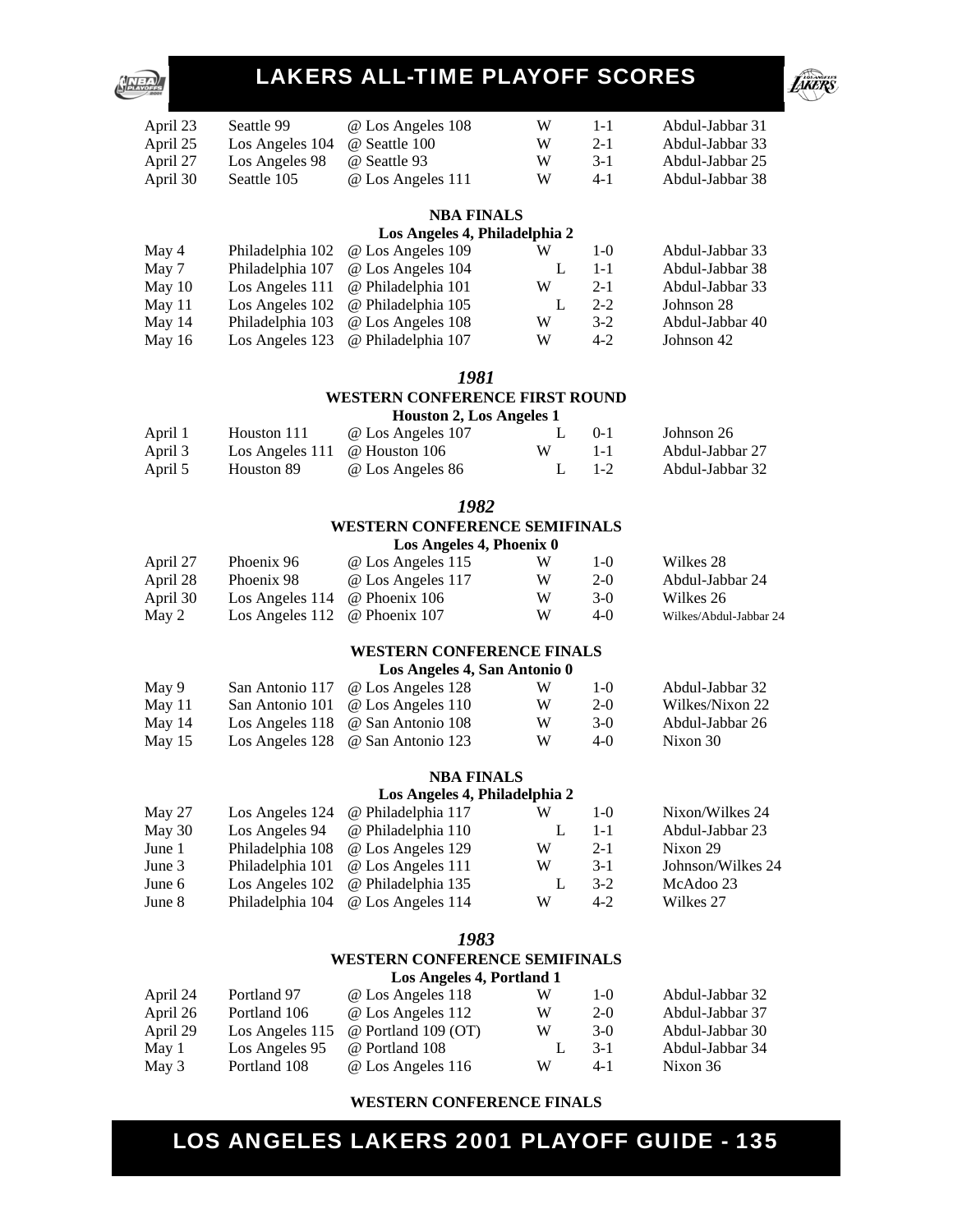| | | | | | |
|---|---|---|---|---|---|
| April 23 | Seattle 99 | @ Los Angeles 108 | W | 1-1 | Abdul-Jabbar 31 |
| April 25 | Los Angeles 104 | @ Seattle 100 | W | 2-1 | Abdul-Jabbar 33 |
| April 27 | Los Angeles 98 | @ Seattle 93 | W | 3-1 | Abdul-Jabbar 25 |
| April 30 | Seattle 105 | @ Los Angeles 111 | W | 4-1 | Abdul-Jabbar 38 |

**NBA FINALS**

**Los Angeles 4, Philadelphia 2**

| | | | | | |
|---|---|---|---|---|---|
| May 4 | Philadelphia 102 | @ Los Angeles 109 | W | 1-0 | Abdul-Jabbar 33 |
| May 7 | Philadelphia 107 | @ Los Angeles 104 | L | 1-1 | Abdul-Jabbar 38 |
| May 10 | Los Angeles 111 | @ Philadelphia 101 | W | 2-1 | Abdul-Jabbar 33 |
| May 11 | Los Angeles 102 | @ Philadelphia 105 | L | 2-2 | Johnson 28 |
| May 14 | Philadelphia 103 | @ Los Angeles 108 | W | 3-2 | Abdul-Jabbar 40 |
| May 16 | Los Angeles 123 | @ Philadelphia 107 | W | 4-2 | Johnson 42 |

## *1981*

**WESTERN CONFERENCE FIRST ROUND**

**Houston 2, Los Angeles 1**

| | | | | | |
|---|---|---|---|---|---|
| April 1 | Houston 111 | @ Los Angeles 107 | L | 0-1 | Johnson 26 |
| April 3 | Los Angeles 111 | @ Houston 106 | W | 1-1 | Abdul-Jabbar 27 |
| April 5 | Houston 89 | @ Los Angeles 86 | L | 1-2 | Abdul-Jabbar 32 |

## *1982*

**WESTERN CONFERENCE SEMIFINALS**

**Los Angeles 4, Phoenix 0**

| | | | | | |
|---|---|---|---|---|---|
| April 27 | Phoenix 96 | @ Los Angeles 115 | W | 1-0 | Wilkes 28 |
| April 28 | Phoenix 98 | @ Los Angeles 117 | W | 2-0 | Abdul-Jabbar 24 |
| April 30 | Los Angeles 114 | @ Phoenix 106 | W | 3-0 | Wilkes 26 |
| May 2 | Los Angeles 112 | @ Phoenix 107 | W | 4-0 | Wilkes/Abdul-Jabbar 24 |

**WESTERN CONFERENCE FINALS**

**Los Angeles 4, San Antonio 0**

| | | | | | |
|---|---|---|---|---|---|
| May 9 | San Antonio 117 | @ Los Angeles 128 | W | 1-0 | Abdul-Jabbar 32 |
| May 11 | San Antonio 101 | @ Los Angeles 110 | W | 2-0 | Wilkes/Nixon 22 |
| May 14 | Los Angeles 118 | @ San Antonio 108 | W | 3-0 | Abdul-Jabbar 26 |
| May 15 | Los Angeles 128 | @ San Antonio 123 | W | 4-0 | Nixon 30 |

**NBA FINALS**

**Los Angeles 4, Philadelphia 2**

| | | | | | |
|---|---|---|---|---|---|
| May 27 | Los Angeles 124 | @ Philadelphia 117 | W | 1-0 | Nixon/Wilkes 24 |
| May 30 | Los Angeles 94 | @ Philadelphia 110 | L | 1-1 | Abdul-Jabbar 23 |
| June 1 | Philadelphia 108 | @ Los Angeles 129 | W | 2-1 | Nixon 29 |
| June 3 | Philadelphia 101 | @ Los Angeles 111 | W | 3-1 | Johnson/Wilkes 24 |
| June 6 | Los Angeles 102 | @ Philadelphia 135 | L | 3-2 | McAdoo 23 |
| June 8 | Philadelphia 104 | @ Los Angeles 114 | W | 4-2 | Wilkes 27 |

## *1983*

**WESTERN CONFERENCE SEMIFINALS**

**Los Angeles 4, Portland 1**

| | | | | | |
|---|---|---|---|---|---|
| April 24 | Portland 97 | @ Los Angeles 118 | W | 1-0 | Abdul-Jabbar 32 |
| April 26 | Portland 106 | @ Los Angeles 112 | W | 2-0 | Abdul-Jabbar 37 |
| April 29 | Los Angeles 115 | @ Portland 109 (OT) | W | 3-0 | Abdul-Jabbar 30 |
| May 1 | Los Angeles 95 | @ Portland 108 | L | 3-1 | Abdul-Jabbar 34 |
| May 3 | Portland 108 | @ Los Angeles 116 | W | 4-1 | Nixon 36 |

**WESTERN CONFERENCE FINALS**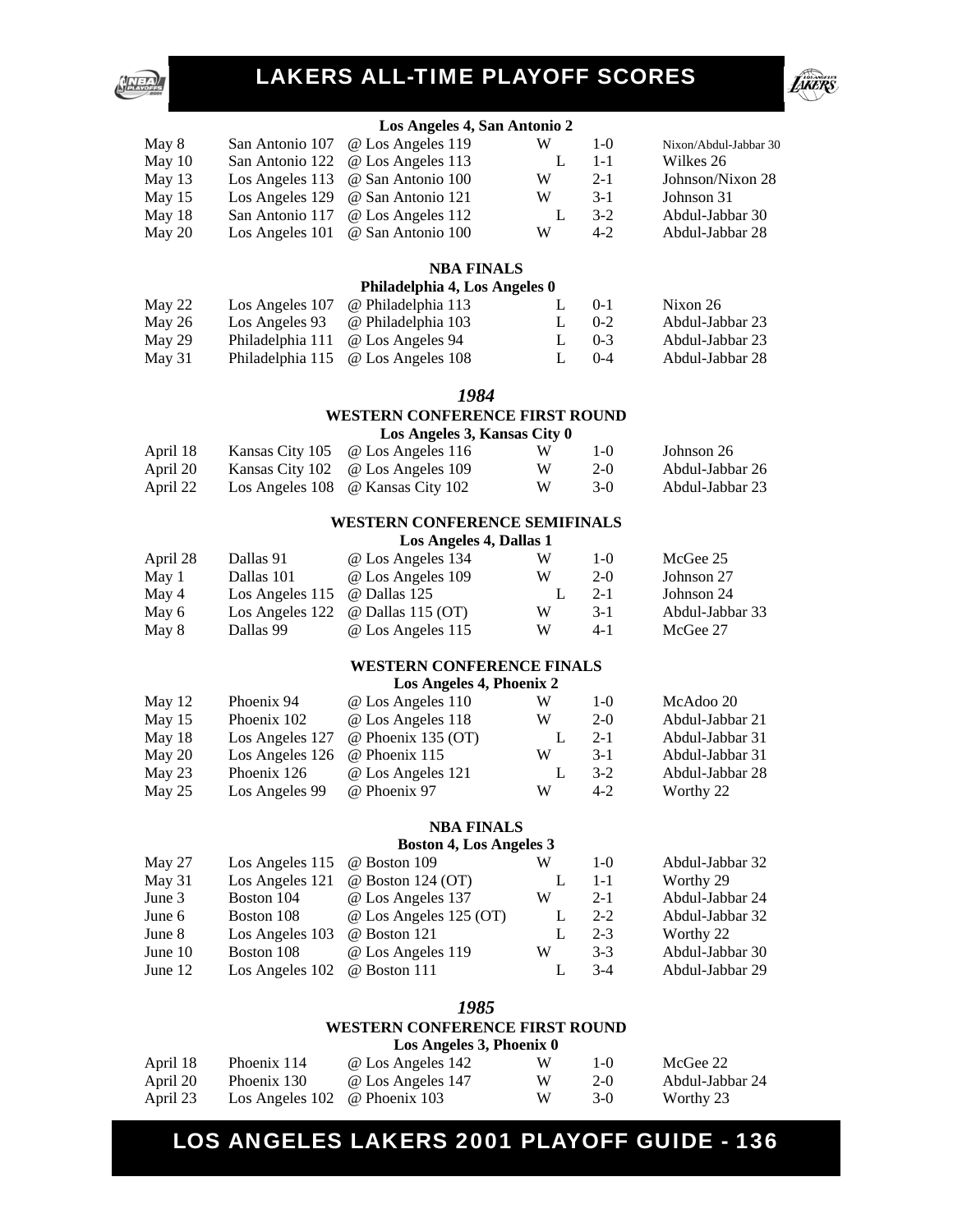**Los Angeles 4, San Antonio 2**

| | | | | | |
|---|---|---|---|---|---|
| May 8 | San Antonio 107 | @ Los Angeles 119 | W | 1-0 | Nixon/Abdul-Jabbar 30 |
| May 10 | San Antonio 122 | @ Los Angeles 113 | L | 1-1 | Wilkes 26 |
| May 13 | Los Angeles 113 | @ San Antonio 100 | W | 2-1 | Johnson/Nixon 28 |
| May 15 | Los Angeles 129 | @ San Antonio 121 | W | 3-1 | Johnson 31 |
| May 18 | San Antonio 117 | @ Los Angeles 112 | L | 3-2 | Abdul-Jabbar 30 |
| May 20 | Los Angeles 101 | @ San Antonio 100 | W | 4-2 | Abdul-Jabbar 28 |

**NBA FINALS**

**Philadelphia 4, Los Angeles 0**

| | | | | | |
|---|---|---|---|---|---|
| May 22 | Los Angeles 107 | @ Philadelphia 113 | L | 0-1 | Nixon 26 |
| May 26 | Los Angeles 93 | @ Philadelphia 103 | L | 0-2 | Abdul-Jabbar 23 |
| May 29 | Philadelphia 111 | @ Los Angeles 94 | L | 0-3 | Abdul-Jabbar 23 |
| May 31 | Philadelphia 115 | @ Los Angeles 108 | L | 0-4 | Abdul-Jabbar 28 |

## *1984*

**WESTERN CONFERENCE FIRST ROUND**

**Los Angeles 3, Kansas City 0**

| | | | | | |
|---|---|---|---|---|---|
| April 18 | Kansas City 105 | @ Los Angeles 116 | W | 1-0 | Johnson 26 |
| April 20 | Kansas City 102 | @ Los Angeles 109 | W | 2-0 | Abdul-Jabbar 26 |
| April 22 | Los Angeles 108 | @ Kansas City 102 | W | 3-0 | Abdul-Jabbar 23 |

**WESTERN CONFERENCE SEMIFINALS**

**Los Angeles 4, Dallas 1**

| | | | | | |
|---|---|---|---|---|---|
| April 28 | Dallas 91 | @ Los Angeles 134 | W | 1-0 | McGee 25 |
| May 1 | Dallas 101 | @ Los Angeles 109 | W | 2-0 | Johnson 27 |
| May 4 | Los Angeles 115 | @ Dallas 125 | L | 2-1 | Johnson 24 |
| May 6 | Los Angeles 122 | @ Dallas 115 (OT) | W | 3-1 | Abdul-Jabbar 33 |
| May 8 | Dallas 99 | @ Los Angeles 115 | W | 4-1 | McGee 27 |

**WESTERN CONFERENCE FINALS**

**Los Angeles 4, Phoenix 2**

| | | | | | |
|---|---|---|---|---|---|
| May 12 | Phoenix 94 | @ Los Angeles 110 | W | 1-0 | McAdoo 20 |
| May 15 | Phoenix 102 | @ Los Angeles 118 | W | 2-0 | Abdul-Jabbar 21 |
| May 18 | Los Angeles 127 | @ Phoenix 135 (OT) | L | 2-1 | Abdul-Jabbar 31 |
| May 20 | Los Angeles 126 | @ Phoenix 115 | W | 3-1 | Abdul-Jabbar 31 |
| May 23 | Phoenix 126 | @ Los Angeles 121 | L | 3-2 | Abdul-Jabbar 28 |
| May 25 | Los Angeles 99 | @ Phoenix 97 | W | 4-2 | Worthy 22 |

**NBA FINALS**

**Boston 4, Los Angeles 3**

| | | | | | |
|---|---|---|---|---|---|
| May 27 | Los Angeles 115 | @ Boston 109 | W | 1-0 | Abdul-Jabbar 32 |
| May 31 | Los Angeles 121 | @ Boston 124 (OT) | L | 1-1 | Worthy 29 |
| June 3 | Boston 104 | @ Los Angeles 137 | W | 2-1 | Abdul-Jabbar 24 |
| June 6 | Boston 108 | @ Los Angeles 125 (OT) | L | 2-2 | Abdul-Jabbar 32 |
| June 8 | Los Angeles 103 | @ Boston 121 | L | 2-3 | Worthy 22 |
| June 10 | Boston 108 | @ Los Angeles 119 | W | 3-3 | Abdul-Jabbar 30 |
| June 12 | Los Angeles 102 | @ Boston 111 | L | 3-4 | Abdul-Jabbar 29 |

## *1985*

**WESTERN CONFERENCE FIRST ROUND**

**Los Angeles 3, Phoenix 0**

| | | | | | |
|---|---|---|---|---|---|
| April 18 | Phoenix 114 | @ Los Angeles 142 | W | 1-0 | McGee 22 |
| April 20 | Phoenix 130 | @ Los Angeles 147 | W | 2-0 | Abdul-Jabbar 24 |
| April 23 | Los Angeles 102 | @ Phoenix 103 | W | 3-0 | Worthy 23 |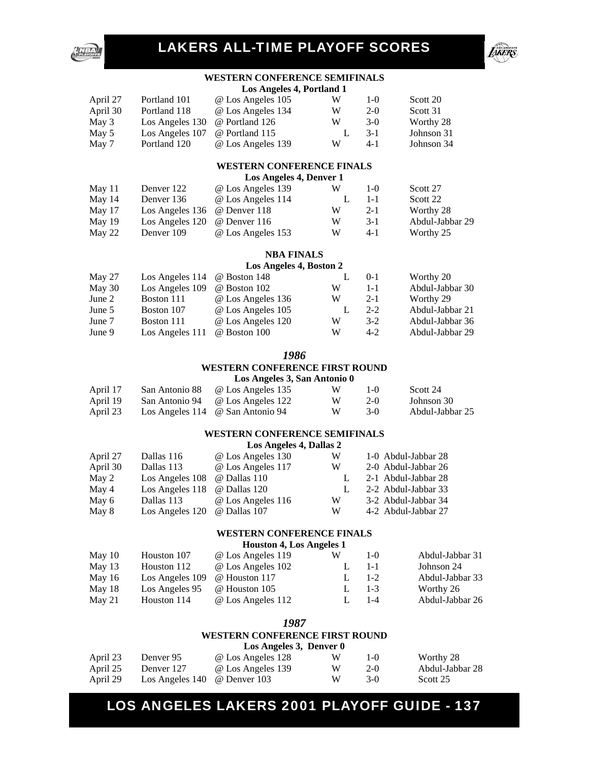### WESTERN CONFERENCE SEMIFINALS

**Los Angeles 4, Portland 1**

| | | | | | |
|---|---|---|---|---|---|
| April 27 | Portland 101 | @ Los Angeles 105 | W | 1-0 | Scott 20 |
| April 30 | Portland 118 | @ Los Angeles 134 | W | 2-0 | Scott 31 |
| May 3 | Los Angeles 130 | @ Portland 126 | W | 3-0 | Worthy 28 |
| May 5 | Los Angeles 107 | @ Portland 115 | L | 3-1 | Johnson 31 |
| May 7 | Portland 120 | @ Los Angeles 139 | W | 4-1 | Johnson 34 |

### WESTERN CONFERENCE FINALS

**Los Angeles 4, Denver 1**

| | | | | | |
|---|---|---|---|---|---|
| May 11 | Denver 122 | @ Los Angeles 139 | W | 1-0 | Scott 27 |
| May 14 | Denver 136 | @ Los Angeles 114 | L | 1-1 | Scott 22 |
| May 17 | Los Angeles 136 | @ Denver 118 | W | 2-1 | Worthy 28 |
| May 19 | Los Angeles 120 | @ Denver 116 | W | 3-1 | Abdul-Jabbar 29 |
| May 22 | Denver 109 | @ Los Angeles 153 | W | 4-1 | Worthy 25 |

### NBA FINALS

**Los Angeles 4, Boston 2**

| | | | | | |
|---|---|---|---|---|---|
| May 27 | Los Angeles 114 | @ Boston 148 | L | 0-1 | Worthy 20 |
| May 30 | Los Angeles 109 | @ Boston 102 | W | 1-1 | Abdul-Jabbar 30 |
| June 2 | Boston 111 | @ Los Angeles 136 | W | 2-1 | Worthy 29 |
| June 5 | Boston 107 | @ Los Angeles 105 | L | 2-2 | Abdul-Jabbar 21 |
| June 7 | Boston 111 | @ Los Angeles 120 | W | 3-2 | Abdul-Jabbar 36 |
| June 9 | Los Angeles 111 | @ Boston 100 | W | 4-2 | Abdul-Jabbar 29 |

## *1986*

### WESTERN CONFERENCE FIRST ROUND

**Los Angeles 3, San Antonio 0**

| | | | | | |
|---|---|---|---|---|---|
| April 17 | San Antonio 88 | @ Los Angeles 135 | W | 1-0 | Scott 24 |
| April 19 | San Antonio 94 | @ Los Angeles 122 | W | 2-0 | Johnson 30 |
| April 23 | Los Angeles 114 | @ San Antonio 94 | W | 3-0 | Abdul-Jabbar 25 |

### WESTERN CONFERENCE SEMIFINALS

**Los Angeles 4, Dallas 2**

| | | | | | |
|---|---|---|---|---|---|
| April 27 | Dallas 116 | @ Los Angeles 130 | W | 1-0 | Abdul-Jabbar 28 |
| April 30 | Dallas 113 | @ Los Angeles 117 | W | 2-0 | Abdul-Jabbar 26 |
| May 2 | Los Angeles 108 | @ Dallas 110 | L | 2-1 | Abdul-Jabbar 28 |
| May 4 | Los Angeles 118 | @ Dallas 120 | L | 2-2 | Abdul-Jabbar 33 |
| May 6 | Dallas 113 | @ Los Angeles 116 | W | 3-2 | Abdul-Jabbar 34 |
| May 8 | Los Angeles 120 | @ Dallas 107 | W | 4-2 | Abdul-Jabbar 27 |

### WESTERN CONFERENCE FINALS

**Houston 4, Los Angeles 1**

| | | | | | |
|---|---|---|---|---|---|
| May 10 | Houston 107 | @ Los Angeles 119 | W | 1-0 | Abdul-Jabbar 31 |
| May 13 | Houston 112 | @ Los Angeles 102 | L | 1-1 | Johnson 24 |
| May 16 | Los Angeles 109 | @ Houston 117 | L | 1-2 | Abdul-Jabbar 33 |
| May 18 | Los Angeles 95 | @ Houston 105 | L | 1-3 | Worthy 26 |
| May 21 | Houston 114 | @ Los Angeles 112 | L | 1-4 | Abdul-Jabbar 26 |

## *1987*

### WESTERN CONFERENCE FIRST ROUND

**Los Angeles 3, Denver 0**

| | | | | | |
|---|---|---|---|---|---|
| April 23 | Denver 95 | @ Los Angeles 128 | W | 1-0 | Worthy 28 |
| April 25 | Denver 127 | @ Los Angeles 139 | W | 2-0 | Abdul-Jabbar 28 |
| April 29 | Los Angeles 140 | @ Denver 103 | W | 3-0 | Scott 25 |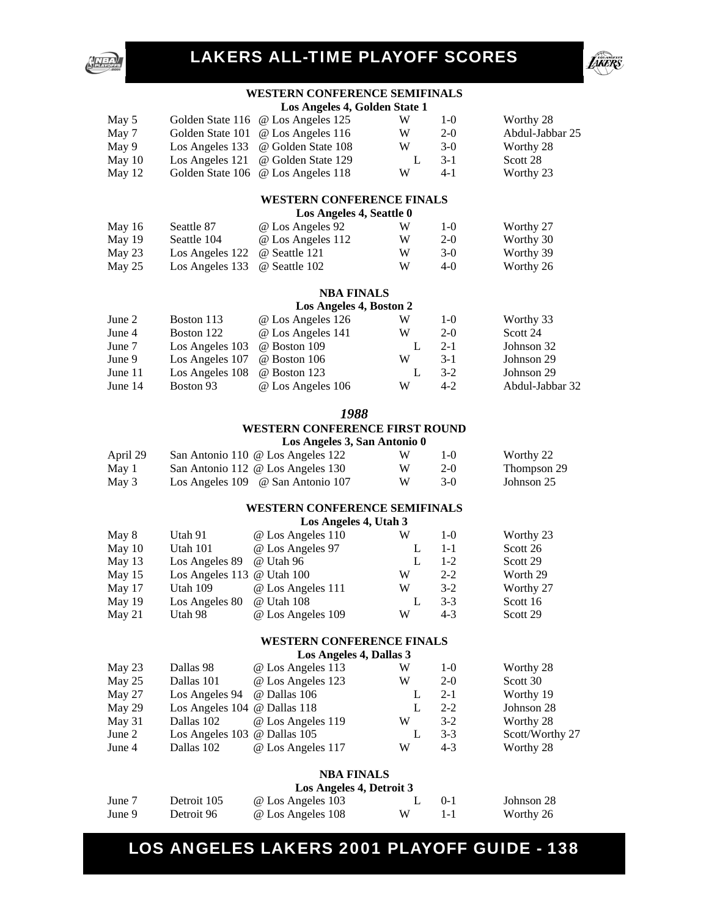# LAKERS ALL-TIME PLAYOFF SCORES

### WESTERN CONFERENCE SEMIFINALS

**Los Angeles 4, Golden State 1**

| | | | | | |
|---|---|---|---|---|---|
| May 5 | Golden State 116 | @ Los Angeles 125 | W | 1-0 | Worthy 28 |
| May 7 | Golden State 101 | @ Los Angeles 116 | W | 2-0 | Abdul-Jabbar 25 |
| May 9 | Los Angeles 133 | @ Golden State 108 | W | 3-0 | Worthy 28 |
| May 10 | Los Angeles 121 | @ Golden State 129 | L | 3-1 | Scott 28 |
| May 12 | Golden State 106 | @ Los Angeles 118 | W | 4-1 | Worthy 23 |

### WESTERN CONFERENCE FINALS

**Los Angeles 4, Seattle 0**

| | | | | | |
|---|---|---|---|---|---|
| May 16 | Seattle 87 | @ Los Angeles 92 | W | 1-0 | Worthy 27 |
| May 19 | Seattle 104 | @ Los Angeles 112 | W | 2-0 | Worthy 30 |
| May 23 | Los Angeles 122 | @ Seattle 121 | W | 3-0 | Worthy 39 |
| May 25 | Los Angeles 133 | @ Seattle 102 | W | 4-0 | Worthy 26 |

### NBA FINALS

**Los Angeles 4, Boston 2**

| | | | | | |
|---|---|---|---|---|---|
| June 2 | Boston 113 | @ Los Angeles 126 | W | 1-0 | Worthy 33 |
| June 4 | Boston 122 | @ Los Angeles 141 | W | 2-0 | Scott 24 |
| June 7 | Los Angeles 103 | @ Boston 109 | L | 2-1 | Johnson 32 |
| June 9 | Los Angeles 107 | @ Boston 106 | W | 3-1 | Johnson 29 |
| June 11 | Los Angeles 108 | @ Boston 123 | L | 3-2 | Johnson 29 |
| June 14 | Boston 93 | @ Los Angeles 106 | W | 4-2 | Abdul-Jabbar 32 |

## *1988*

### WESTERN CONFERENCE FIRST ROUND

**Los Angeles 3, San Antonio 0**

| | | | | | |
|---|---|---|---|---|---|
| April 29 | San Antonio 110 | @ Los Angeles 122 | W | 1-0 | Worthy 22 |
| May 1 | San Antonio 112 | @ Los Angeles 130 | W | 2-0 | Thompson 29 |
| May 3 | Los Angeles 109 | @ San Antonio 107 | W | 3-0 | Johnson 25 |

### WESTERN CONFERENCE SEMIFINALS

**Los Angeles 4, Utah 3**

| | | | | | |
|---|---|---|---|---|---|
| May 8 | Utah 91 | @ Los Angeles 110 | W | 1-0 | Worthy 23 |
| May 10 | Utah 101 | @ Los Angeles 97 | L | 1-1 | Scott 26 |
| May 13 | Los Angeles 89 | @ Utah 96 | L | 1-2 | Scott 29 |
| May 15 | Los Angeles 113 | @ Utah 100 | W | 2-2 | Worth 29 |
| May 17 | Utah 109 | @ Los Angeles 111 | W | 3-2 | Worthy 27 |
| May 19 | Los Angeles 80 | @ Utah 108 | L | 3-3 | Scott 16 |
| May 21 | Utah 98 | @ Los Angeles 109 | W | 4-3 | Scott 29 |

### WESTERN CONFERENCE FINALS

**Los Angeles 4, Dallas 3**

| | | | | | |
|---|---|---|---|---|---|
| May 23 | Dallas 98 | @ Los Angeles 113 | W | 1-0 | Worthy 28 |
| May 25 | Dallas 101 | @ Los Angeles 123 | W | 2-0 | Scott 30 |
| May 27 | Los Angeles 94 | @ Dallas 106 | L | 2-1 | Worthy 19 |
| May 29 | Los Angeles 104 | @ Dallas 118 | L | 2-2 | Johnson 28 |
| May 31 | Dallas 102 | @ Los Angeles 119 | W | 3-2 | Worthy 28 |
| June 2 | Los Angeles 103 | @ Dallas 105 | L | 3-3 | Scott/Worthy 27 |
| June 4 | Dallas 102 | @ Los Angeles 117 | W | 4-3 | Worthy 28 |

### NBA FINALS

**Los Angeles 4, Detroit 3**

| | | | | | |
|---|---|---|---|---|---|
| June 7 | Detroit 105 | @ Los Angeles 103 | L | 0-1 | Johnson 28 |
| June 9 | Detroit 96 | @ Los Angeles 108 | W | 1-1 | Worthy 26 |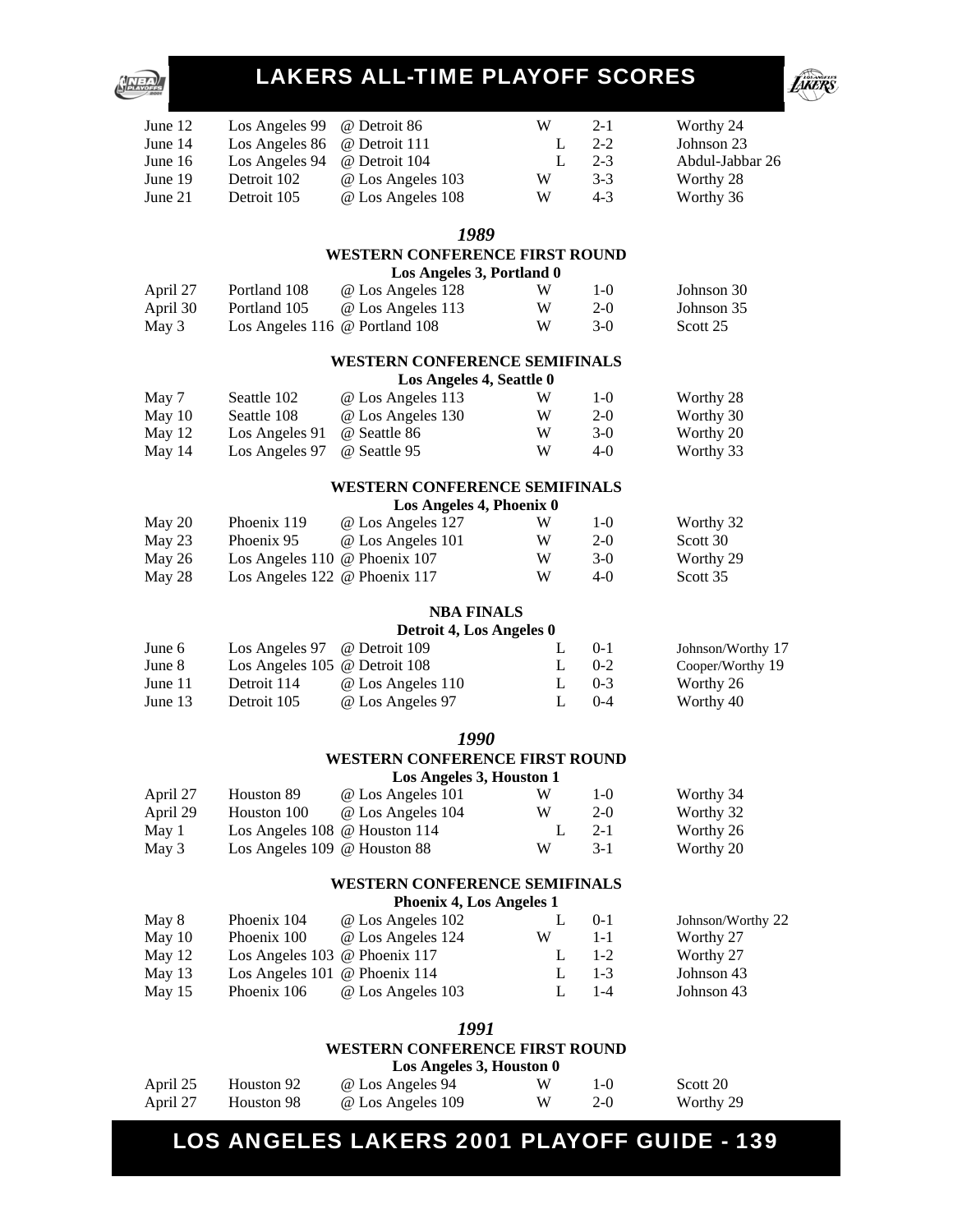| | | | | | |
|---|---|---|---|---|---|
| June 12 | Los Angeles 99 | @ Detroit 86 | W | 2-1 | Worthy 24 |
| June 14 | Los Angeles 86 | @ Detroit 111 | L | 2-2 | Johnson 23 |
| June 16 | Los Angeles 94 | @ Detroit 104 | L | 2-3 | Abdul-Jabbar 26 |
| June 19 | Detroit 102 | @ Los Angeles 103 | W | 3-3 | Worthy 28 |
| June 21 | Detroit 105 | @ Los Angeles 108 | W | 4-3 | Worthy 36 |

## *1989*

### WESTERN CONFERENCE FIRST ROUND

**Los Angeles 3, Portland 0**

| | | | | | |
|---|---|---|---|---|---|
| April 27 | Portland 108 | @ Los Angeles 128 | W | 1-0 | Johnson 30 |
| April 30 | Portland 105 | @ Los Angeles 113 | W | 2-0 | Johnson 35 |
| May 3 | Los Angeles 116 | @ Portland 108 | W | 3-0 | Scott 25 |

### WESTERN CONFERENCE SEMIFINALS

**Los Angeles 4, Seattle 0**

| | | | | | |
|---|---|---|---|---|---|
| May 7 | Seattle 102 | @ Los Angeles 113 | W | 1-0 | Worthy 28 |
| May 10 | Seattle 108 | @ Los Angeles 130 | W | 2-0 | Worthy 30 |
| May 12 | Los Angeles 91 | @ Seattle 86 | W | 3-0 | Worthy 20 |
| May 14 | Los Angeles 97 | @ Seattle 95 | W | 4-0 | Worthy 33 |

### WESTERN CONFERENCE SEMIFINALS

**Los Angeles 4, Phoenix 0**

| | | | | | |
|---|---|---|---|---|---|
| May 20 | Phoenix 119 | @ Los Angeles 127 | W | 1-0 | Worthy 32 |
| May 23 | Phoenix 95 | @ Los Angeles 101 | W | 2-0 | Scott 30 |
| May 26 | Los Angeles 110 | @ Phoenix 107 | W | 3-0 | Worthy 29 |
| May 28 | Los Angeles 122 | @ Phoenix 117 | W | 4-0 | Scott 35 |

### NBA FINALS

**Detroit 4, Los Angeles 0**

| | | | | | |
|---|---|---|---|---|---|
| June 6 | Los Angeles 97 | @ Detroit 109 | L | 0-1 | Johnson/Worthy 17 |
| June 8 | Los Angeles 105 | @ Detroit 108 | L | 0-2 | Cooper/Worthy 19 |
| June 11 | Detroit 114 | @ Los Angeles 110 | L | 0-3 | Worthy 26 |
| June 13 | Detroit 105 | @ Los Angeles 97 | L | 0-4 | Worthy 40 |

## *1990*

### WESTERN CONFERENCE FIRST ROUND

**Los Angeles 3, Houston 1**

| | | | | | |
|---|---|---|---|---|---|
| April 27 | Houston 89 | @ Los Angeles 101 | W | 1-0 | Worthy 34 |
| April 29 | Houston 100 | @ Los Angeles 104 | W | 2-0 | Worthy 32 |
| May 1 | Los Angeles 108 | @ Houston 114 | L | 2-1 | Worthy 26 |
| May 3 | Los Angeles 109 | @ Houston 88 | W | 3-1 | Worthy 20 |

### WESTERN CONFERENCE SEMIFINALS

**Phoenix 4, Los Angeles 1**

| | | | | | |
|---|---|---|---|---|---|
| May 8 | Phoenix 104 | @ Los Angeles 102 | L | 0-1 | Johnson/Worthy 22 |
| May 10 | Phoenix 100 | @ Los Angeles 124 | W | 1-1 | Worthy 27 |
| May 12 | Los Angeles 103 | @ Phoenix 117 | L | 1-2 | Worthy 27 |
| May 13 | Los Angeles 101 | @ Phoenix 114 | L | 1-3 | Johnson 43 |
| May 15 | Phoenix 106 | @ Los Angeles 103 | L | 1-4 | Johnson 43 |

## *1991*

### WESTERN CONFERENCE FIRST ROUND

**Los Angeles 3, Houston 0**

| | | | | | |
|---|---|---|---|---|---|
| April 25 | Houston 92 | @ Los Angeles 94 | W | 1-0 | Scott 20 |
| April 27 | Houston 98 | @ Los Angeles 109 | W | 2-0 | Worthy 29 |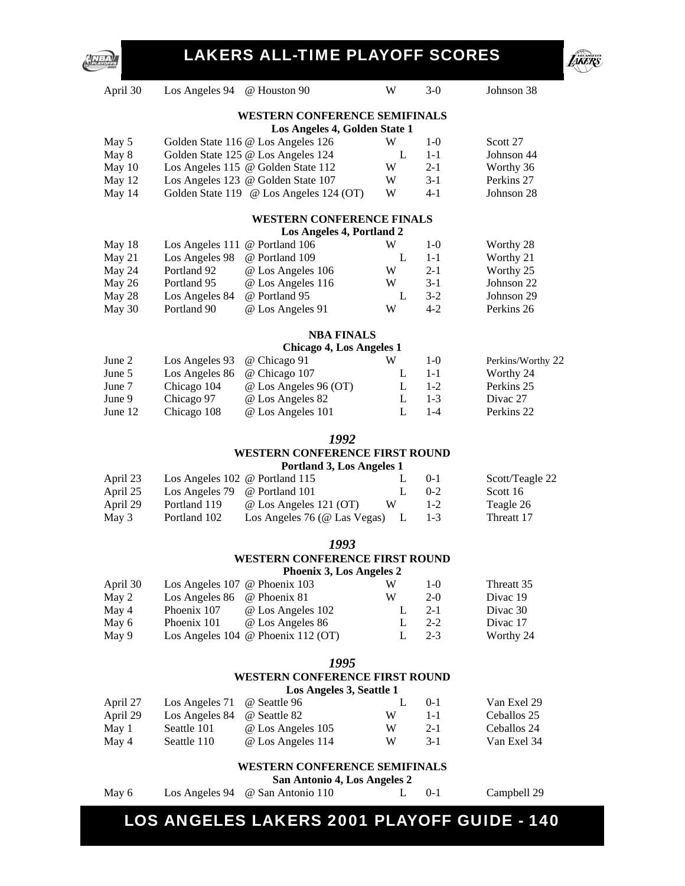| Date | Visitor | Home | W/L | Series | Leading Scorer |
|---|---|---|---|---|---|
| April 30 | Los Angeles 94 | @ Houston 90 | W | 3-0 | Johnson 38 |

### WESTERN CONFERENCE SEMIFINALS

**Los Angeles 4, Golden State 1**

| Date | Visitor | Home | W/L | Series | Leading Scorer |
|---|---|---|---|---|---|
| May 5 | Golden State 116 | @ Los Angeles 126 | W | 1-0 | Scott 27 |
| May 8 | Golden State 125 | @ Los Angeles 124 | L | 1-1 | Johnson 44 |
| May 10 | Los Angeles 115 | @ Golden State 112 | W | 2-1 | Worthy 36 |
| May 12 | Los Angeles 123 | @ Golden State 107 | W | 3-1 | Perkins 27 |
| May 14 | Golden State 119 | @ Los Angeles 124 (OT) | W | 4-1 | Johnson 28 |

### WESTERN CONFERENCE FINALS

**Los Angeles 4, Portland 2**

| Date | Visitor | Home | W/L | Series | Leading Scorer |
|---|---|---|---|---|---|
| May 18 | Los Angeles 111 | @ Portland 106 | W | 1-0 | Worthy 28 |
| May 21 | Los Angeles 98 | @ Portland 109 | L | 1-1 | Worthy 21 |
| May 24 | Portland 92 | @ Los Angeles 106 | W | 2-1 | Worthy 25 |
| May 26 | Portland 95 | @ Los Angeles 116 | W | 3-1 | Johnson 22 |
| May 28 | Los Angeles 84 | @ Portland 95 | L | 3-2 | Johnson 29 |
| May 30 | Portland 90 | @ Los Angeles 91 | W | 4-2 | Perkins 26 |

### NBA FINALS

**Chicago 4, Los Angeles 1**

| Date | Visitor | Home | W/L | Series | Leading Scorer |
|---|---|---|---|---|---|
| June 2 | Los Angeles 93 | @ Chicago 91 | W | 1-0 | Perkins/Worthy 22 |
| June 5 | Los Angeles 86 | @ Chicago 107 | L | 1-1 | Worthy 24 |
| June 7 | Chicago 104 | @ Los Angeles 96 (OT) | L | 1-2 | Perkins 25 |
| June 9 | Chicago 97 | @ Los Angeles 82 | L | 1-3 | Divac 27 |
| June 12 | Chicago 108 | @ Los Angeles 101 | L | 1-4 | Perkins 22 |

## *1992*

### WESTERN CONFERENCE FIRST ROUND

**Portland 3, Los Angeles 1**

| Date | Visitor | Home | W/L | Series | Leading Scorer |
|---|---|---|---|---|---|
| April 23 | Los Angeles 102 | @ Portland 115 | L | 0-1 | Scott/Teagle 22 |
| April 25 | Los Angeles 79 | @ Portland 101 | L | 0-2 | Scott 16 |
| April 29 | Portland 119 | @ Los Angeles 121 (OT) | W | 1-2 | Teagle 26 |
| May 3 | Portland 102 | Los Angeles 76 (@ Las Vegas) | L | 1-3 | Threatt 17 |

## *1993*

### WESTERN CONFERENCE FIRST ROUND

**Phoenix 3, Los Angeles 2**

| Date | Visitor | Home | W/L | Series | Leading Scorer |
|---|---|---|---|---|---|
| April 30 | Los Angeles 107 | @ Phoenix 103 | W | 1-0 | Threatt 35 |
| May 2 | Los Angeles 86 | @ Phoenix 81 | W | 2-0 | Divac 19 |
| May 4 | Phoenix 107 | @ Los Angeles 102 | L | 2-1 | Divac 30 |
| May 6 | Phoenix 101 | @ Los Angeles 86 | L | 2-2 | Divac 17 |
| May 9 | Los Angeles 104 | @ Phoenix 112 (OT) | L | 2-3 | Worthy 24 |

## *1995*

### WESTERN CONFERENCE FIRST ROUND

**Los Angeles 3, Seattle 1**

| Date | Visitor | Home | W/L | Series | Leading Scorer |
|---|---|---|---|---|---|
| April 27 | Los Angeles 71 | @ Seattle 96 | L | 0-1 | Van Exel 29 |
| April 29 | Los Angeles 84 | @ Seattle 82 | W | 1-1 | Ceballos 25 |
| May 1 | Seattle 101 | @ Los Angeles 105 | W | 2-1 | Ceballos 24 |
| May 4 | Seattle 110 | @ Los Angeles 114 | W | 3-1 | Van Exel 34 |

### WESTERN CONFERENCE SEMIFINALS

**San Antonio 4, Los Angeles 2**

| Date | Visitor | Home | W/L | Series | Leading Scorer |
|---|---|---|---|---|---|
| May 6 | Los Angeles 94 | @ San Antonio 110 | L | 0-1 | Campbell 29 |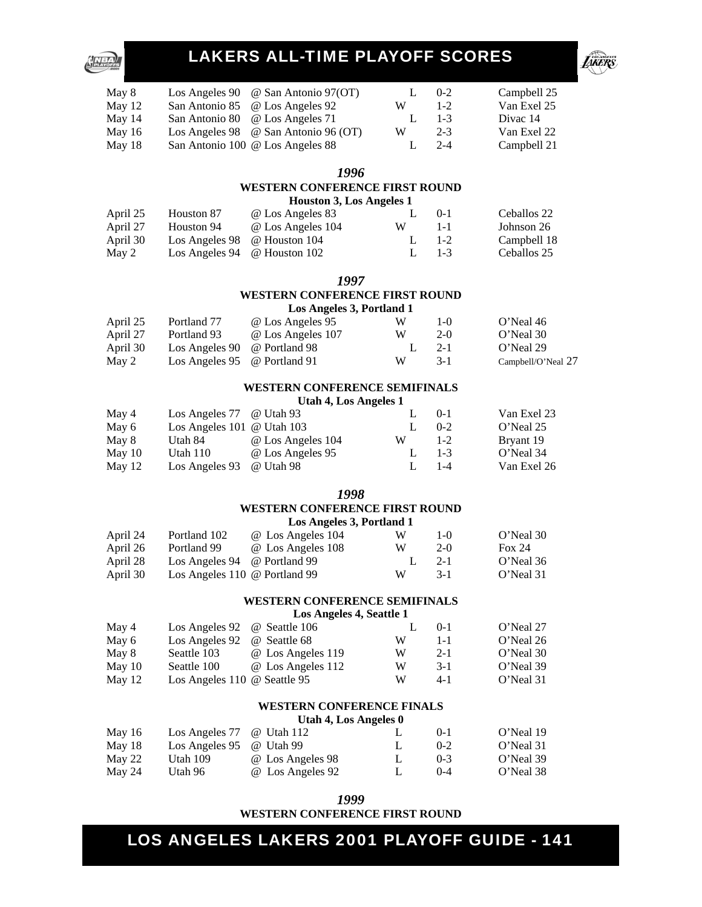| | | | | | |
|---|---|---|---|---|---|
| May 8 | Los Angeles 90 | @ San Antonio 97(OT) | L | 0-2 | Campbell 25 |
| May 12 | San Antonio 85 | @ Los Angeles 92 | W | 1-2 | Van Exel 25 |
| May 14 | San Antonio 80 | @ Los Angeles 71 | L | 1-3 | Divac 14 |
| May 16 | Los Angeles 98 | @ San Antonio 96 (OT) | W | 2-3 | Van Exel 22 |
| May 18 | San Antonio 100 | @ Los Angeles 88 | L | 2-4 | Campbell 21 |

## *1996*

### WESTERN CONFERENCE FIRST ROUND

**Houston 3, Los Angeles 1**

| | | | | | |
|---|---|---|---|---|---|
| April 25 | Houston 87 | @ Los Angeles 83 | L | 0-1 | Ceballos 22 |
| April 27 | Houston 94 | @ Los Angeles 104 | W | 1-1 | Johnson 26 |
| April 30 | Los Angeles 98 | @ Houston 104 | L | 1-2 | Campbell 18 |
| May 2 | Los Angeles 94 | @ Houston 102 | L | 1-3 | Ceballos 25 |

## *1997*

### WESTERN CONFERENCE FIRST ROUND

**Los Angeles 3, Portland 1**

| | | | | | |
|---|---|---|---|---|---|
| April 25 | Portland 77 | @ Los Angeles 95 | W | 1-0 | O'Neal 46 |
| April 27 | Portland 93 | @ Los Angeles 107 | W | 2-0 | O'Neal 30 |
| April 30 | Los Angeles 90 | @ Portland 98 | L | 2-1 | O'Neal 29 |
| May 2 | Los Angeles 95 | @ Portland 91 | W | 3-1 | Campbell/O'Neal 27 |

### WESTERN CONFERENCE SEMIFINALS

**Utah 4, Los Angeles 1**

| | | | | | |
|---|---|---|---|---|---|
| May 4 | Los Angeles 77 | @ Utah 93 | L | 0-1 | Van Exel 23 |
| May 6 | Los Angeles 101 | @ Utah 103 | L | 0-2 | O'Neal 25 |
| May 8 | Utah 84 | @ Los Angeles 104 | W | 1-2 | Bryant 19 |
| May 10 | Utah 110 | @ Los Angeles 95 | L | 1-3 | O'Neal 34 |
| May 12 | Los Angeles 93 | @ Utah 98 | L | 1-4 | Van Exel 26 |

## *1998*

### WESTERN CONFERENCE FIRST ROUND

**Los Angeles 3, Portland 1**

| | | | | | |
|---|---|---|---|---|---|
| April 24 | Portland 102 | @ Los Angeles 104 | W | 1-0 | O'Neal 30 |
| April 26 | Portland 99 | @ Los Angeles 108 | W | 2-0 | Fox 24 |
| April 28 | Los Angeles 94 | @ Portland 99 | L | 2-1 | O'Neal 36 |
| April 30 | Los Angeles 110 | @ Portland 99 | W | 3-1 | O'Neal 31 |

### WESTERN CONFERENCE SEMIFINALS

**Los Angeles 4, Seattle 1**

| | | | | | |
|---|---|---|---|---|---|
| May 4 | Los Angeles 92 | @ Seattle 106 | L | 0-1 | O'Neal 27 |
| May 6 | Los Angeles 92 | @ Seattle 68 | W | 1-1 | O'Neal 26 |
| May 8 | Seattle 103 | @ Los Angeles 119 | W | 2-1 | O'Neal 30 |
| May 10 | Seattle 100 | @ Los Angeles 112 | W | 3-1 | O'Neal 39 |
| May 12 | Los Angeles 110 | @ Seattle 95 | W | 4-1 | O'Neal 31 |

### WESTERN CONFERENCE FINALS

**Utah 4, Los Angeles 0**

| | | | | | |
|---|---|---|---|---|---|
| May 16 | Los Angeles 77 | @ Utah 112 | L | 0-1 | O'Neal 19 |
| May 18 | Los Angeles 95 | @ Utah 99 | L | 0-2 | O'Neal 31 |
| May 22 | Utah 109 | @ Los Angeles 98 | L | 0-3 | O'Neal 39 |
| May 24 | Utah 96 | @ Los Angeles 92 | L | 0-4 | O'Neal 38 |

## *1999*

### WESTERN CONFERENCE FIRST ROUND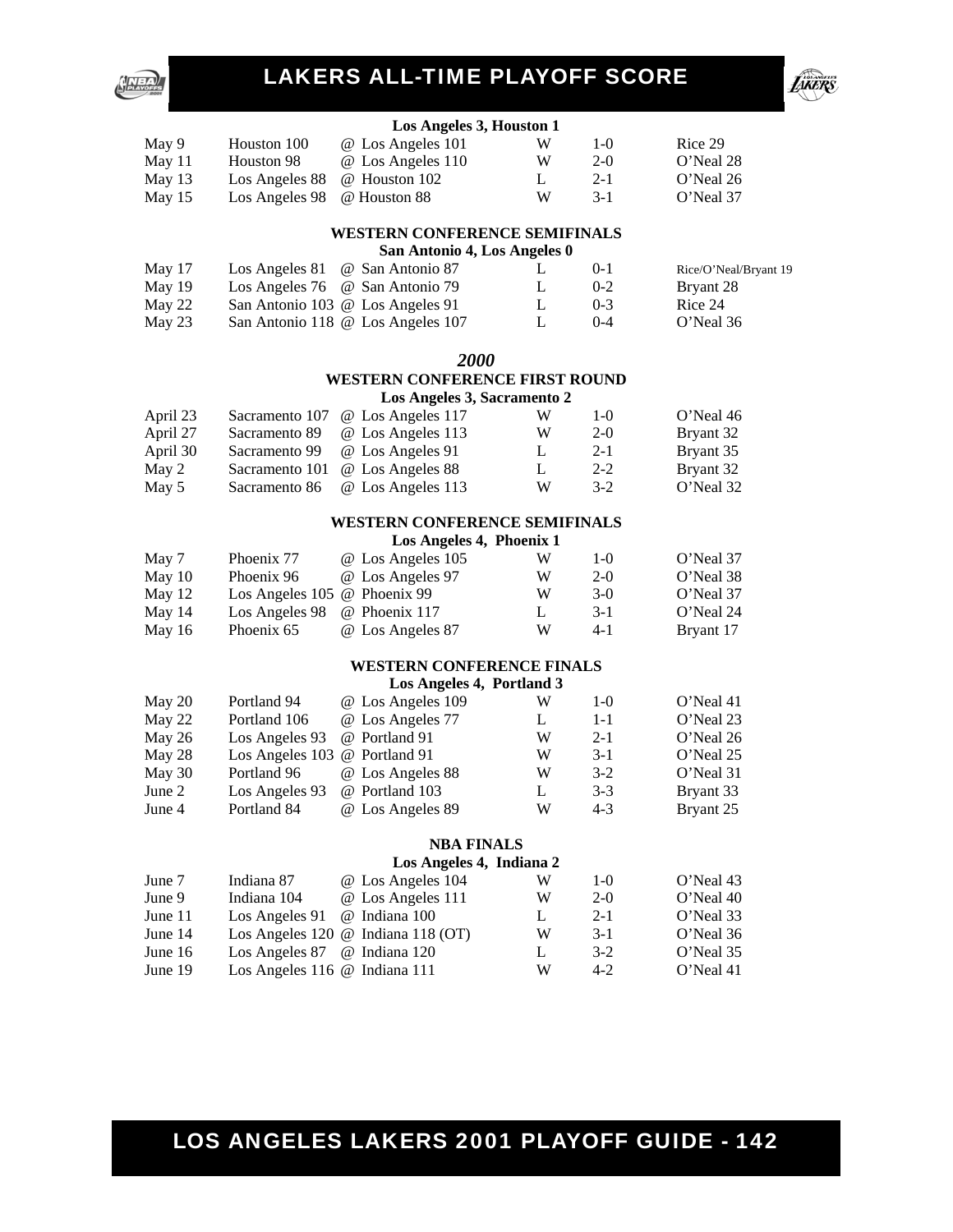**Los Angeles 3, Houston 1**

| Date | Visitor | Home | W/L | Series | High Scorer |
|---|---|---|---|---|---|
| May 9 | Houston 100 | @ Los Angeles 101 | W | 1-0 | Rice 29 |
| May 11 | Houston 98 | @ Los Angeles 110 | W | 2-0 | O'Neal 28 |
| May 13 | Los Angeles 88 | @ Houston 102 | L | 2-1 | O'Neal 26 |
| May 15 | Los Angeles 98 | @ Houston 88 | W | 3-1 | O'Neal 37 |

### WESTERN CONFERENCE SEMIFINALS

**San Antonio 4, Los Angeles 0**

| Date | Visitor | Home | W/L | Series | High Scorer |
|---|---|---|---|---|---|
| May 17 | Los Angeles 81 | @ San Antonio 87 | L | 0-1 | Rice/O'Neal/Bryant 19 |
| May 19 | Los Angeles 76 | @ San Antonio 79 | L | 0-2 | Bryant 28 |
| May 22 | San Antonio 103 | @ Los Angeles 91 | L | 0-3 | Rice 24 |
| May 23 | San Antonio 118 | @ Los Angeles 107 | L | 0-4 | O'Neal 36 |

## *2000*

### WESTERN CONFERENCE FIRST ROUND

**Los Angeles 3, Sacramento 2**

| Date | Visitor | Home | W/L | Series | High Scorer |
|---|---|---|---|---|---|
| April 23 | Sacramento 107 | @ Los Angeles 117 | W | 1-0 | O'Neal 46 |
| April 27 | Sacramento 89 | @ Los Angeles 113 | W | 2-0 | Bryant 32 |
| April 30 | Sacramento 99 | @ Los Angeles 91 | L | 2-1 | Bryant 35 |
| May 2 | Sacramento 101 | @ Los Angeles 88 | L | 2-2 | Bryant 32 |
| May 5 | Sacramento 86 | @ Los Angeles 113 | W | 3-2 | O'Neal 32 |

### WESTERN CONFERENCE SEMIFINALS

**Los Angeles 4, Phoenix 1**

| Date | Visitor | Home | W/L | Series | High Scorer |
|---|---|---|---|---|---|
| May 7 | Phoenix 77 | @ Los Angeles 105 | W | 1-0 | O'Neal 37 |
| May 10 | Phoenix 96 | @ Los Angeles 97 | W | 2-0 | O'Neal 38 |
| May 12 | Los Angeles 105 | @ Phoenix 99 | W | 3-0 | O'Neal 37 |
| May 14 | Los Angeles 98 | @ Phoenix 117 | L | 3-1 | O'Neal 24 |
| May 16 | Phoenix 65 | @ Los Angeles 87 | W | 4-1 | Bryant 17 |

### WESTERN CONFERENCE FINALS

**Los Angeles 4, Portland 3**

| Date | Visitor | Home | W/L | Series | High Scorer |
|---|---|---|---|---|---|
| May 20 | Portland 94 | @ Los Angeles 109 | W | 1-0 | O'Neal 41 |
| May 22 | Portland 106 | @ Los Angeles 77 | L | 1-1 | O'Neal 23 |
| May 26 | Los Angeles 93 | @ Portland 91 | W | 2-1 | O'Neal 26 |
| May 28 | Los Angeles 103 | @ Portland 91 | W | 3-1 | O'Neal 25 |
| May 30 | Portland 96 | @ Los Angeles 88 | W | 3-2 | O'Neal 31 |
| June 2 | Los Angeles 93 | @ Portland 103 | L | 3-3 | Bryant 33 |
| June 4 | Portland 84 | @ Los Angeles 89 | W | 4-3 | Bryant 25 |

### NBA FINALS

**Los Angeles 4, Indiana 2**

| Date | Visitor | Home | W/L | Series | High Scorer |
|---|---|---|---|---|---|
| June 7 | Indiana 87 | @ Los Angeles 104 | W | 1-0 | O'Neal 43 |
| June 9 | Indiana 104 | @ Los Angeles 111 | W | 2-0 | O'Neal 40 |
| June 11 | Los Angeles 91 | @ Indiana 100 | L | 2-1 | O'Neal 33 |
| June 14 | Los Angeles 120 | @ Indiana 118 (OT) | W | 3-1 | O'Neal 36 |
| June 16 | Los Angeles 87 | @ Indiana 120 | L | 3-2 | O'Neal 35 |
| June 19 | Los Angeles 116 | @ Indiana 111 | W | 4-2 | O'Neal 41 |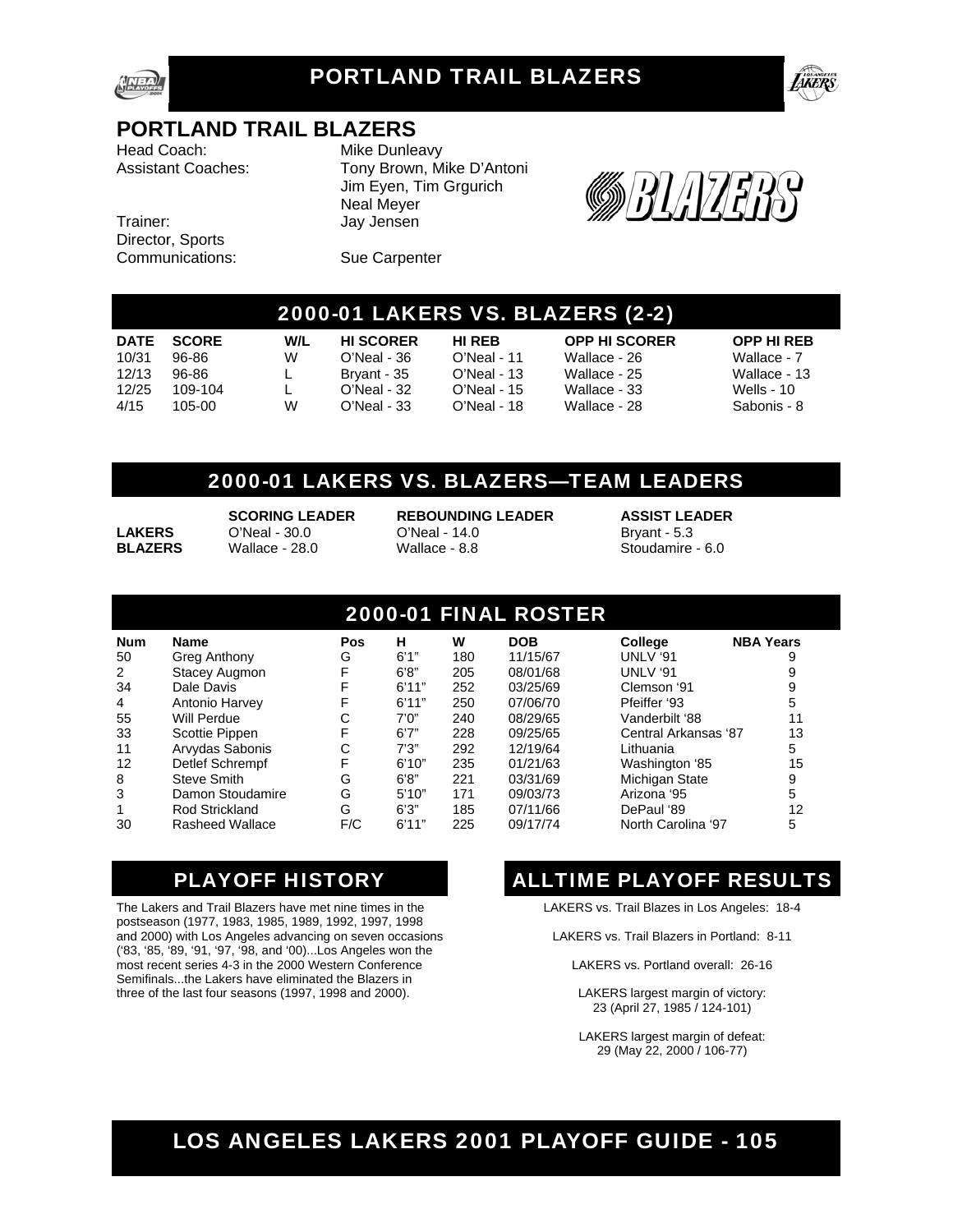# PORTLAND TRAIL BLAZERS

## PORTLAND TRAIL BLAZERS

| | |
|---|---|
| Head Coach: | Mike Dunleavy |
| Assistant Coaches: | Tony Brown, Mike D'Antoni Jim Eyen, Tim Grgurich Neal Meyer |
| Trainer: | Jay Jensen |
| Director, Sports Communications: | Sue Carpenter |

## 2000-01 LAKERS VS. BLAZERS (2-2)

| DATE | SCORE | W/L | HI SCORER | HI REB | OPP HI SCORER | OPP HI REB |
|---|---|---|---|---|---|---|
| 10/31 | 96-86 | W | O'Neal - 36 | O'Neal - 11 | Wallace - 26 | Wallace - 7 |
| 12/13 | 96-86 | L | Bryant - 35 | O'Neal - 13 | Wallace - 25 | Wallace - 13 |
| 12/25 | 109-104 | L | O'Neal - 32 | O'Neal - 15 | Wallace - 33 | Wells - 10 |
| 4/15 | 105-00 | W | O'Neal - 33 | O'Neal - 18 | Wallace - 28 | Sabonis - 8 |

## 2000-01 LAKERS VS. BLAZERS—TEAM LEADERS

| | SCORING LEADER | REBOUNDING LEADER | ASSIST LEADER |
|---|---|---|---|
| **LAKERS** | O'Neal - 30.0 | O'Neal - 14.0 | Bryant - 5.3 |
| **BLAZERS** | Wallace - 28.0 | Wallace - 8.8 | Stoudamire - 6.0 |

## 2000-01 FINAL ROSTER

| Num | Name | Pos | H | W | DOB | College | NBA Years |
|---|---|---|---|---|---|---|---|
| 50 | Greg Anthony | G | 6'1" | 180 | 11/15/67 | UNLV '91 | 9 |
| 2 | Stacey Augmon | F | 6'8" | 205 | 08/01/68 | UNLV '91 | 9 |
| 34 | Dale Davis | F | 6'11" | 252 | 03/25/69 | Clemson '91 | 9 |
| 4 | Antonio Harvey | F | 6'11" | 250 | 07/06/70 | Pfeiffer '93 | 5 |
| 55 | Will Perdue | C | 7'0" | 240 | 08/29/65 | Vanderbilt '88 | 11 |
| 33 | Scottie Pippen | F | 6'7" | 228 | 09/25/65 | Central Arkansas '87 | 13 |
| 11 | Arvydas Sabonis | C | 7'3" | 292 | 12/19/64 | Lithuania | 5 |
| 12 | Detlef Schrempf | F | 6'10" | 235 | 01/21/63 | Washington '85 | 15 |
| 8 | Steve Smith | G | 6'8" | 221 | 03/31/69 | Michigan State | 9 |
| 3 | Damon Stoudamire | G | 5'10" | 171 | 09/03/73 | Arizona '95 | 5 |
| 1 | Rod Strickland | G | 6'3" | 185 | 07/11/66 | DePaul '89 | 12 |
| 30 | Rasheed Wallace | F/C | 6'11" | 225 | 09/17/74 | North Carolina '97 | 5 |

## PLAYOFF HISTORY

The Lakers and Trail Blazers have met nine times in the postseason (1977, 1983, 1985, 1989, 1992, 1997, 1998 and 2000) with Los Angeles advancing on seven occasions ('83, '85, '89, '91, '97, '98, and '00)...Los Angeles won the most recent series 4-3 in the 2000 Western Conference Semifinals...the Lakers have eliminated the Blazers in three of the last four seasons (1997, 1998 and 2000).

## ALLTIME PLAYOFF RESULTS

LAKERS vs. Trail Blazes in Los Angeles: 18-4

LAKERS vs. Trail Blazers in Portland: 8-11

LAKERS vs. Portland overall: 26-16

LAKERS largest margin of victory:
23 (April 27, 1985 / 124-101)

LAKERS largest margin of defeat:
29 (May 22, 2000 / 106-77)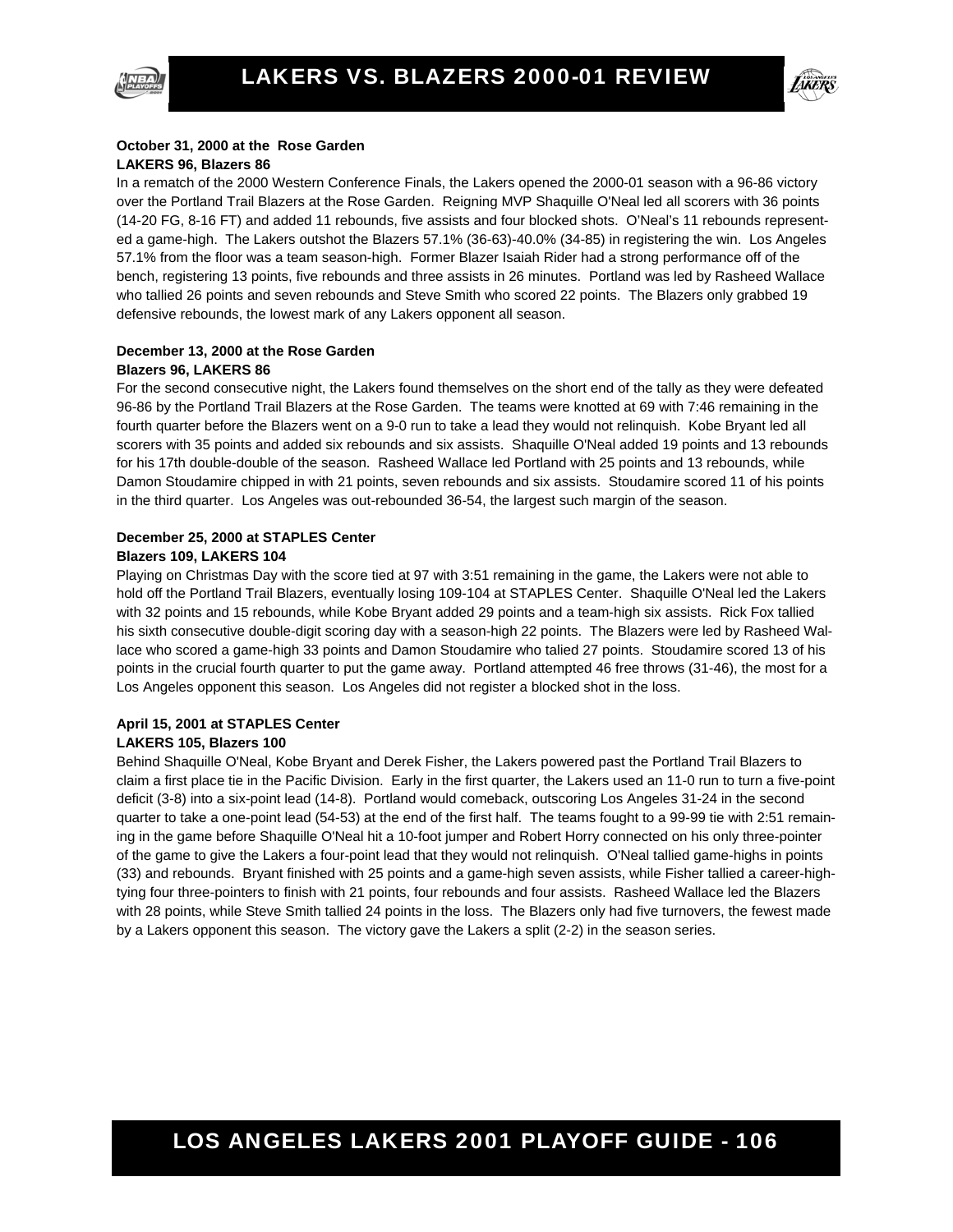# LAKERS VS. BLAZERS 2000-01 REVIEW

**October 31, 2000 at the Rose Garden**
**LAKERS 96, Blazers 86**

In a rematch of the 2000 Western Conference Finals, the Lakers opened the 2000-01 season with a 96-86 victory over the Portland Trail Blazers at the Rose Garden. Reigning MVP Shaquille O'Neal led all scorers with 36 points (14-20 FG, 8-16 FT) and added 11 rebounds, five assists and four blocked shots. O'Neal's 11 rebounds represented a game-high. The Lakers outshot the Blazers 57.1% (36-63)-40.0% (34-85) in registering the win. Los Angeles 57.1% from the floor was a team season-high. Former Blazer Isaiah Rider had a strong performance off of the bench, registering 13 points, five rebounds and three assists in 26 minutes. Portland was led by Rasheed Wallace who tallied 26 points and seven rebounds and Steve Smith who scored 22 points. The Blazers only grabbed 19 defensive rebounds, the lowest mark of any Lakers opponent all season.

**December 13, 2000 at the Rose Garden**
**Blazers 96, LAKERS 86**

For the second consecutive night, the Lakers found themselves on the short end of the tally as they were defeated 96-86 by the Portland Trail Blazers at the Rose Garden. The teams were knotted at 69 with 7:46 remaining in the fourth quarter before the Blazers went on a 9-0 run to take a lead they would not relinquish. Kobe Bryant led all scorers with 35 points and added six rebounds and six assists. Shaquille O'Neal added 19 points and 13 rebounds for his 17th double-double of the season. Rasheed Wallace led Portland with 25 points and 13 rebounds, while Damon Stoudamire chipped in with 21 points, seven rebounds and six assists. Stoudamire scored 11 of his points in the third quarter. Los Angeles was out-rebounded 36-54, the largest such margin of the season.

**December 25, 2000 at STAPLES Center**
**Blazers 109, LAKERS 104**

Playing on Christmas Day with the score tied at 97 with 3:51 remaining in the game, the Lakers were not able to hold off the Portland Trail Blazers, eventually losing 109-104 at STAPLES Center. Shaquille O'Neal led the Lakers with 32 points and 15 rebounds, while Kobe Bryant added 29 points and a team-high six assists. Rick Fox tallied his sixth consecutive double-digit scoring day with a season-high 22 points. The Blazers were led by Rasheed Wallace who scored a game-high 33 points and Damon Stoudamire who talied 27 points. Stoudamire scored 13 of his points in the crucial fourth quarter to put the game away. Portland attempted 46 free throws (31-46), the most for a Los Angeles opponent this season. Los Angeles did not register a blocked shot in the loss.

**April 15, 2001 at STAPLES Center**
**LAKERS 105, Blazers 100**

Behind Shaquille O'Neal, Kobe Bryant and Derek Fisher, the Lakers powered past the Portland Trail Blazers to claim a first place tie in the Pacific Division. Early in the first quarter, the Lakers used an 11-0 run to turn a five-point deficit (3-8) into a six-point lead (14-8). Portland would comeback, outscoring Los Angeles 31-24 in the second quarter to take a one-point lead (54-53) at the end of the first half. The teams fought to a 99-99 tie with 2:51 remaining in the game before Shaquille O'Neal hit a 10-foot jumper and Robert Horry connected on his only three-pointer of the game to give the Lakers a four-point lead that they would not relinquish. O'Neal tallied game-highs in points (33) and rebounds. Bryant finished with 25 points and a game-high seven assists, while Fisher tallied a career-high-tying four three-pointers to finish with 21 points, four rebounds and four assists. Rasheed Wallace led the Blazers with 28 points, while Steve Smith tallied 24 points in the loss. The Blazers only had five turnovers, the fewest made by a Lakers opponent this season. The victory gave the Lakers a split (2-2) in the season series.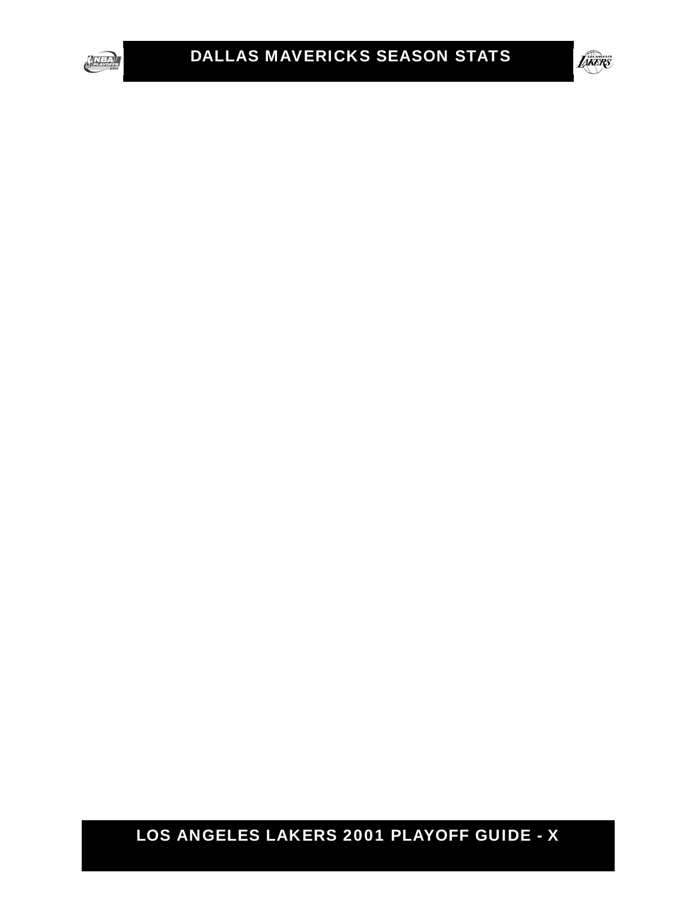# DALLAS MAVERICKS SEASON STATS